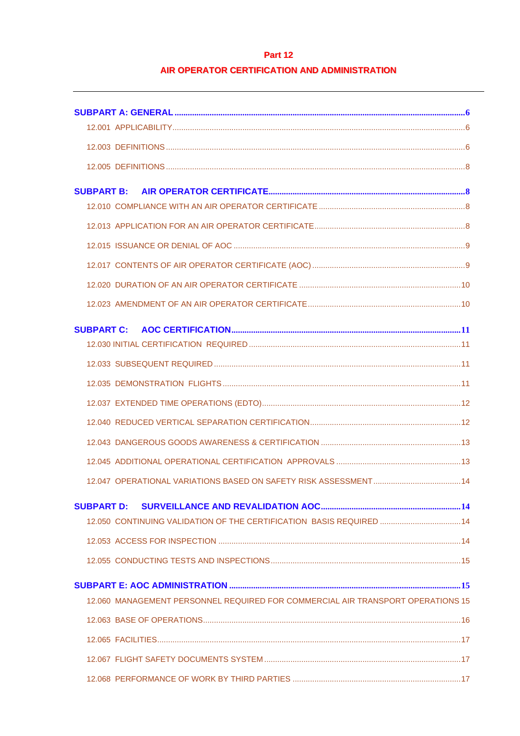# Part 12

# AIR OPERATOR CERTIFICATION AND ADMINISTRATION

---

**SUBPART A: GENERAL** .......... **6**

12.001 APPLICABILITY .......... 6

12.003 DEFINITIONS .......... 6

12.005 DEFINITIONS .......... 8

**SUBPART B: AIR OPERATOR CERTIFICATE** .......... **8**

12.010 COMPLIANCE WITH AN AIR OPERATOR CERTIFICATE .......... 8

12.013 APPLICATION FOR AN AIR OPERATOR CERTIFICATE .......... 8

12.015 ISSUANCE OR DENIAL OF AOC .......... 9

12.017 CONTENTS OF AIR OPERATOR CERTIFICATE (AOC) .......... 9

12.020 DURATION OF AN AIR OPERATOR CERTIFICATE .......... 10

12.023 AMENDMENT OF AN AIR OPERATOR CERTIFICATE .......... 10

**SUBPART C: AOC CERTIFICATION** .......... **11**

12.030 INITIAL CERTIFICATION REQUIRED .......... 11

12.033 SUBSEQUENT REQUIRED .......... 11

12.035 DEMONSTRATION FLIGHTS .......... 11

12.037 EXTENDED TIME OPERATIONS (EDTO) .......... 12

12.040 REDUCED VERTICAL SEPARATION CERTIFICATION .......... 12

12.043 DANGEROUS GOODS AWARENESS & CERTIFICATION .......... 13

12.045 ADDITIONAL OPERATIONAL CERTIFICATION APPROVALS .......... 13

12.047 OPERATIONAL VARIATIONS BASED ON SAFETY RISK ASSESSMENT .......... 14

**SUBPART D: SURVEILLANCE AND REVALIDATION AOC** .......... **14**

12.050 CONTINUING VALIDATION OF THE CERTIFICATION BASIS REQUIRED .......... 14

12.053 ACCESS FOR INSPECTION .......... 14

12.055 CONDUCTING TESTS AND INSPECTIONS .......... 15

**SUBPART E: AOC ADMINISTRATION** .......... **15**

12.060 MANAGEMENT PERSONNEL REQUIRED FOR COMMERCIAL AIR TRANSPORT OPERATIONS 15

12.063 BASE OF OPERATIONS .......... 16

12.065 FACILITIES .......... 17

12.067 FLIGHT SAFETY DOCUMENTS SYSTEM .......... 17

12.068 PERFORMANCE OF WORK BY THIRD PARTIES .......... 17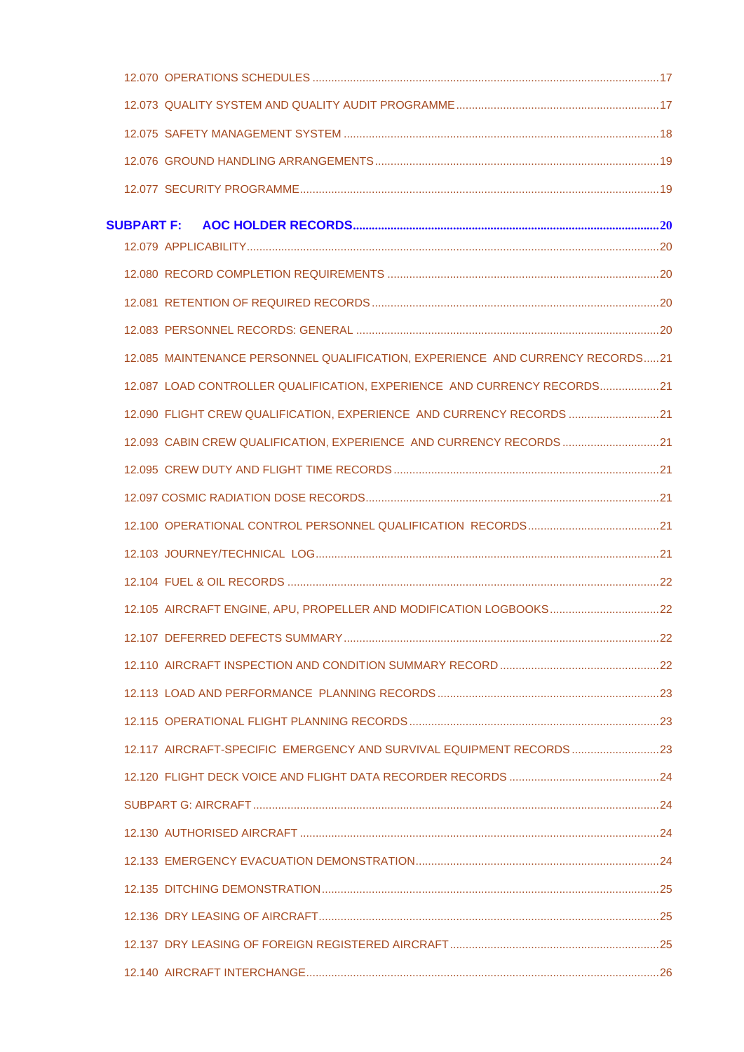12.070 OPERATIONS SCHEDULES ....................................................................................................17

12.073 QUALITY SYSTEM AND QUALITY AUDIT PROGRAMME ..................................................................17

12.075 SAFETY MANAGEMENT SYSTEM ..........................................................................................18

12.076 GROUND HANDLING ARRANGEMENTS...................................................................................19

12.077 SECURITY PROGRAMME....................................................................................................19

**SUBPART F: AOC HOLDER RECORDS.................................................................................................20**

12.079 APPLICABILITY.................................................................................................................20

12.080 RECORD COMPLETION REQUIREMENTS ...............................................................................20

12.081 RETENTION OF REQUIRED RECORDS ..................................................................................20

12.083 PERSONNEL RECORDS: GENERAL .....................................................................................20

12.085 MAINTENANCE PERSONNEL QUALIFICATION, EXPERIENCE AND CURRENCY RECORDS.....21

12.087 LOAD CONTROLLER QUALIFICATION, EXPERIENCE AND CURRENCY RECORDS...................21

12.090 FLIGHT CREW QUALIFICATION, EXPERIENCE AND CURRENCY RECORDS .............................21

12.093 CABIN CREW QUALIFICATION, EXPERIENCE AND CURRENCY RECORDS ...............................21

12.095 CREW DUTY AND FLIGHT TIME RECORDS ............................................................................21

12.097 COSMIC RADIATION DOSE RECORDS.....................................................................................21

12.100 OPERATIONAL CONTROL PERSONNEL QUALIFICATION RECORDS..........................................21

12.103 JOURNEY/TECHNICAL LOG.....................................................................................................21

12.104 FUEL & OIL RECORDS ..............................................................................................................22

12.105 AIRCRAFT ENGINE, APU, PROPELLER AND MODIFICATION LOGBOOKS...................................22

12.107 DEFERRED DEFECTS SUMMARY.............................................................................................22

12.110 AIRCRAFT INSPECTION AND CONDITION SUMMARY RECORD ...................................................22

12.113 LOAD AND PERFORMANCE PLANNING RECORDS .......................................................................23

12.115 OPERATIONAL FLIGHT PLANNING RECORDS .............................................................................23

12.117 AIRCRAFT-SPECIFIC EMERGENCY AND SURVIVAL EQUIPMENT RECORDS ............................23

12.120 FLIGHT DECK VOICE AND FLIGHT DATA RECORDER RECORDS .................................................24

SUBPART G: AIRCRAFT ..............................................................................................................................24

12.130 AUTHORISED AIRCRAFT ..............................................................................................................24

12.133 EMERGENCY EVACUATION DEMONSTRATION..............................................................................24

12.135 DITCHING DEMONSTRATION.........................................................................................................25

12.136 DRY LEASING OF AIRCRAFT..........................................................................................................25

12.137 DRY LEASING OF FOREIGN REGISTERED AIRCRAFT...................................................................25

12.140 AIRCRAFT INTERCHANGE...............................................................................................................26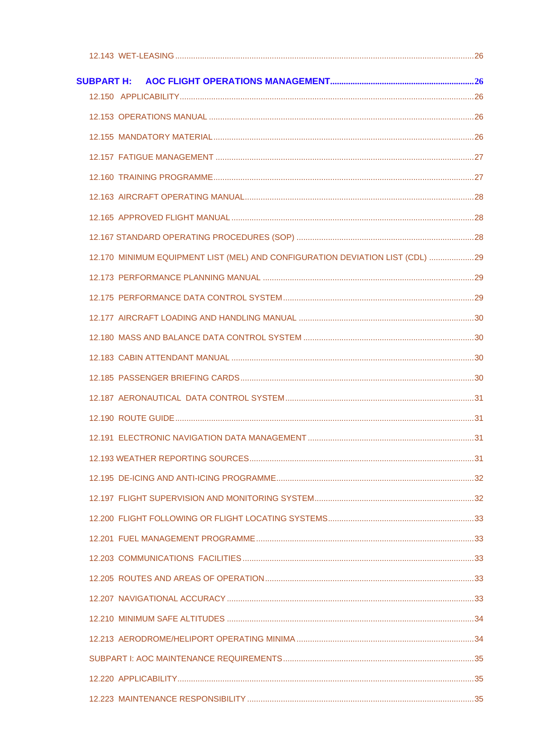12.143 WET-LEASING ....................................................................................................................................26

**SUBPART H: AOC FLIGHT OPERATIONS MANAGEMENT** ................................................................26

12.150 APPLICABILITY ..................................................................................................................................26

12.153 OPERATIONS MANUAL .....................................................................................................................26

12.155 MANDATORY MATERIAL ...................................................................................................................26

12.157 FATIGUE MANAGEMENT ..................................................................................................................27

12.160 TRAINING PROGRAMME ...................................................................................................................27

12.163 AIRCRAFT OPERATING MANUAL .....................................................................................................28

12.165 APPROVED FLIGHT MANUAL ...........................................................................................................28

12.167 STANDARD OPERATING PROCEDURES (SOP) ...............................................................................28

12.170 MINIMUM EQUIPMENT LIST (MEL) AND CONFIGURATION DEVIATION LIST (CDL) ....................29

12.173 PERFORMANCE PLANNING MANUAL .............................................................................................29

12.175 PERFORMANCE DATA CONTROL SYSTEM ....................................................................................29

12.177 AIRCRAFT LOADING AND HANDLING MANUAL .............................................................................30

12.180 MASS AND BALANCE DATA CONTROL SYSTEM ............................................................................30

12.183 CABIN ATTENDANT MANUAL ............................................................................................................30

12.185 PASSENGER BRIEFING CARDS ........................................................................................................30

12.187 AERONAUTICAL DATA CONTROL SYSTEM ....................................................................................31

12.190 ROUTE GUIDE ....................................................................................................................................31

12.191 ELECTRONIC NAVIGATION DATA MANAGEMENT ..........................................................................31

12.193 WEATHER REPORTING SOURCES ...................................................................................................31

12.195 DE-ICING AND ANTI-ICING PROGRAMME ........................................................................................32

12.197 FLIGHT SUPERVISION AND MONITORING SYSTEM .......................................................................32

12.200 FLIGHT FOLLOWING OR FLIGHT LOCATING SYSTEMS .................................................................33

12.201 FUEL MANAGEMENT PROGRAMME .................................................................................................33

12.203 COMMUNICATIONS FACILITIES .......................................................................................................33

12.205 ROUTES AND AREAS OF OPERATION .............................................................................................33

12.207 NAVIGATIONAL ACCURACY ..............................................................................................................33

12.210 MINIMUM SAFE ALTITUDES ..............................................................................................................34

12.213 AERODROME/HELIPORT OPERATING MINIMA ...............................................................................34

SUBPART I: AOC MAINTENANCE REQUIREMENTS .....................................................................................35

12.220 APPLICABILITY ...................................................................................................................................35

12.223 MAINTENANCE RESPONSIBILITY ....................................................................................................35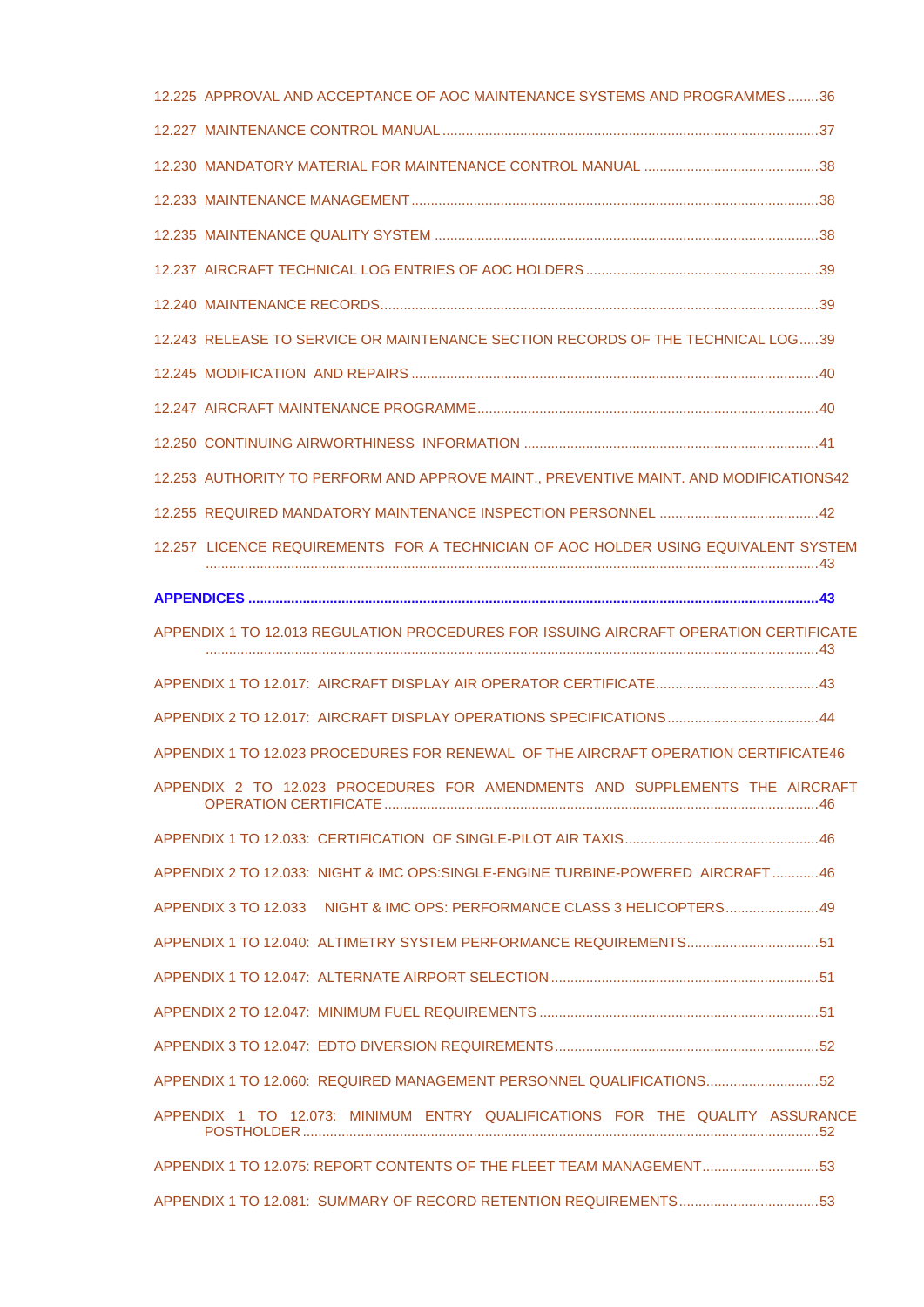12.225 APPROVAL AND ACCEPTANCE OF AOC MAINTENANCE SYSTEMS AND PROGRAMMES........36

12.227 MAINTENANCE CONTROL MANUAL........37

12.230 MANDATORY MATERIAL FOR MAINTENANCE CONTROL MANUAL........38

12.233 MAINTENANCE MANAGEMENT........38

12.235 MAINTENANCE QUALITY SYSTEM........38

12.237 AIRCRAFT TECHNICAL LOG ENTRIES OF AOC HOLDERS........39

12.240 MAINTENANCE RECORDS........39

12.243 RELEASE TO SERVICE OR MAINTENANCE SECTION RECORDS OF THE TECHNICAL LOG.....39

12.245 MODIFICATION AND REPAIRS........40

12.247 AIRCRAFT MAINTENANCE PROGRAMME........40

12.250 CONTINUING AIRWORTHINESS INFORMATION........41

12.253 AUTHORITY TO PERFORM AND APPROVE MAINT., PREVENTIVE MAINT. AND MODIFICATIONS42

12.255 REQUIRED MANDATORY MAINTENANCE INSPECTION PERSONNEL........42

12.257 LICENCE REQUIREMENTS FOR A TECHNICIAN OF AOC HOLDER USING EQUIVALENT SYSTEM........43

**APPENDICES........43**

APPENDIX 1 TO 12.013 REGULATION PROCEDURES FOR ISSUING AIRCRAFT OPERATION CERTIFICATE........43

APPENDIX 1 TO 12.017: AIRCRAFT DISPLAY AIR OPERATOR CERTIFICATE........43

APPENDIX 2 TO 12.017: AIRCRAFT DISPLAY OPERATIONS SPECIFICATIONS........44

APPENDIX 1 TO 12.023 PROCEDURES FOR RENEWAL OF THE AIRCRAFT OPERATION CERTIFICATE46

APPENDIX 2 TO 12.023 PROCEDURES FOR AMENDMENTS AND SUPPLEMENTS THE AIRCRAFT OPERATION CERTIFICATE........46

APPENDIX 1 TO 12.033: CERTIFICATION OF SINGLE-PILOT AIR TAXIS........46

APPENDIX 2 TO 12.033: NIGHT & IMC OPS:SINGLE-ENGINE TURBINE-POWERED AIRCRAFT........46

APPENDIX 3 TO 12.033 NIGHT & IMC OPS: PERFORMANCE CLASS 3 HELICOPTERS........49

APPENDIX 1 TO 12.040: ALTIMETRY SYSTEM PERFORMANCE REQUIREMENTS........51

APPENDIX 1 TO 12.047: ALTERNATE AIRPORT SELECTION........51

APPENDIX 2 TO 12.047: MINIMUM FUEL REQUIREMENTS........51

APPENDIX 3 TO 12.047: EDTO DIVERSION REQUIREMENTS........52

APPENDIX 1 TO 12.060: REQUIRED MANAGEMENT PERSONNEL QUALIFICATIONS........52

APPENDIX 1 TO 12.073: MINIMUM ENTRY QUALIFICATIONS FOR THE QUALITY ASSURANCE POSTHOLDER........52

APPENDIX 1 TO 12.075: REPORT CONTENTS OF THE FLEET TEAM MANAGEMENT........53

APPENDIX 1 TO 12.081: SUMMARY OF RECORD RETENTION REQUIREMENTS........53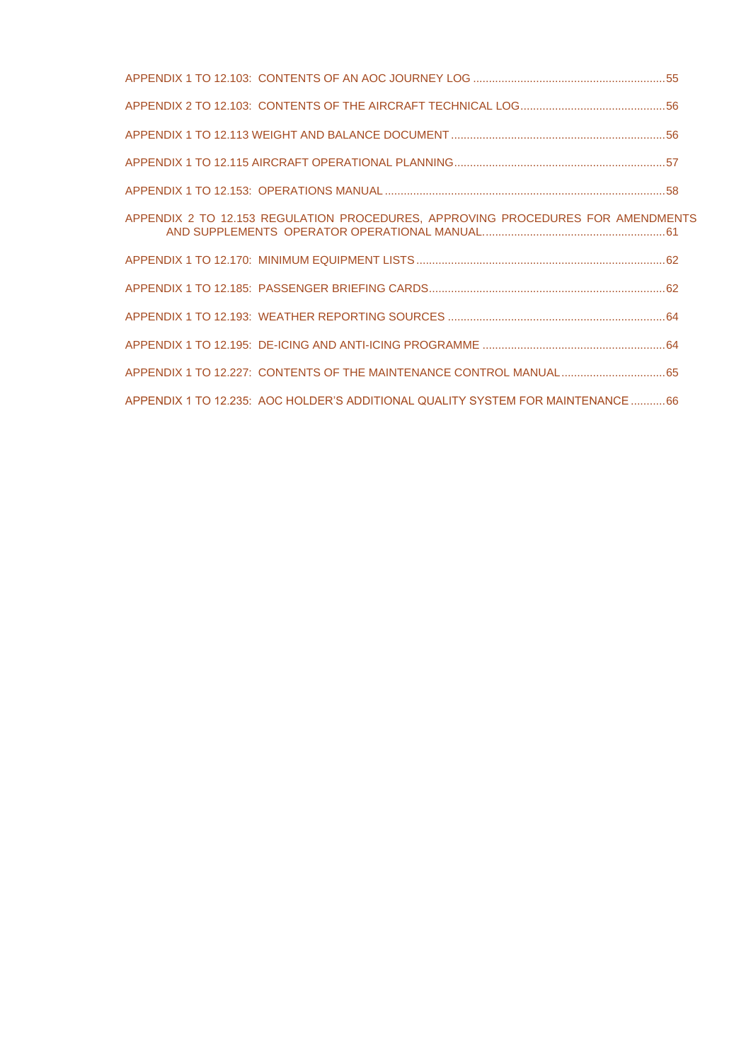APPENDIX 1 TO 12.103: CONTENTS OF AN AOC JOURNEY LOG ....................................................................55

APPENDIX 2 TO 12.103: CONTENTS OF THE AIRCRAFT TECHNICAL LOG..............................................56

APPENDIX 1 TO 12.113 WEIGHT AND BALANCE DOCUMENT ....................................................................56

APPENDIX 1 TO 12.115 AIRCRAFT OPERATIONAL PLANNING...................................................................57

APPENDIX 1 TO 12.153: OPERATIONS MANUAL .........................................................................................58

APPENDIX 2 TO 12.153 REGULATION PROCEDURES, APPROVING PROCEDURES FOR AMENDMENTS AND SUPPLEMENTS OPERATOR OPERATIONAL MANUAL..........................................................61

APPENDIX 1 TO 12.170: MINIMUM EQUIPMENT LISTS ...............................................................................62

APPENDIX 1 TO 12.185: PASSENGER BRIEFING CARDS...........................................................................62

APPENDIX 1 TO 12.193: WEATHER REPORTING SOURCES .....................................................................64

APPENDIX 1 TO 12.195: DE-ICING AND ANTI-ICING PROGRAMME ..........................................................64

APPENDIX 1 TO 12.227: CONTENTS OF THE MAINTENANCE CONTROL MANUAL.................................65

APPENDIX 1 TO 12.235: AOC HOLDER'S ADDITIONAL QUALITY SYSTEM FOR MAINTENANCE ...........66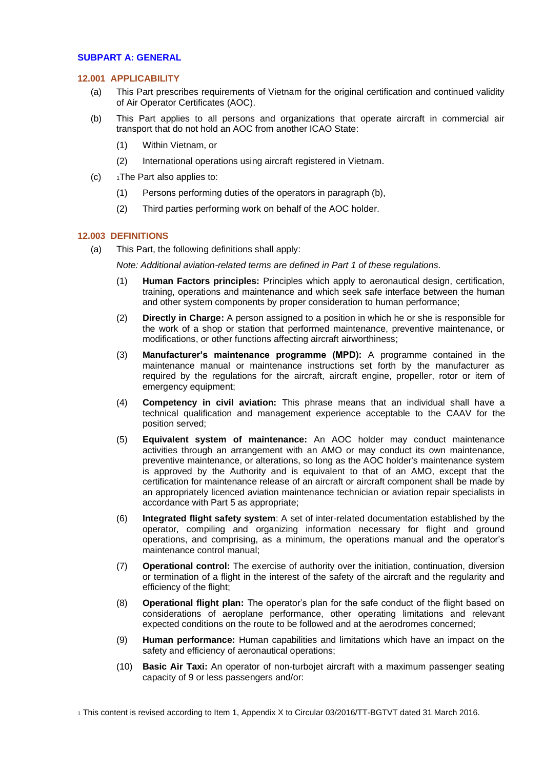## SUBPART A: GENERAL

### 12.001 APPLICABILITY

(a) This Part prescribes requirements of Vietnam for the original certification and continued validity of Air Operator Certificates (AOC).

(b) This Part applies to all persons and organizations that operate aircraft in commercial air transport that do not hold an AOC from another ICAO State:

(1) Within Vietnam, or

(2) International operations using aircraft registered in Vietnam.

(c) [1]The Part also applies to:

(1) Persons performing duties of the operators in paragraph (b),

(2) Third parties performing work on behalf of the AOC holder.

### 12.003 DEFINITIONS

(a) This Part, the following definitions shall apply:

*Note: Additional aviation-related terms are defined in Part 1 of these regulations.*

(1) **Human Factors principles:** Principles which apply to aeronautical design, certification, training, operations and maintenance and which seek safe interface between the human and other system components by proper consideration to human performance;

(2) **Directly in Charge:** A person assigned to a position in which he or she is responsible for the work of a shop or station that performed maintenance, preventive maintenance, or modifications, or other functions affecting aircraft airworthiness;

(3) **Manufacturer's maintenance programme (MPD):** A programme contained in the maintenance manual or maintenance instructions set forth by the manufacturer as required by the regulations for the aircraft, aircraft engine, propeller, rotor or item of emergency equipment;

(4) **Competency in civil aviation:** This phrase means that an individual shall have a technical qualification and management experience acceptable to the CAAV for the position served;

(5) **Equivalent system of maintenance:** An AOC holder may conduct maintenance activities through an arrangement with an AMO or may conduct its own maintenance, preventive maintenance, or alterations, so long as the AOC holder's maintenance system is approved by the Authority and is equivalent to that of an AMO, except that the certification for maintenance release of an aircraft or aircraft component shall be made by an appropriately licenced aviation maintenance technician or aviation repair specialists in accordance with Part 5 as appropriate;

(6) **Integrated flight safety system**: A set of inter-related documentation established by the operator, compiling and organizing information necessary for flight and ground operations, and comprising, as a minimum, the operations manual and the operator's maintenance control manual;

(7) **Operational control:** The exercise of authority over the initiation, continuation, diversion or termination of a flight in the interest of the safety of the aircraft and the regularity and efficiency of the flight;

(8) **Operational flight plan:** The operator's plan for the safe conduct of the flight based on considerations of aeroplane performance, other operating limitations and relevant expected conditions on the route to be followed and at the aerodromes concerned;

(9) **Human performance:** Human capabilities and limitations which have an impact on the safety and efficiency of aeronautical operations;

(10) **Basic Air Taxi:** An operator of non-turbojet aircraft with a maximum passenger seating capacity of 9 or less passengers and/or:

[1] This content is revised according to Item 1, Appendix X to Circular 03/2016/TT-BGTVT dated 31 March 2016.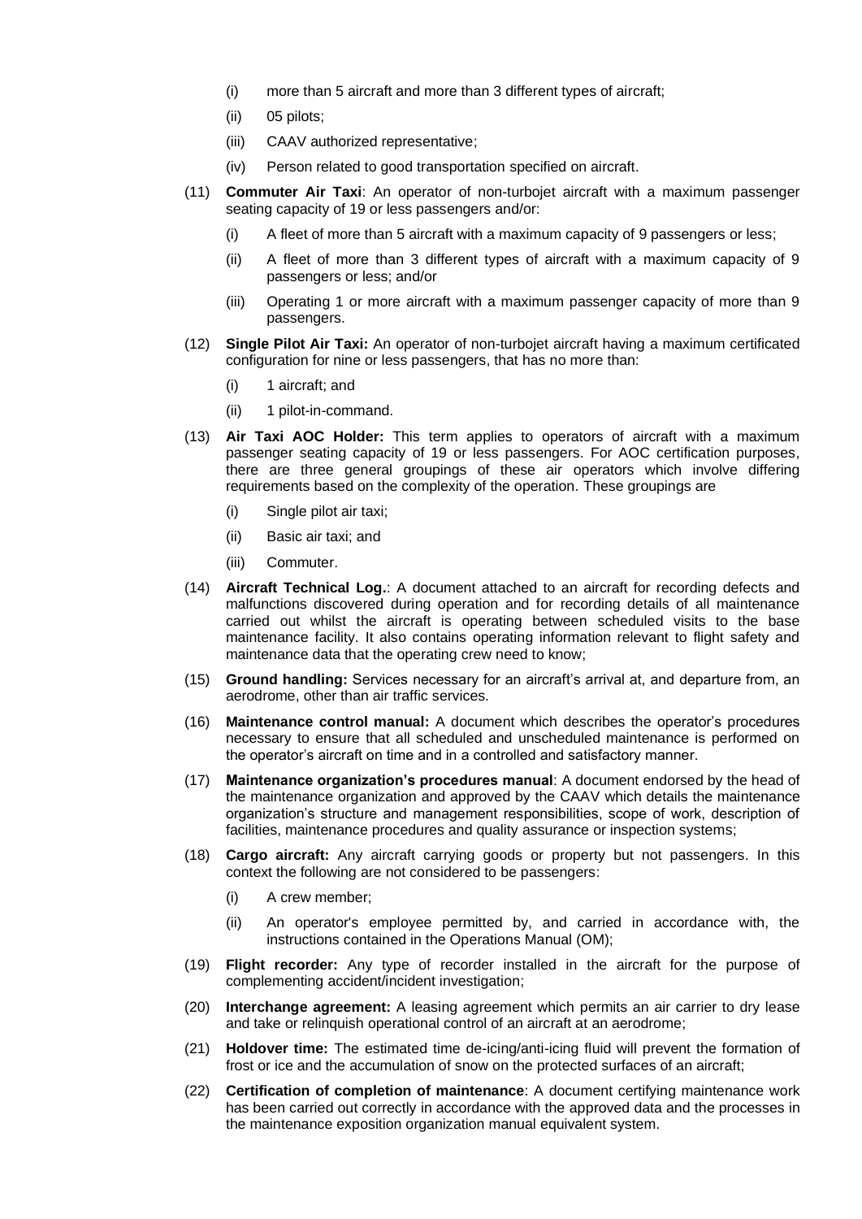(i) more than 5 aircraft and more than 3 different types of aircraft;

(ii) 05 pilots;

(iii) CAAV authorized representative;

(iv) Person related to good transportation specified on aircraft.

(11) **Commuter Air Taxi**: An operator of non-turbojet aircraft with a maximum passenger seating capacity of 19 or less passengers and/or:

(i) A fleet of more than 5 aircraft with a maximum capacity of 9 passengers or less;

(ii) A fleet of more than 3 different types of aircraft with a maximum capacity of 9 passengers or less; and/or

(iii) Operating 1 or more aircraft with a maximum passenger capacity of more than 9 passengers.

(12) **Single Pilot Air Taxi:** An operator of non-turbojet aircraft having a maximum certificated configuration for nine or less passengers, that has no more than:

(i) 1 aircraft; and

(ii) 1 pilot-in-command.

(13) **Air Taxi AOC Holder:** This term applies to operators of aircraft with a maximum passenger seating capacity of 19 or less passengers. For AOC certification purposes, there are three general groupings of these air operators which involve differing requirements based on the complexity of the operation. These groupings are

(i) Single pilot air taxi;

(ii) Basic air taxi; and

(iii) Commuter.

(14) **Aircraft Technical Log.**: A document attached to an aircraft for recording defects and malfunctions discovered during operation and for recording details of all maintenance carried out whilst the aircraft is operating between scheduled visits to the base maintenance facility. It also contains operating information relevant to flight safety and maintenance data that the operating crew need to know;

(15) **Ground handling:** Services necessary for an aircraft's arrival at, and departure from, an aerodrome, other than air traffic services.

(16) **Maintenance control manual:** A document which describes the operator's procedures necessary to ensure that all scheduled and unscheduled maintenance is performed on the operator's aircraft on time and in a controlled and satisfactory manner.

(17) **Maintenance organization's procedures manual**: A document endorsed by the head of the maintenance organization and approved by the CAAV which details the maintenance organization's structure and management responsibilities, scope of work, description of facilities, maintenance procedures and quality assurance or inspection systems;

(18) **Cargo aircraft:** Any aircraft carrying goods or property but not passengers. In this context the following are not considered to be passengers:

(i) A crew member;

(ii) An operator's employee permitted by, and carried in accordance with, the instructions contained in the Operations Manual (OM);

(19) **Flight recorder:** Any type of recorder installed in the aircraft for the purpose of complementing accident/incident investigation;

(20) **Interchange agreement:** A leasing agreement which permits an air carrier to dry lease and take or relinquish operational control of an aircraft at an aerodrome;

(21) **Holdover time:** The estimated time de-icing/anti-icing fluid will prevent the formation of frost or ice and the accumulation of snow on the protected surfaces of an aircraft;

(22) **Certification of completion of maintenance**: A document certifying maintenance work has been carried out correctly in accordance with the approved data and the processes in the maintenance exposition organization manual equivalent system.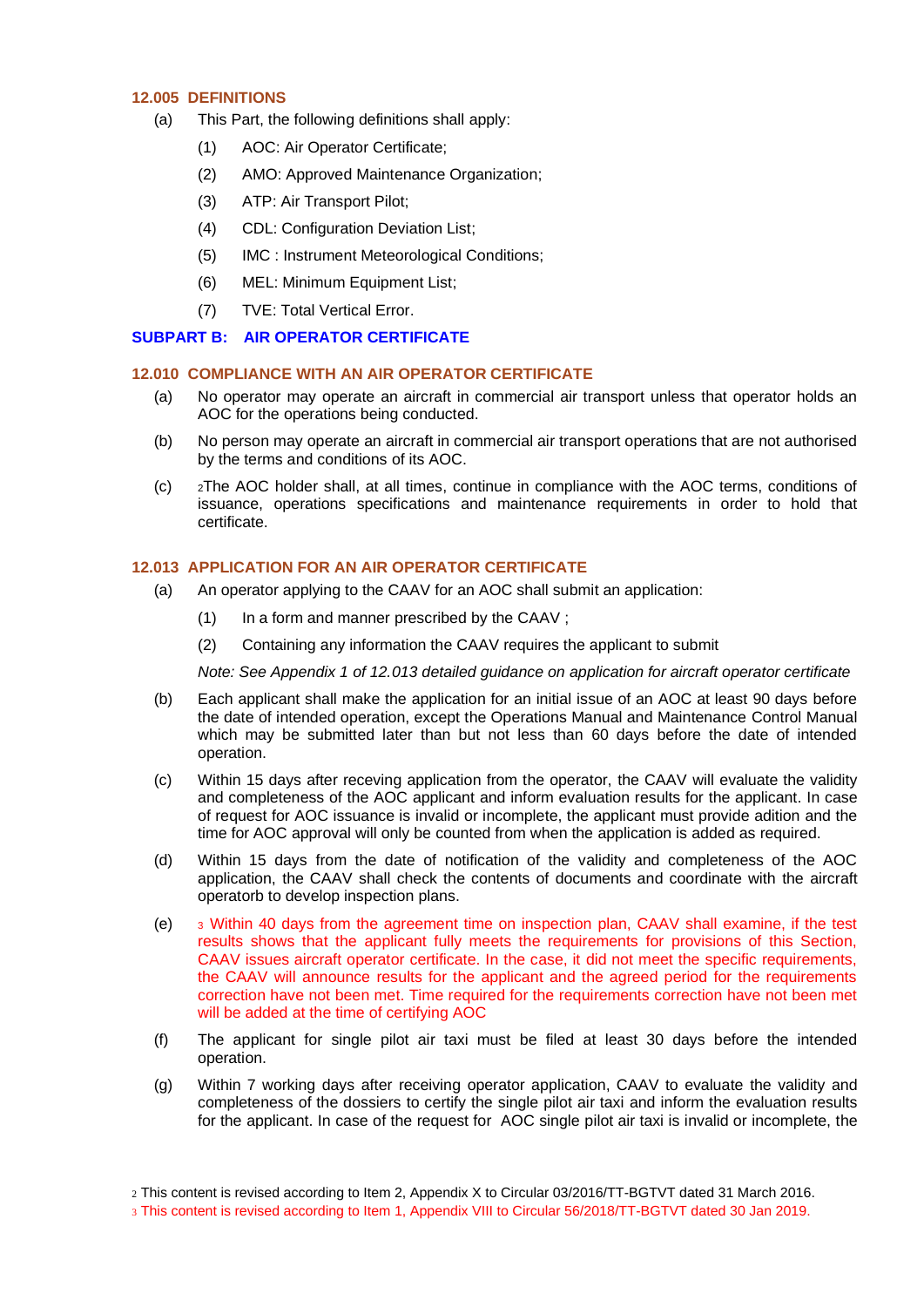### 12.005 DEFINITIONS

(a) This Part, the following definitions shall apply:

(1) AOC: Air Operator Certificate;

(2) AMO: Approved Maintenance Organization;

(3) ATP: Air Transport Pilot;

(4) CDL: Configuration Deviation List;

(5) IMC : Instrument Meteorological Conditions;

(6) MEL: Minimum Equipment List;

(7) TVE: Total Vertical Error.

## SUBPART B: AIR OPERATOR CERTIFICATE

### 12.010 COMPLIANCE WITH AN AIR OPERATOR CERTIFICATE

(a) No operator may operate an aircraft in commercial air transport unless that operator holds an AOC for the operations being conducted.

(b) No person may operate an aircraft in commercial air transport operations that are not authorised by the terms and conditions of its AOC.

(c) [2]The AOC holder shall, at all times, continue in compliance with the AOC terms, conditions of issuance, operations specifications and maintenance requirements in order to hold that certificate.

### 12.013 APPLICATION FOR AN AIR OPERATOR CERTIFICATE

(a) An operator applying to the CAAV for an AOC shall submit an application:

(1) In a form and manner prescribed by the CAAV ;

(2) Containing any information the CAAV requires the applicant to submit

*Note: See Appendix 1 of 12.013 detailed guidance on application for aircraft operator certificate*

(b) Each applicant shall make the application for an initial issue of an AOC at least 90 days before the date of intended operation, except the Operations Manual and Maintenance Control Manual which may be submitted later than but not less than 60 days before the date of intended operation.

(c) Within 15 days after receving application from the operator, the CAAV will evaluate the validity and completeness of the AOC applicant and inform evaluation results for the applicant. In case of request for AOC issuance is invalid or incomplete, the applicant must provide adition and the time for AOC approval will only be counted from when the application is added as required.

(d) Within 15 days from the date of notification of the validity and completeness of the AOC application, the CAAV shall check the contents of documents and coordinate with the aircraft operatorb to develop inspection plans.

(e) [3] Within 40 days from the agreement time on inspection plan, CAAV shall examine, if the test results shows that the applicant fully meets the requirements for provisions of this Section, CAAV issues aircraft operator certificate. In the case, it did not meet the specific requirements, the CAAV will announce results for the applicant and the agreed period for the requirements correction have not been met. Time required for the requirements correction have not been met will be added at the time of certifying AOC

(f) The applicant for single pilot air taxi must be filed at least 30 days before the intended operation.

(g) Within 7 working days after receiving operator application, CAAV to evaluate the validity and completeness of the dossiers to certify the single pilot air taxi and inform the evaluation results for the applicant. In case of the request for AOC single pilot air taxi is invalid or incomplete, the

[2] This content is revised according to Item 2, Appendix X to Circular 03/2016/TT-BGTVT dated 31 March 2016.

[3] This content is revised according to Item 1, Appendix VIII to Circular 56/2018/TT-BGTVT dated 30 Jan 2019.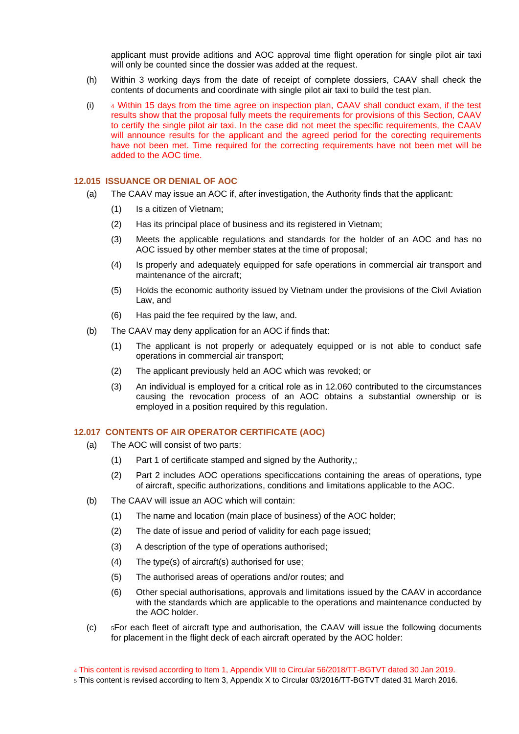applicant must provide aditions and AOC approval time flight operation for single pilot air taxi will only be counted since the dossier was added at the request.

(h) Within 3 working days from the date of receipt of complete dossiers, CAAV shall check the contents of documents and coordinate with single pilot air taxi to build the test plan.

(i) [4] Within 15 days from the time agree on inspection plan, CAAV shall conduct exam, if the test results show that the proposal fully meets the requirements for provisions of this Section, CAAV to certify the single pilot air taxi. In the case did not meet the specific requirements, the CAAV will announce results for the applicant and the agreed period for the corecting requirements have not been met. Time required for the correcting requirements have not been met will be added to the AOC time.

### 12.015 ISSUANCE OR DENIAL OF AOC

(a) The CAAV may issue an AOC if, after investigation, the Authority finds that the applicant:

(1) Is a citizen of Vietnam;

(2) Has its principal place of business and its registered in Vietnam;

(3) Meets the applicable regulations and standards for the holder of an AOC and has no AOC issued by other member states at the time of proposal;

(4) Is properly and adequately equipped for safe operations in commercial air transport and maintenance of the aircraft;

(5) Holds the economic authority issued by Vietnam under the provisions of the Civil Aviation Law, and

(6) Has paid the fee required by the law, and.

(b) The CAAV may deny application for an AOC if finds that:

(1) The applicant is not properly or adequately equipped or is not able to conduct safe operations in commercial air transport;

(2) The applicant previously held an AOC which was revoked; or

(3) An individual is employed for a critical role as in 12.060 contributed to the circumstances causing the revocation process of an AOC obtains a substantial ownership or is employed in a position required by this regulation.

### 12.017 CONTENTS OF AIR OPERATOR CERTIFICATE (AOC)

(a) The AOC will consist of two parts:

(1) Part 1 of certificate stamped and signed by the Authority,;

(2) Part 2 includes AOC operations specificcations containing the areas of operations, type of aircraft, specific authorizations, conditions and limitations applicable to the AOC.

(b) The CAAV will issue an AOC which will contain:

(1) The name and location (main place of business) of the AOC holder;

(2) The date of issue and period of validity for each page issued;

(3) A description of the type of operations authorised;

(4) The type(s) of aircraft(s) authorised for use;

(5) The authorised areas of operations and/or routes; and

(6) Other special authorisations, approvals and limitations issued by the CAAV in accordance with the standards which are applicable to the operations and maintenance conducted by the AOC holder.

(c) [5]For each fleet of aircraft type and authorisation, the CAAV will issue the following documents for placement in the flight deck of each aircraft operated by the AOC holder:

---

[4] This content is revised according to Item 1, Appendix VIII to Circular 56/2018/TT-BGTVT dated 30 Jan 2019.

[5] This content is revised according to Item 3, Appendix X to Circular 03/2016/TT-BGTVT dated 31 March 2016.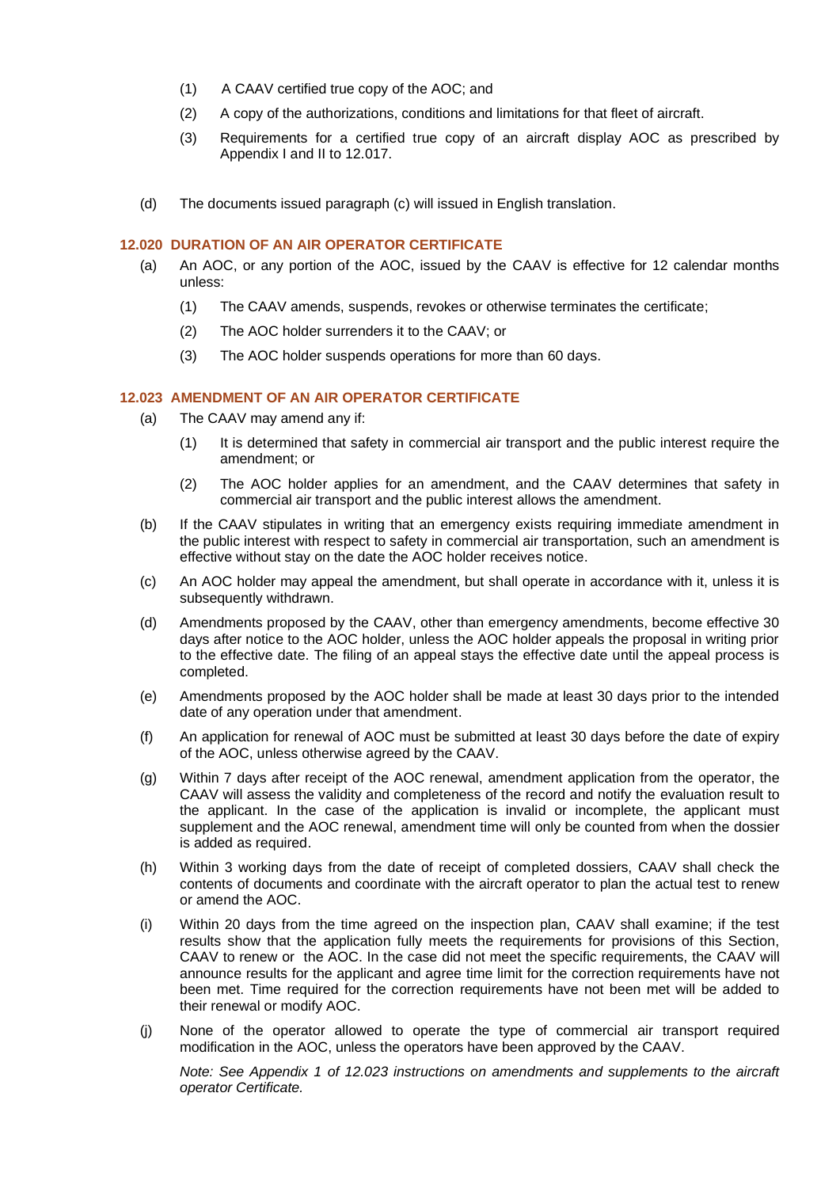(1) A CAAV certified true copy of the AOC; and

(2) A copy of the authorizations, conditions and limitations for that fleet of aircraft.

(3) Requirements for a certified true copy of an aircraft display AOC as prescribed by Appendix I and II to 12.017.

(d) The documents issued paragraph (c) will issued in English translation.

### 12.020 DURATION OF AN AIR OPERATOR CERTIFICATE

(a) An AOC, or any portion of the AOC, issued by the CAAV is effective for 12 calendar months unless:

(1) The CAAV amends, suspends, revokes or otherwise terminates the certificate;

(2) The AOC holder surrenders it to the CAAV; or

(3) The AOC holder suspends operations for more than 60 days.

### 12.023 AMENDMENT OF AN AIR OPERATOR CERTIFICATE

(a) The CAAV may amend any if:

(1) It is determined that safety in commercial air transport and the public interest require the amendment; or

(2) The AOC holder applies for an amendment, and the CAAV determines that safety in commercial air transport and the public interest allows the amendment.

(b) If the CAAV stipulates in writing that an emergency exists requiring immediate amendment in the public interest with respect to safety in commercial air transportation, such an amendment is effective without stay on the date the AOC holder receives notice.

(c) An AOC holder may appeal the amendment, but shall operate in accordance with it, unless it is subsequently withdrawn.

(d) Amendments proposed by the CAAV, other than emergency amendments, become effective 30 days after notice to the AOC holder, unless the AOC holder appeals the proposal in writing prior to the effective date. The filing of an appeal stays the effective date until the appeal process is completed.

(e) Amendments proposed by the AOC holder shall be made at least 30 days prior to the intended date of any operation under that amendment.

(f) An application for renewal of AOC must be submitted at least 30 days before the date of expiry of the AOC, unless otherwise agreed by the CAAV.

(g) Within 7 days after receipt of the AOC renewal, amendment application from the operator, the CAAV will assess the validity and completeness of the record and notify the evaluation result to the applicant. In the case of the application is invalid or incomplete, the applicant must supplement and the AOC renewal, amendment time will only be counted from when the dossier is added as required.

(h) Within 3 working days from the date of receipt of completed dossiers, CAAV shall check the contents of documents and coordinate with the aircraft operator to plan the actual test to renew or amend the AOC.

(i) Within 20 days from the time agreed on the inspection plan, CAAV shall examine; if the test results show that the application fully meets the requirements for provisions of this Section, CAAV to renew or the AOC. In the case did not meet the specific requirements, the CAAV will announce results for the applicant and agree time limit for the correction requirements have not been met. Time required for the correction requirements have not been met will be added to their renewal or modify AOC.

(j) None of the operator allowed to operate the type of commercial air transport required modification in the AOC, unless the operators have been approved by the CAAV.

*Note: See Appendix 1 of 12.023 instructions on amendments and supplements to the aircraft operator Certificate.*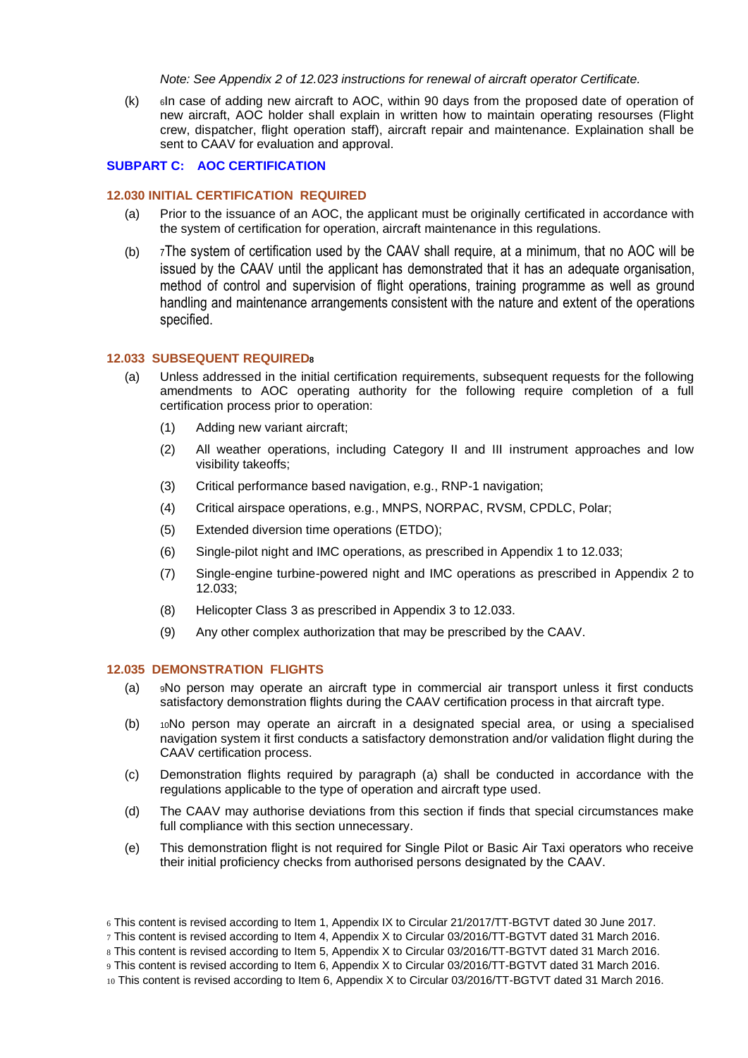*Note: See Appendix 2 of 12.023 instructions for renewal of aircraft operator Certificate.*

(k) [6]In case of adding new aircraft to AOC, within 90 days from the proposed date of operation of new aircraft, AOC holder shall explain in written how to maintain operating resourses (Flight crew, dispatcher, flight operation staff), aircraft repair and maintenance. Explaination shall be sent to CAAV for evaluation and approval.

## SUBPART C: AOC CERTIFICATION

### 12.030 INITIAL CERTIFICATION REQUIRED

(a) Prior to the issuance of an AOC, the applicant must be originally certificated in accordance with the system of certification for operation, aircraft maintenance in this regulations.

(b) [7]The system of certification used by the CAAV shall require, at a minimum, that no AOC will be issued by the CAAV until the applicant has demonstrated that it has an adequate organisation, method of control and supervision of flight operations, training programme as well as ground handling and maintenance arrangements consistent with the nature and extent of the operations specified.

### 12.033 SUBSEQUENT REQUIRED[8]

(a) Unless addressed in the initial certification requirements, subsequent requests for the following amendments to AOC operating authority for the following require completion of a full certification process prior to operation:

(1) Adding new variant aircraft;

(2) All weather operations, including Category II and III instrument approaches and low visibility takeoffs;

(3) Critical performance based navigation, e.g., RNP-1 navigation;

(4) Critical airspace operations, e.g., MNPS, NORPAC, RVSM, CPDLC, Polar;

(5) Extended diversion time operations (ETDO);

(6) Single-pilot night and IMC operations, as prescribed in Appendix 1 to 12.033;

(7) Single-engine turbine-powered night and IMC operations as prescribed in Appendix 2 to 12.033;

(8) Helicopter Class 3 as prescribed in Appendix 3 to 12.033.

(9) Any other complex authorization that may be prescribed by the CAAV.

### 12.035 DEMONSTRATION FLIGHTS

(a) [9]No person may operate an aircraft type in commercial air transport unless it first conducts satisfactory demonstration flights during the CAAV certification process in that aircraft type.

(b) [10]No person may operate an aircraft in a designated special area, or using a specialised navigation system it first conducts a satisfactory demonstration and/or validation flight during the CAAV certification process.

(c) Demonstration flights required by paragraph (a) shall be conducted in accordance with the regulations applicable to the type of operation and aircraft type used.

(d) The CAAV may authorise deviations from this section if finds that special circumstances make full compliance with this section unnecessary.

(e) This demonstration flight is not required for Single Pilot or Basic Air Taxi operators who receive their initial proficiency checks from authorised persons designated by the CAAV.

---

[6] This content is revised according to Item 1, Appendix IX to Circular 21/2017/TT-BGTVT dated 30 June 2017.

[7] This content is revised according to Item 4, Appendix X to Circular 03/2016/TT-BGTVT dated 31 March 2016.

[8] This content is revised according to Item 5, Appendix X to Circular 03/2016/TT-BGTVT dated 31 March 2016.

[9] This content is revised according to Item 6, Appendix X to Circular 03/2016/TT-BGTVT dated 31 March 2016.

[10] This content is revised according to Item 6, Appendix X to Circular 03/2016/TT-BGTVT dated 31 March 2016.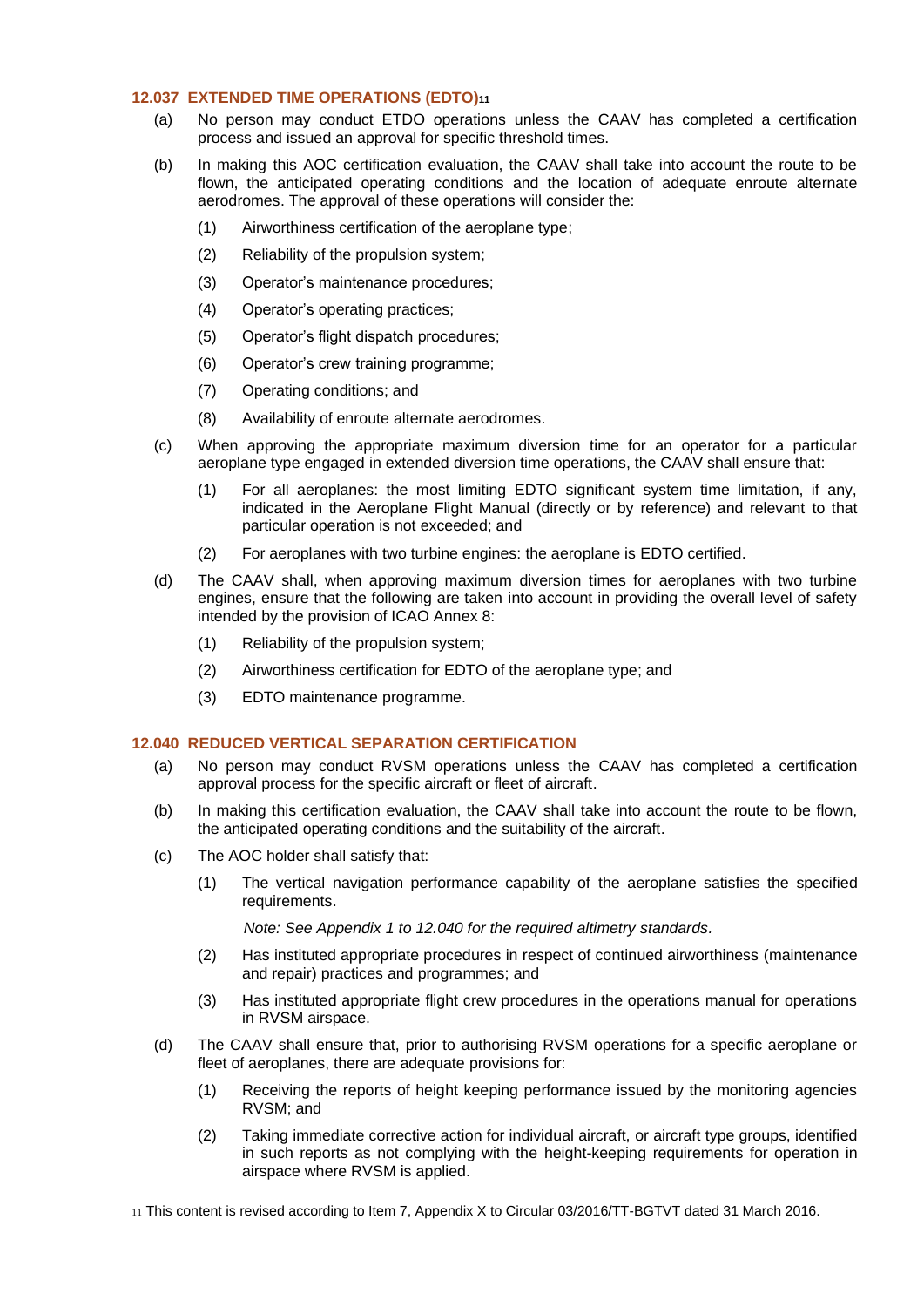### 12.037 EXTENDED TIME OPERATIONS (EDTO)[11]

(a) No person may conduct ETDO operations unless the CAAV has completed a certification process and issued an approval for specific threshold times.

(b) In making this AOC certification evaluation, the CAAV shall take into account the route to be flown, the anticipated operating conditions and the location of adequate enroute alternate aerodromes. The approval of these operations will consider the:

(1) Airworthiness certification of the aeroplane type;

(2) Reliability of the propulsion system;

(3) Operator's maintenance procedures;

(4) Operator's operating practices;

(5) Operator's flight dispatch procedures;

(6) Operator's crew training programme;

(7) Operating conditions; and

(8) Availability of enroute alternate aerodromes.

(c) When approving the appropriate maximum diversion time for an operator for a particular aeroplane type engaged in extended diversion time operations, the CAAV shall ensure that:

(1) For all aeroplanes: the most limiting EDTO significant system time limitation, if any, indicated in the Aeroplane Flight Manual (directly or by reference) and relevant to that particular operation is not exceeded; and

(2) For aeroplanes with two turbine engines: the aeroplane is EDTO certified.

(d) The CAAV shall, when approving maximum diversion times for aeroplanes with two turbine engines, ensure that the following are taken into account in providing the overall level of safety intended by the provision of ICAO Annex 8:

(1) Reliability of the propulsion system;

(2) Airworthiness certification for EDTO of the aeroplane type; and

(3) EDTO maintenance programme.

### 12.040 REDUCED VERTICAL SEPARATION CERTIFICATION

(a) No person may conduct RVSM operations unless the CAAV has completed a certification approval process for the specific aircraft or fleet of aircraft.

(b) In making this certification evaluation, the CAAV shall take into account the route to be flown, the anticipated operating conditions and the suitability of the aircraft.

(c) The AOC holder shall satisfy that:

(1) The vertical navigation performance capability of the aeroplane satisfies the specified requirements.

*Note: See Appendix 1 to 12.040 for the required altimetry standards.*

(2) Has instituted appropriate procedures in respect of continued airworthiness (maintenance and repair) practices and programmes; and

(3) Has instituted appropriate flight crew procedures in the operations manual for operations in RVSM airspace.

(d) The CAAV shall ensure that, prior to authorising RVSM operations for a specific aeroplane or fleet of aeroplanes, there are adequate provisions for:

(1) Receiving the reports of height keeping performance issued by the monitoring agencies RVSM; and

(2) Taking immediate corrective action for individual aircraft, or aircraft type groups, identified in such reports as not complying with the height-keeping requirements for operation in airspace where RVSM is applied.

[11] This content is revised according to Item 7, Appendix X to Circular 03/2016/TT-BGTVT dated 31 March 2016.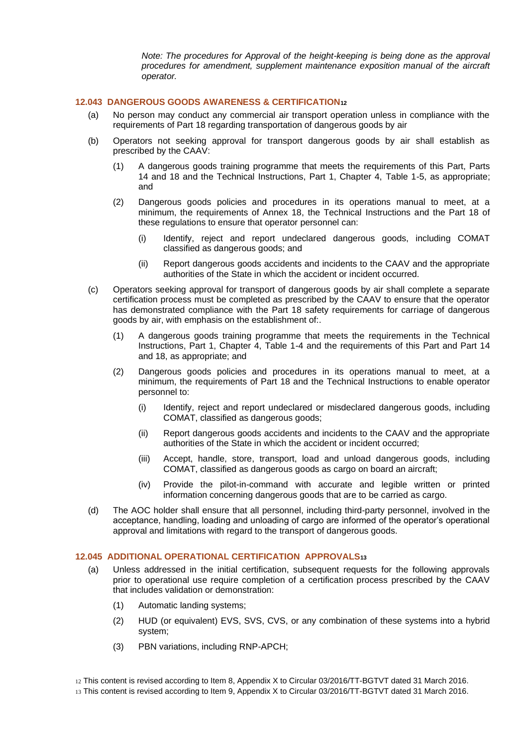*Note: The procedures for Approval of the height-keeping is being done as the approval procedures for amendment, supplement maintenance exposition manual of the aircraft operator.*

### 12.043 DANGEROUS GOODS AWARENESS & CERTIFICATION[12]

(a) No person may conduct any commercial air transport operation unless in compliance with the requirements of Part 18 regarding transportation of dangerous goods by air

(b) Operators not seeking approval for transport dangerous goods by air shall establish as prescribed by the CAAV:

(1) A dangerous goods training programme that meets the requirements of this Part, Parts 14 and 18 and the Technical Instructions, Part 1, Chapter 4, Table 1-5, as appropriate; and

(2) Dangerous goods policies and procedures in its operations manual to meet, at a minimum, the requirements of Annex 18, the Technical Instructions and the Part 18 of these regulations to ensure that operator personnel can:

(i) Identify, reject and report undeclared dangerous goods, including COMAT classified as dangerous goods; and

(ii) Report dangerous goods accidents and incidents to the CAAV and the appropriate authorities of the State in which the accident or incident occurred.

(c) Operators seeking approval for transport of dangerous goods by air shall complete a separate certification process must be completed as prescribed by the CAAV to ensure that the operator has demonstrated compliance with the Part 18 safety requirements for carriage of dangerous goods by air, with emphasis on the establishment of:.

(1) A dangerous goods training programme that meets the requirements in the Technical Instructions, Part 1, Chapter 4, Table 1-4 and the requirements of this Part and Part 14 and 18, as appropriate; and

(2) Dangerous goods policies and procedures in its operations manual to meet, at a minimum, the requirements of Part 18 and the Technical Instructions to enable operator personnel to:

(i) Identify, reject and report undeclared or misdeclared dangerous goods, including COMAT, classified as dangerous goods;

(ii) Report dangerous goods accidents and incidents to the CAAV and the appropriate authorities of the State in which the accident or incident occurred;

(iii) Accept, handle, store, transport, load and unload dangerous goods, including COMAT, classified as dangerous goods as cargo on board an aircraft;

(iv) Provide the pilot-in-command with accurate and legible written or printed information concerning dangerous goods that are to be carried as cargo.

(d) The AOC holder shall ensure that all personnel, including third-party personnel, involved in the acceptance, handling, loading and unloading of cargo are informed of the operator's operational approval and limitations with regard to the transport of dangerous goods.

### 12.045 ADDITIONAL OPERATIONAL CERTIFICATION APPROVALS[13]

(a) Unless addressed in the initial certification, subsequent requests for the following approvals prior to operational use require completion of a certification process prescribed by the CAAV that includes validation or demonstration:

(1) Automatic landing systems;

(2) HUD (or equivalent) EVS, SVS, CVS, or any combination of these systems into a hybrid system;

(3) PBN variations, including RNP-APCH;

[12] This content is revised according to Item 8, Appendix X to Circular 03/2016/TT-BGTVT dated 31 March 2016.

[13] This content is revised according to Item 9, Appendix X to Circular 03/2016/TT-BGTVT dated 31 March 2016.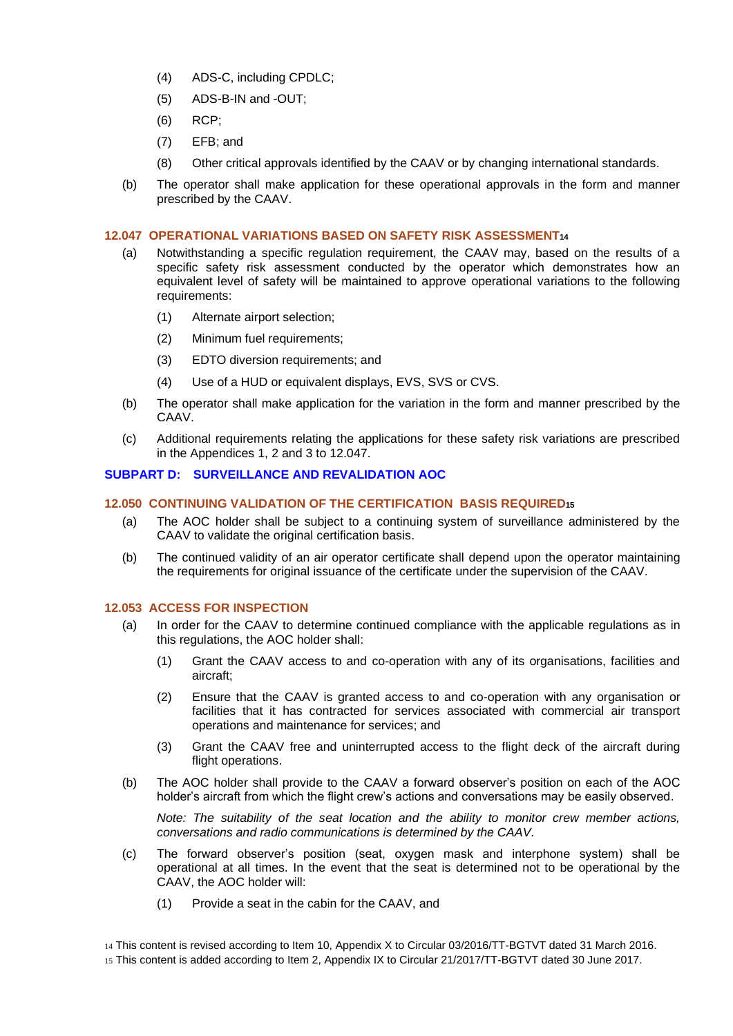(4) ADS-C, including CPDLC;

(5) ADS-B-IN and -OUT;

(6) RCP;

(7) EFB; and

(8) Other critical approvals identified by the CAAV or by changing international standards.

(b) The operator shall make application for these operational approvals in the form and manner prescribed by the CAAV.

### 12.047 OPERATIONAL VARIATIONS BASED ON SAFETY RISK ASSESSMENT[14]

(a) Notwithstanding a specific regulation requirement, the CAAV may, based on the results of a specific safety risk assessment conducted by the operator which demonstrates how an equivalent level of safety will be maintained to approve operational variations to the following requirements:

(1) Alternate airport selection;

(2) Minimum fuel requirements;

(3) EDTO diversion requirements; and

(4) Use of a HUD or equivalent displays, EVS, SVS or CVS.

(b) The operator shall make application for the variation in the form and manner prescribed by the CAAV.

(c) Additional requirements relating the applications for these safety risk variations are prescribed in the Appendices 1, 2 and 3 to 12.047.

## SUBPART D: SURVEILLANCE AND REVALIDATION AOC

### 12.050 CONTINUING VALIDATION OF THE CERTIFICATION BASIS REQUIRED[15]

(a) The AOC holder shall be subject to a continuing system of surveillance administered by the CAAV to validate the original certification basis.

(b) The continued validity of an air operator certificate shall depend upon the operator maintaining the requirements for original issuance of the certificate under the supervision of the CAAV.

### 12.053 ACCESS FOR INSPECTION

(a) In order for the CAAV to determine continued compliance with the applicable regulations as in this regulations, the AOC holder shall:

(1) Grant the CAAV access to and co-operation with any of its organisations, facilities and aircraft;

(2) Ensure that the CAAV is granted access to and co-operation with any organisation or facilities that it has contracted for services associated with commercial air transport operations and maintenance for services; and

(3) Grant the CAAV free and uninterrupted access to the flight deck of the aircraft during flight operations.

(b) The AOC holder shall provide to the CAAV a forward observer's position on each of the AOC holder's aircraft from which the flight crew's actions and conversations may be easily observed.

*Note: The suitability of the seat location and the ability to monitor crew member actions, conversations and radio communications is determined by the CAAV.*

(c) The forward observer's position (seat, oxygen mask and interphone system) shall be operational at all times. In the event that the seat is determined not to be operational by the CAAV, the AOC holder will:

(1) Provide a seat in the cabin for the CAAV, and

---

[14] This content is revised according to Item 10, Appendix X to Circular 03/2016/TT-BGTVT dated 31 March 2016.

[15] This content is added according to Item 2, Appendix IX to Circular 21/2017/TT-BGTVT dated 30 June 2017.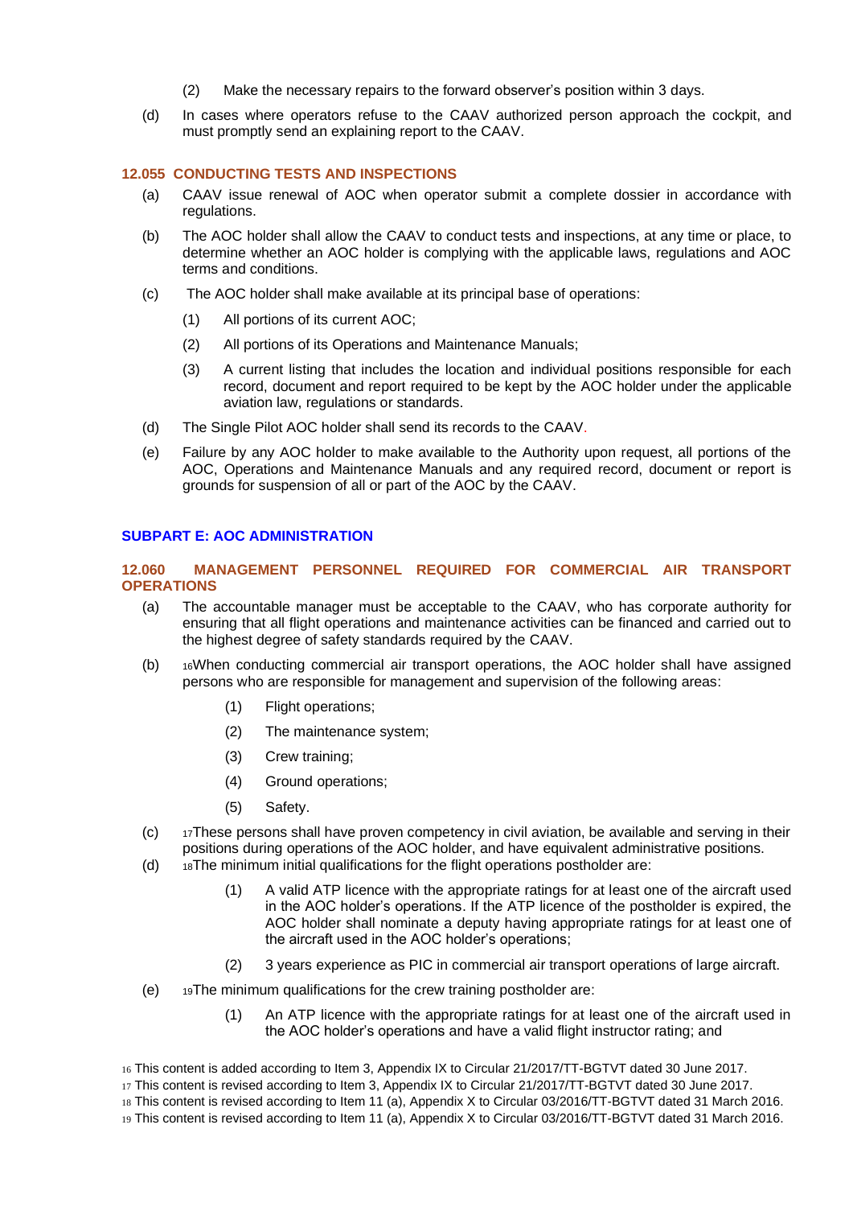(2) Make the necessary repairs to the forward observer's position within 3 days.

(d) In cases where operators refuse to the CAAV authorized person approach the cockpit, and must promptly send an explaining report to the CAAV.

### 12.055 CONDUCTING TESTS AND INSPECTIONS

(a) CAAV issue renewal of AOC when operator submit a complete dossier in accordance with regulations.

(b) The AOC holder shall allow the CAAV to conduct tests and inspections, at any time or place, to determine whether an AOC holder is complying with the applicable laws, regulations and AOC terms and conditions.

(c) The AOC holder shall make available at its principal base of operations:

(1) All portions of its current AOC;

(2) All portions of its Operations and Maintenance Manuals;

(3) A current listing that includes the location and individual positions responsible for each record, document and report required to be kept by the AOC holder under the applicable aviation law, regulations or standards.

(d) The Single Pilot AOC holder shall send its records to the CAAV.

(e) Failure by any AOC holder to make available to the Authority upon request, all portions of the AOC, Operations and Maintenance Manuals and any required record, document or report is grounds for suspension of all or part of the AOC by the CAAV.

## SUBPART E: AOC ADMINISTRATION

### 12.060 MANAGEMENT PERSONNEL REQUIRED FOR COMMERCIAL AIR TRANSPORT OPERATIONS

(a) The accountable manager must be acceptable to the CAAV, who has corporate authority for ensuring that all flight operations and maintenance activities can be financed and carried out to the highest degree of safety standards required by the CAAV.

(b) [16]When conducting commercial air transport operations, the AOC holder shall have assigned persons who are responsible for management and supervision of the following areas:

(1) Flight operations;

(2) The maintenance system;

(3) Crew training;

(4) Ground operations;

(5) Safety.

(c) [17]These persons shall have proven competency in civil aviation, be available and serving in their positions during operations of the AOC holder, and have equivalent administrative positions.

(d) [18]The minimum initial qualifications for the flight operations postholder are:

(1) A valid ATP licence with the appropriate ratings for at least one of the aircraft used in the AOC holder's operations. If the ATP licence of the postholder is expired, the AOC holder shall nominate a deputy having appropriate ratings for at least one of the aircraft used in the AOC holder's operations;

(2) 3 years experience as PIC in commercial air transport operations of large aircraft.

(e) [19]The minimum qualifications for the crew training postholder are:

(1) An ATP licence with the appropriate ratings for at least one of the aircraft used in the AOC holder's operations and have a valid flight instructor rating; and

---

[16] This content is added according to Item 3, Appendix IX to Circular 21/2017/TT-BGTVT dated 30 June 2017.

[17] This content is revised according to Item 3, Appendix IX to Circular 21/2017/TT-BGTVT dated 30 June 2017.

[18] This content is revised according to Item 11 (a), Appendix X to Circular 03/2016/TT-BGTVT dated 31 March 2016.

[19] This content is revised according to Item 11 (a), Appendix X to Circular 03/2016/TT-BGTVT dated 31 March 2016.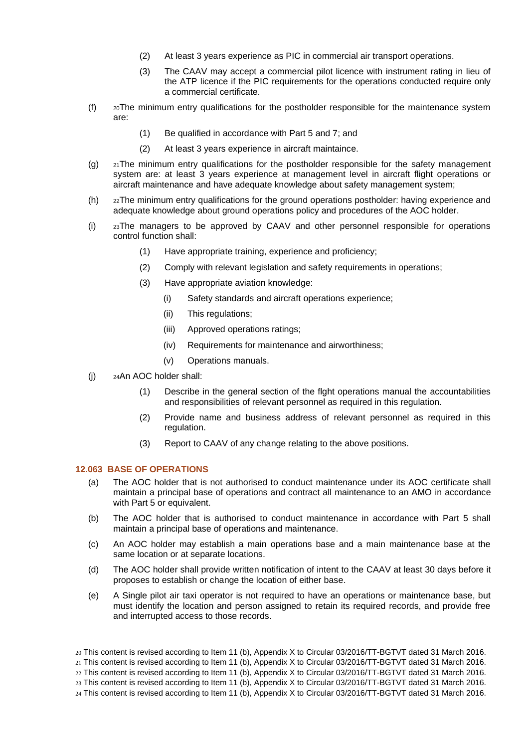(2) At least 3 years experience as PIC in commercial air transport operations.

(3) The CAAV may accept a commercial pilot licence with instrument rating in lieu of the ATP licence if the PIC requirements for the operations conducted require only a commercial certificate.

(f) [20]The minimum entry qualifications for the postholder responsible for the maintenance system are:

(1) Be qualified in accordance with Part 5 and 7; and

(2) At least 3 years experience in aircraft maintaince.

(g) [21]The minimum entry qualifications for the postholder responsible for the safety management system are: at least 3 years experience at management level in aircraft flight operations or aircraft maintenance and have adequate knowledge about safety management system;

(h) [22]The minimum entry qualifications for the ground operations postholder: having experience and adequate knowledge about ground operations policy and procedures of the AOC holder.

(i) [23]The managers to be approved by CAAV and other personnel responsible for operations control function shall:

(1) Have appropriate training, experience and proficiency;

(2) Comply with relevant legislation and safety requirements in operations;

(3) Have appropriate aviation knowledge:

(i) Safety standards and aircraft operations experience;

(ii) This regulations;

(iii) Approved operations ratings;

(iv) Requirements for maintenance and airworthiness;

(v) Operations manuals.

(j) [24]An AOC holder shall:

(1) Describe in the general section of the flght operations manual the accountabilities and responsibilities of relevant personnel as required in this regulation.

(2) Provide name and business address of relevant personnel as required in this regulation.

(3) Report to CAAV of any change relating to the above positions.

### 12.063 BASE OF OPERATIONS

(a) The AOC holder that is not authorised to conduct maintenance under its AOC certificate shall maintain a principal base of operations and contract all maintenance to an AMO in accordance with Part 5 or equivalent.

(b) The AOC holder that is authorised to conduct maintenance in accordance with Part 5 shall maintain a principal base of operations and maintenance.

(c) An AOC holder may establish a main operations base and a main maintenance base at the same location or at separate locations.

(d) The AOC holder shall provide written notification of intent to the CAAV at least 30 days before it proposes to establish or change the location of either base.

(e) A Single pilot air taxi operator is not required to have an operations or maintenance base, but must identify the location and person assigned to retain its required records, and provide free and interrupted access to those records.

---

[20] This content is revised according to Item 11 (b), Appendix X to Circular 03/2016/TT-BGTVT dated 31 March 2016.

[21] This content is revised according to Item 11 (b), Appendix X to Circular 03/2016/TT-BGTVT dated 31 March 2016.

[22] This content is revised according to Item 11 (b), Appendix X to Circular 03/2016/TT-BGTVT dated 31 March 2016.

[23] This content is revised according to Item 11 (b), Appendix X to Circular 03/2016/TT-BGTVT dated 31 March 2016.

[24] This content is revised according to Item 11 (b), Appendix X to Circular 03/2016/TT-BGTVT dated 31 March 2016.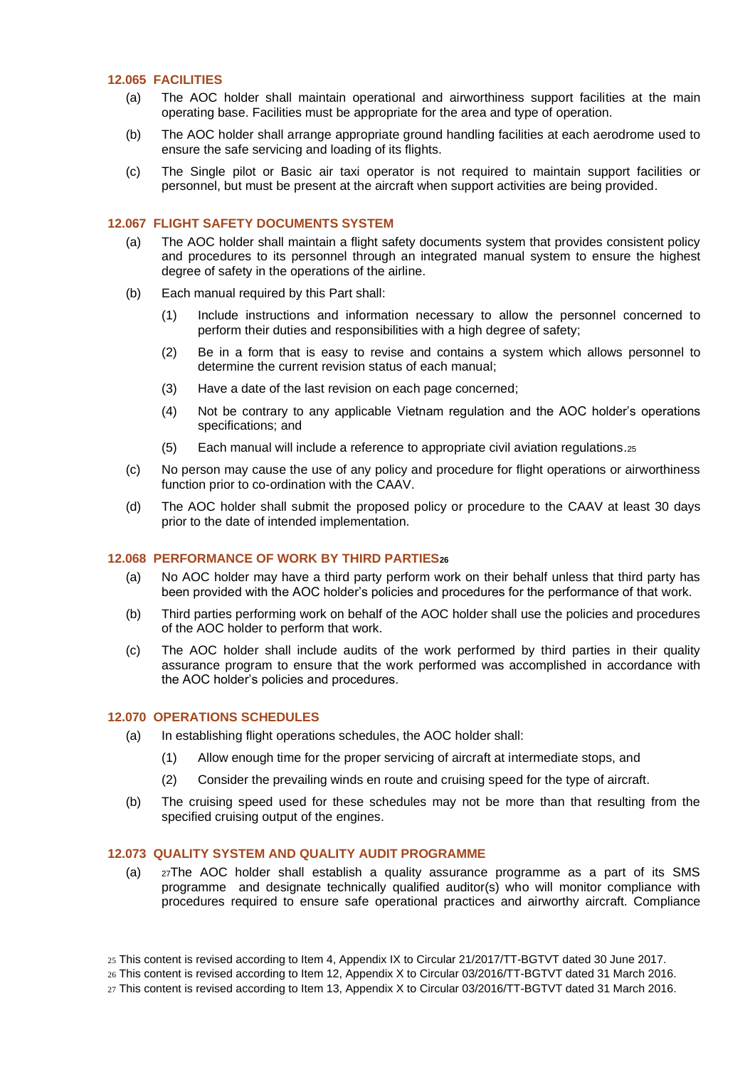### 12.065 FACILITIES

(a) The AOC holder shall maintain operational and airworthiness support facilities at the main operating base. Facilities must be appropriate for the area and type of operation.

(b) The AOC holder shall arrange appropriate ground handling facilities at each aerodrome used to ensure the safe servicing and loading of its flights.

(c) The Single pilot or Basic air taxi operator is not required to maintain support facilities or personnel, but must be present at the aircraft when support activities are being provided.

### 12.067 FLIGHT SAFETY DOCUMENTS SYSTEM

(a) The AOC holder shall maintain a flight safety documents system that provides consistent policy and procedures to its personnel through an integrated manual system to ensure the highest degree of safety in the operations of the airline.

(b) Each manual required by this Part shall:

(1) Include instructions and information necessary to allow the personnel concerned to perform their duties and responsibilities with a high degree of safety;

(2) Be in a form that is easy to revise and contains a system which allows personnel to determine the current revision status of each manual;

(3) Have a date of the last revision on each page concerned;

(4) Not be contrary to any applicable Vietnam regulation and the AOC holder's operations specifications; and

(5) Each manual will include a reference to appropriate civil aviation regulations.[25]

(c) No person may cause the use of any policy and procedure for flight operations or airworthiness function prior to co-ordination with the CAAV.

(d) The AOC holder shall submit the proposed policy or procedure to the CAAV at least 30 days prior to the date of intended implementation.

### 12.068 PERFORMANCE OF WORK BY THIRD PARTIES[26]

(a) No AOC holder may have a third party perform work on their behalf unless that third party has been provided with the AOC holder's policies and procedures for the performance of that work.

(b) Third parties performing work on behalf of the AOC holder shall use the policies and procedures of the AOC holder to perform that work.

(c) The AOC holder shall include audits of the work performed by third parties in their quality assurance program to ensure that the work performed was accomplished in accordance with the AOC holder's policies and procedures.

### 12.070 OPERATIONS SCHEDULES

(a) In establishing flight operations schedules, the AOC holder shall:

(1) Allow enough time for the proper servicing of aircraft at intermediate stops, and

(2) Consider the prevailing winds en route and cruising speed for the type of aircraft.

(b) The cruising speed used for these schedules may not be more than that resulting from the specified cruising output of the engines.

### 12.073 QUALITY SYSTEM AND QUALITY AUDIT PROGRAMME

(a) [27]The AOC holder shall establish a quality assurance programme as a part of its SMS programme and designate technically qualified auditor(s) who will monitor compliance with procedures required to ensure safe operational practices and airworthy aircraft. Compliance

---

[25] This content is revised according to Item 4, Appendix IX to Circular 21/2017/TT-BGTVT dated 30 June 2017.

[26] This content is revised according to Item 12, Appendix X to Circular 03/2016/TT-BGTVT dated 31 March 2016.

[27] This content is revised according to Item 13, Appendix X to Circular 03/2016/TT-BGTVT dated 31 March 2016.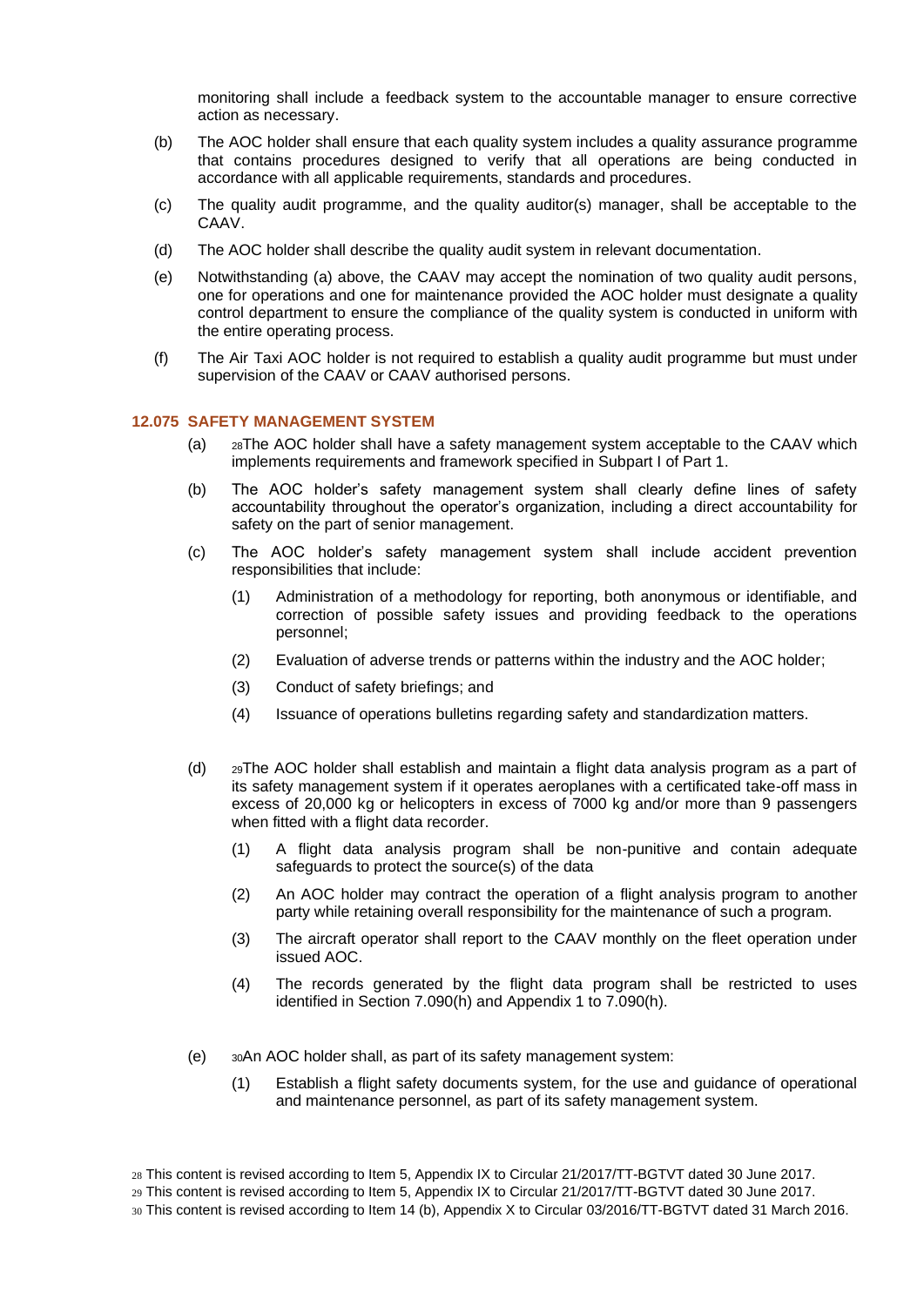monitoring shall include a feedback system to the accountable manager to ensure corrective action as necessary.

(b) The AOC holder shall ensure that each quality system includes a quality assurance programme that contains procedures designed to verify that all operations are being conducted in accordance with all applicable requirements, standards and procedures.

(c) The quality audit programme, and the quality auditor(s) manager, shall be acceptable to the CAAV.

(d) The AOC holder shall describe the quality audit system in relevant documentation.

(e) Notwithstanding (a) above, the CAAV may accept the nomination of two quality audit persons, one for operations and one for maintenance provided the AOC holder must designate a quality control department to ensure the compliance of the quality system is conducted in uniform with the entire operating process.

(f) The Air Taxi AOC holder is not required to establish a quality audit programme but must under supervision of the CAAV or CAAV authorised persons.

### 12.075 SAFETY MANAGEMENT SYSTEM

(a) [28]The AOC holder shall have a safety management system acceptable to the CAAV which implements requirements and framework specified in Subpart I of Part 1.

(b) The AOC holder's safety management system shall clearly define lines of safety accountability throughout the operator's organization, including a direct accountability for safety on the part of senior management.

(c) The AOC holder's safety management system shall include accident prevention responsibilities that include:

(1) Administration of a methodology for reporting, both anonymous or identifiable, and correction of possible safety issues and providing feedback to the operations personnel;

(2) Evaluation of adverse trends or patterns within the industry and the AOC holder;

(3) Conduct of safety briefings; and

(4) Issuance of operations bulletins regarding safety and standardization matters.

(d) [29]The AOC holder shall establish and maintain a flight data analysis program as a part of its safety management system if it operates aeroplanes with a certificated take-off mass in excess of 20,000 kg or helicopters in excess of 7000 kg and/or more than 9 passengers when fitted with a flight data recorder.

(1) A flight data analysis program shall be non-punitive and contain adequate safeguards to protect the source(s) of the data

(2) An AOC holder may contract the operation of a flight analysis program to another party while retaining overall responsibility for the maintenance of such a program.

(3) The aircraft operator shall report to the CAAV monthly on the fleet operation under issued AOC.

(4) The records generated by the flight data program shall be restricted to uses identified in Section 7.090(h) and Appendix 1 to 7.090(h).

(e) [30]An AOC holder shall, as part of its safety management system:

(1) Establish a flight safety documents system, for the use and guidance of operational and maintenance personnel, as part of its safety management system.

---

[28] This content is revised according to Item 5, Appendix IX to Circular 21/2017/TT-BGTVT dated 30 June 2017.
[29] This content is revised according to Item 5, Appendix IX to Circular 21/2017/TT-BGTVT dated 30 June 2017.
[30] This content is revised according to Item 14 (b), Appendix X to Circular 03/2016/TT-BGTVT dated 31 March 2016.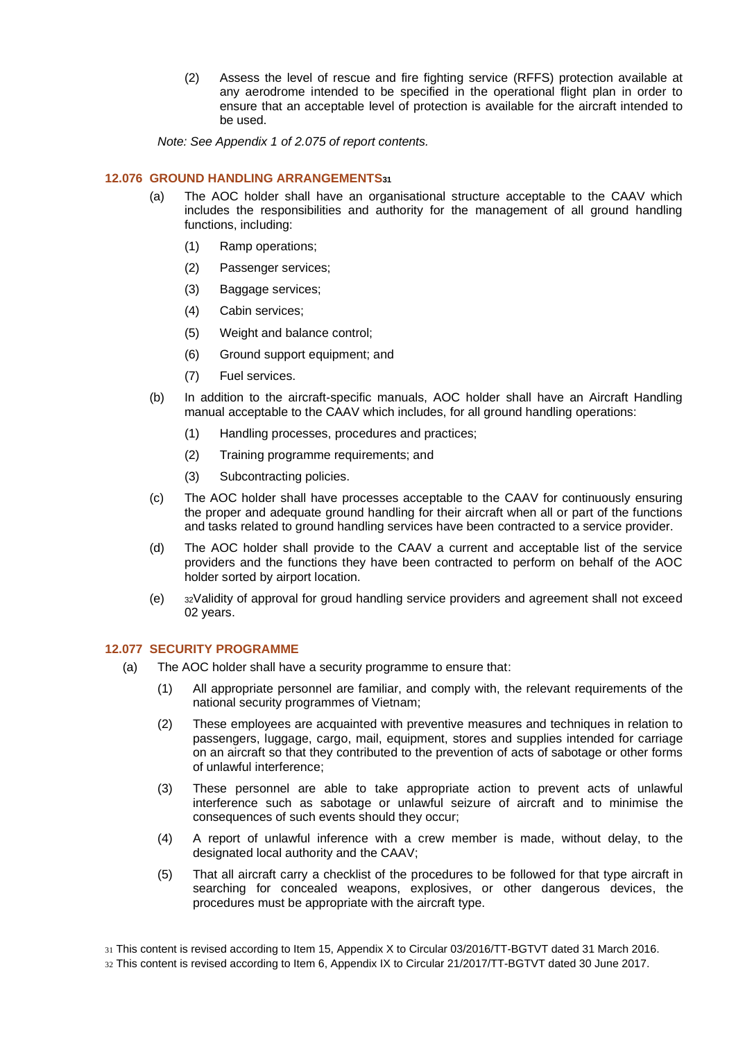(2) Assess the level of rescue and fire fighting service (RFFS) protection available at any aerodrome intended to be specified in the operational flight plan in order to ensure that an acceptable level of protection is available for the aircraft intended to be used.

*Note: See Appendix 1 of 2.075 of report contents.*

### 12.076 GROUND HANDLING ARRANGEMENTS[31]

(a) The AOC holder shall have an organisational structure acceptable to the CAAV which includes the responsibilities and authority for the management of all ground handling functions, including:

(1) Ramp operations;

(2) Passenger services;

(3) Baggage services;

(4) Cabin services;

(5) Weight and balance control;

(6) Ground support equipment; and

(7) Fuel services.

(b) In addition to the aircraft-specific manuals, AOC holder shall have an Aircraft Handling manual acceptable to the CAAV which includes, for all ground handling operations:

(1) Handling processes, procedures and practices;

(2) Training programme requirements; and

(3) Subcontracting policies.

(c) The AOC holder shall have processes acceptable to the CAAV for continuously ensuring the proper and adequate ground handling for their aircraft when all or part of the functions and tasks related to ground handling services have been contracted to a service provider.

(d) The AOC holder shall provide to the CAAV a current and acceptable list of the service providers and the functions they have been contracted to perform on behalf of the AOC holder sorted by airport location.

(e) [32]Validity of approval for groud handling service providers and agreement shall not exceed 02 years.

### 12.077 SECURITY PROGRAMME

(a) The AOC holder shall have a security programme to ensure that:

(1) All appropriate personnel are familiar, and comply with, the relevant requirements of the national security programmes of Vietnam;

(2) These employees are acquainted with preventive measures and techniques in relation to passengers, luggage, cargo, mail, equipment, stores and supplies intended for carriage on an aircraft so that they contributed to the prevention of acts of sabotage or other forms of unlawful interference;

(3) These personnel are able to take appropriate action to prevent acts of unlawful interference such as sabotage or unlawful seizure of aircraft and to minimise the consequences of such events should they occur;

(4) A report of unlawful inference with a crew member is made, without delay, to the designated local authority and the CAAV;

(5) That all aircraft carry a checklist of the procedures to be followed for that type aircraft in searching for concealed weapons, explosives, or other dangerous devices, the procedures must be appropriate with the aircraft type.

[31] This content is revised according to Item 15, Appendix X to Circular 03/2016/TT-BGTVT dated 31 March 2016.

[32] This content is revised according to Item 6, Appendix IX to Circular 21/2017/TT-BGTVT dated 30 June 2017.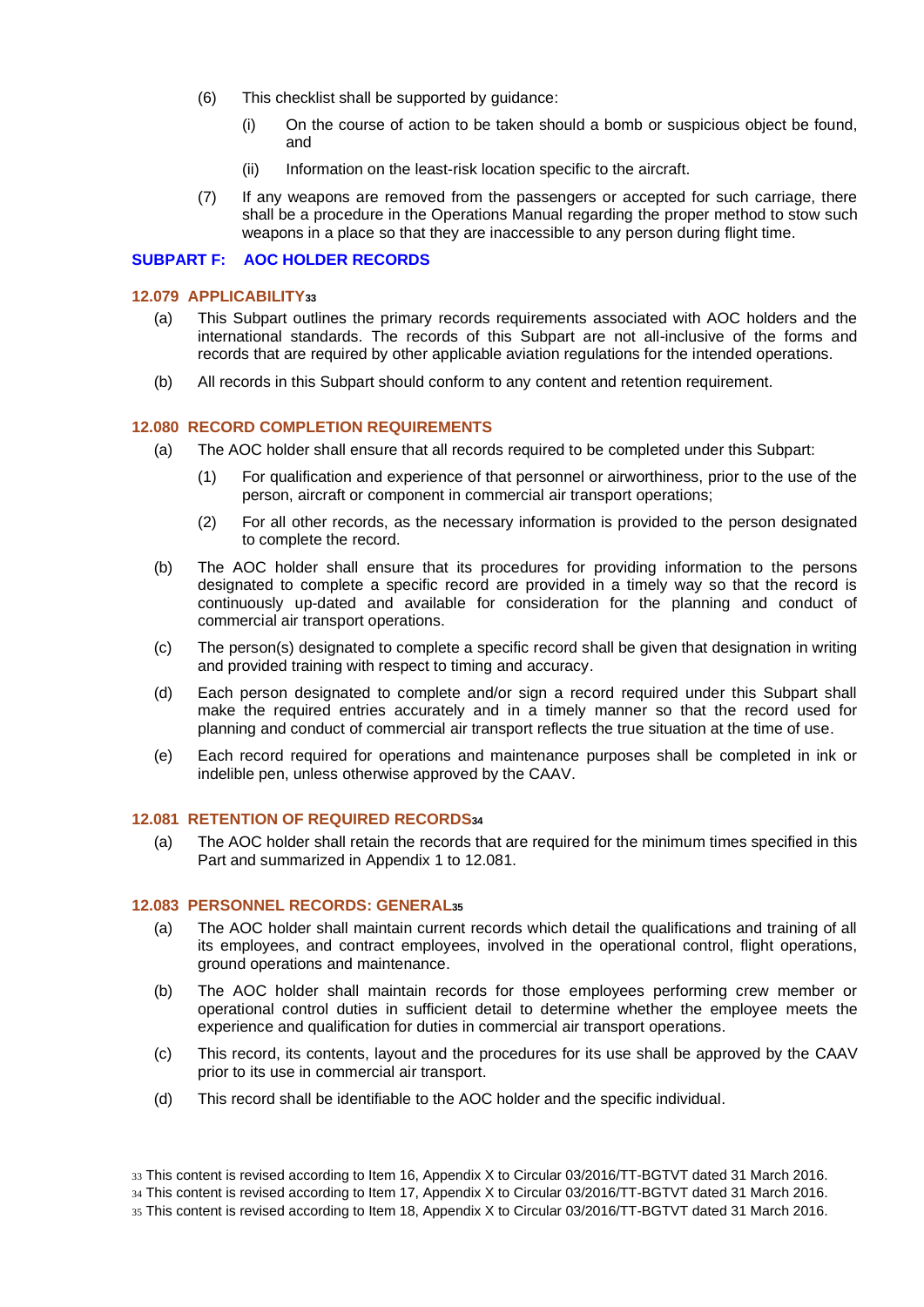(6) This checklist shall be supported by guidance:

(i) On the course of action to be taken should a bomb or suspicious object be found, and

(ii) Information on the least-risk location specific to the aircraft.

(7) If any weapons are removed from the passengers or accepted for such carriage, there shall be a procedure in the Operations Manual regarding the proper method to stow such weapons in a place so that they are inaccessible to any person during flight time.

## SUBPART F: AOC HOLDER RECORDS

### 12.079 APPLICABILITY[33]

(a) This Subpart outlines the primary records requirements associated with AOC holders and the international standards. The records of this Subpart are not all-inclusive of the forms and records that are required by other applicable aviation regulations for the intended operations.

(b) All records in this Subpart should conform to any content and retention requirement.

### 12.080 RECORD COMPLETION REQUIREMENTS

(a) The AOC holder shall ensure that all records required to be completed under this Subpart:

(1) For qualification and experience of that personnel or airworthiness, prior to the use of the person, aircraft or component in commercial air transport operations;

(2) For all other records, as the necessary information is provided to the person designated to complete the record.

(b) The AOC holder shall ensure that its procedures for providing information to the persons designated to complete a specific record are provided in a timely way so that the record is continuously up-dated and available for consideration for the planning and conduct of commercial air transport operations.

(c) The person(s) designated to complete a specific record shall be given that designation in writing and provided training with respect to timing and accuracy.

(d) Each person designated to complete and/or sign a record required under this Subpart shall make the required entries accurately and in a timely manner so that the record used for planning and conduct of commercial air transport reflects the true situation at the time of use.

(e) Each record required for operations and maintenance purposes shall be completed in ink or indelible pen, unless otherwise approved by the CAAV.

### 12.081 RETENTION OF REQUIRED RECORDS[34]

(a) The AOC holder shall retain the records that are required for the minimum times specified in this Part and summarized in Appendix 1 to 12.081.

### 12.083 PERSONNEL RECORDS: GENERAL[35]

(a) The AOC holder shall maintain current records which detail the qualifications and training of all its employees, and contract employees, involved in the operational control, flight operations, ground operations and maintenance.

(b) The AOC holder shall maintain records for those employees performing crew member or operational control duties in sufficient detail to determine whether the employee meets the experience and qualification for duties in commercial air transport operations.

(c) This record, its contents, layout and the procedures for its use shall be approved by the CAAV prior to its use in commercial air transport.

(d) This record shall be identifiable to the AOC holder and the specific individual.

---

[33] This content is revised according to Item 16, Appendix X to Circular 03/2016/TT-BGTVT dated 31 March 2016.

[34] This content is revised according to Item 17, Appendix X to Circular 03/2016/TT-BGTVT dated 31 March 2016.

[35] This content is revised according to Item 18, Appendix X to Circular 03/2016/TT-BGTVT dated 31 March 2016.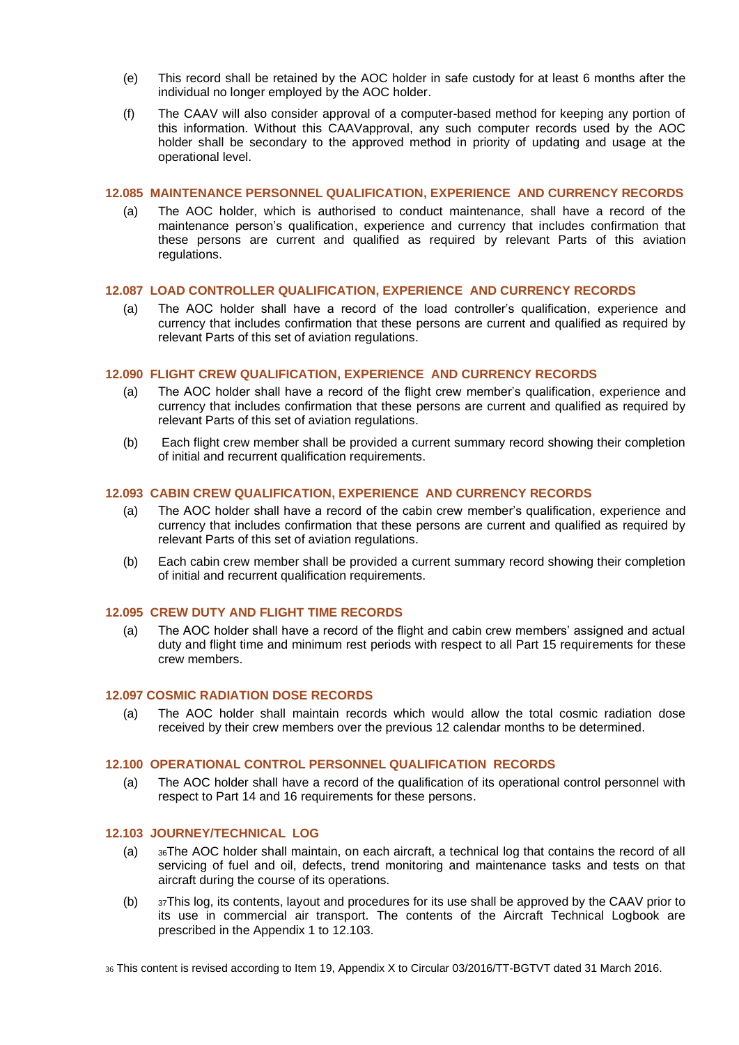(e) This record shall be retained by the AOC holder in safe custody for at least 6 months after the individual no longer employed by the AOC holder.

(f) The CAAV will also consider approval of a computer-based method for keeping any portion of this information. Without this CAAVapproval, any such computer records used by the AOC holder shall be secondary to the approved method in priority of updating and usage at the operational level.

### 12.085 MAINTENANCE PERSONNEL QUALIFICATION, EXPERIENCE AND CURRENCY RECORDS

(a) The AOC holder, which is authorised to conduct maintenance, shall have a record of the maintenance person's qualification, experience and currency that includes confirmation that these persons are current and qualified as required by relevant Parts of this aviation regulations.

### 12.087 LOAD CONTROLLER QUALIFICATION, EXPERIENCE AND CURRENCY RECORDS

(a) The AOC holder shall have a record of the load controller's qualification, experience and currency that includes confirmation that these persons are current and qualified as required by relevant Parts of this set of aviation regulations.

### 12.090 FLIGHT CREW QUALIFICATION, EXPERIENCE AND CURRENCY RECORDS

(a) The AOC holder shall have a record of the flight crew member's qualification, experience and currency that includes confirmation that these persons are current and qualified as required by relevant Parts of this set of aviation regulations.

(b) Each flight crew member shall be provided a current summary record showing their completion of initial and recurrent qualification requirements.

### 12.093 CABIN CREW QUALIFICATION, EXPERIENCE AND CURRENCY RECORDS

(a) The AOC holder shall have a record of the cabin crew member's qualification, experience and currency that includes confirmation that these persons are current and qualified as required by relevant Parts of this set of aviation regulations.

(b) Each cabin crew member shall be provided a current summary record showing their completion of initial and recurrent qualification requirements.

### 12.095 CREW DUTY AND FLIGHT TIME RECORDS

(a) The AOC holder shall have a record of the flight and cabin crew members' assigned and actual duty and flight time and minimum rest periods with respect to all Part 15 requirements for these crew members.

### 12.097 COSMIC RADIATION DOSE RECORDS

(a) The AOC holder shall maintain records which would allow the total cosmic radiation dose received by their crew members over the previous 12 calendar months to be determined.

### 12.100 OPERATIONAL CONTROL PERSONNEL QUALIFICATION RECORDS

(a) The AOC holder shall have a record of the qualification of its operational control personnel with respect to Part 14 and 16 requirements for these persons.

### 12.103 JOURNEY/TECHNICAL LOG

(a) [36]The AOC holder shall maintain, on each aircraft, a technical log that contains the record of all servicing of fuel and oil, defects, trend monitoring and maintenance tasks and tests on that aircraft during the course of its operations.

(b) [37]This log, its contents, layout and procedures for its use shall be approved by the CAAV prior to its use in commercial air transport. The contents of the Aircraft Technical Logbook are prescribed in the Appendix 1 to 12.103.

[36] This content is revised according to Item 19, Appendix X to Circular 03/2016/TT-BGTVT dated 31 March 2016.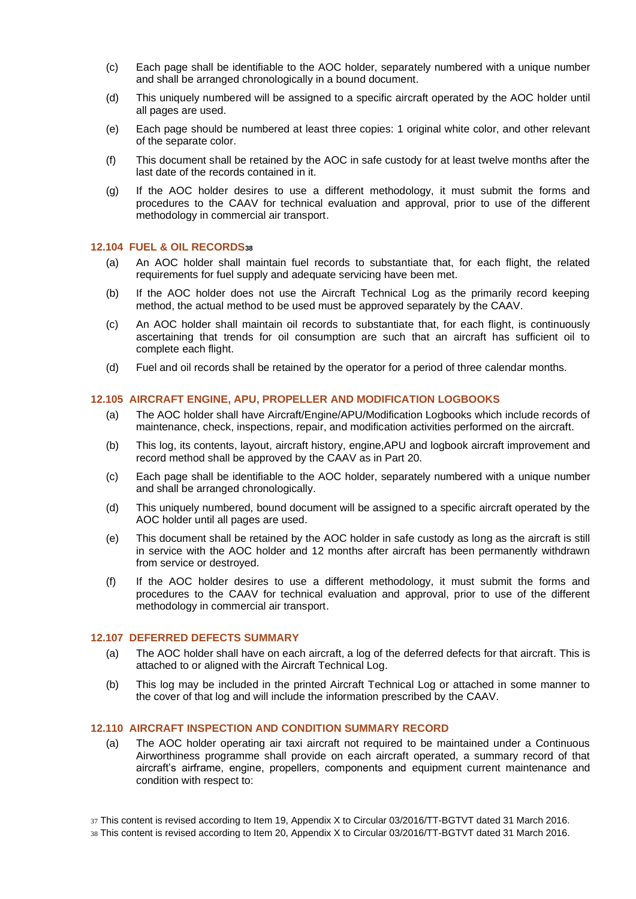(c) Each page shall be identifiable to the AOC holder, separately numbered with a unique number and shall be arranged chronologically in a bound document.

(d) This uniquely numbered will be assigned to a specific aircraft operated by the AOC holder until all pages are used.

(e) Each page should be numbered at least three copies: 1 original white color, and other relevant of the separate color.

(f) This document shall be retained by the AOC in safe custody for at least twelve months after the last date of the records contained in it.

(g) If the AOC holder desires to use a different methodology, it must submit the forms and procedures to the CAAV for technical evaluation and approval, prior to use of the different methodology in commercial air transport.

### 12.104 FUEL & OIL RECORDS[38]

(a) An AOC holder shall maintain fuel records to substantiate that, for each flight, the related requirements for fuel supply and adequate servicing have been met.

(b) If the AOC holder does not use the Aircraft Technical Log as the primarily record keeping method, the actual method to be used must be approved separately by the CAAV.

(c) An AOC holder shall maintain oil records to substantiate that, for each flight, is continuously ascertaining that trends for oil consumption are such that an aircraft has sufficient oil to complete each flight.

(d) Fuel and oil records shall be retained by the operator for a period of three calendar months.

### 12.105 AIRCRAFT ENGINE, APU, PROPELLER AND MODIFICATION LOGBOOKS

(a) The AOC holder shall have Aircraft/Engine/APU/Modification Logbooks which include records of maintenance, check, inspections, repair, and modification activities performed on the aircraft.

(b) This log, its contents, layout, aircraft history, engine,APU and logbook aircraft improvement and record method shall be approved by the CAAV as in Part 20.

(c) Each page shall be identifiable to the AOC holder, separately numbered with a unique number and shall be arranged chronologically.

(d) This uniquely numbered, bound document will be assigned to a specific aircraft operated by the AOC holder until all pages are used.

(e) This document shall be retained by the AOC holder in safe custody as long as the aircraft is still in service with the AOC holder and 12 months after aircraft has been permanently withdrawn from service or destroyed.

(f) If the AOC holder desires to use a different methodology, it must submit the forms and procedures to the CAAV for technical evaluation and approval, prior to use of the different methodology in commercial air transport.

### 12.107 DEFERRED DEFECTS SUMMARY

(a) The AOC holder shall have on each aircraft, a log of the deferred defects for that aircraft. This is attached to or aligned with the Aircraft Technical Log.

(b) This log may be included in the printed Aircraft Technical Log or attached in some manner to the cover of that log and will include the information prescribed by the CAAV.

### 12.110 AIRCRAFT INSPECTION AND CONDITION SUMMARY RECORD

(a) The AOC holder operating air taxi aircraft not required to be maintained under a Continuous Airworthiness programme shall provide on each aircraft operated, a summary record of that aircraft's airframe, engine, propellers, components and equipment current maintenance and condition with respect to:

---

[37] This content is revised according to Item 19, Appendix X to Circular 03/2016/TT-BGTVT dated 31 March 2016.

[38] This content is revised according to Item 20, Appendix X to Circular 03/2016/TT-BGTVT dated 31 March 2016.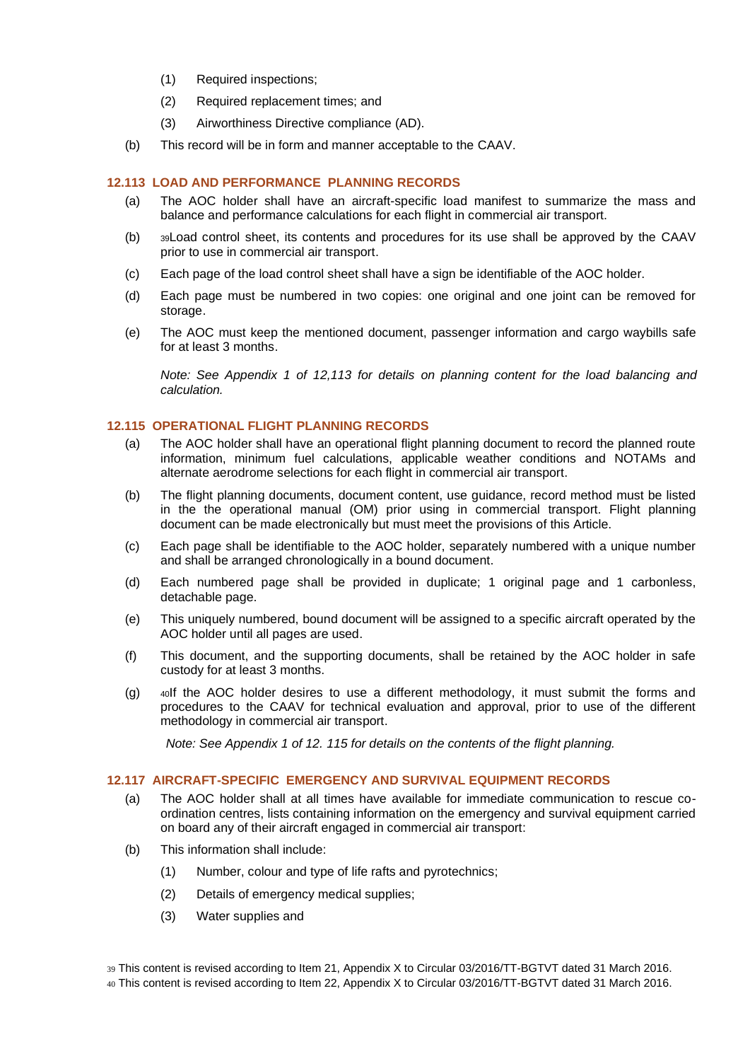(1) Required inspections;

(2) Required replacement times; and

(3) Airworthiness Directive compliance (AD).

(b) This record will be in form and manner acceptable to the CAAV.

### 12.113 LOAD AND PERFORMANCE PLANNING RECORDS

(a) The AOC holder shall have an aircraft-specific load manifest to summarize the mass and balance and performance calculations for each flight in commercial air transport.

(b) [39]Load control sheet, its contents and procedures for its use shall be approved by the CAAV prior to use in commercial air transport.

(c) Each page of the load control sheet shall have a sign be identifiable of the AOC holder.

(d) Each page must be numbered in two copies: one original and one joint can be removed for storage.

(e) The AOC must keep the mentioned document, passenger information and cargo waybills safe for at least 3 months.

*Note: See Appendix 1 of 12,113 for details on planning content for the load balancing and calculation.*

### 12.115 OPERATIONAL FLIGHT PLANNING RECORDS

(a) The AOC holder shall have an operational flight planning document to record the planned route information, minimum fuel calculations, applicable weather conditions and NOTAMs and alternate aerodrome selections for each flight in commercial air transport.

(b) The flight planning documents, document content, use guidance, record method must be listed in the the operational manual (OM) prior using in commercial transport. Flight planning document can be made electronically but must meet the provisions of this Article.

(c) Each page shall be identifiable to the AOC holder, separately numbered with a unique number and shall be arranged chronologically in a bound document.

(d) Each numbered page shall be provided in duplicate; 1 original page and 1 carbonless, detachable page.

(e) This uniquely numbered, bound document will be assigned to a specific aircraft operated by the AOC holder until all pages are used.

(f) This document, and the supporting documents, shall be retained by the AOC holder in safe custody for at least 3 months.

(g) [40]If the AOC holder desires to use a different methodology, it must submit the forms and procedures to the CAAV for technical evaluation and approval, prior to use of the different methodology in commercial air transport.

*Note: See Appendix 1 of 12. 115 for details on the contents of the flight planning.*

### 12.117 AIRCRAFT-SPECIFIC EMERGENCY AND SURVIVAL EQUIPMENT RECORDS

(a) The AOC holder shall at all times have available for immediate communication to rescue co-ordination centres, lists containing information on the emergency and survival equipment carried on board any of their aircraft engaged in commercial air transport:

(b) This information shall include:

(1) Number, colour and type of life rafts and pyrotechnics;

(2) Details of emergency medical supplies;

(3) Water supplies and

---

[39] This content is revised according to Item 21, Appendix X to Circular 03/2016/TT-BGTVT dated 31 March 2016.

[40] This content is revised according to Item 22, Appendix X to Circular 03/2016/TT-BGTVT dated 31 March 2016.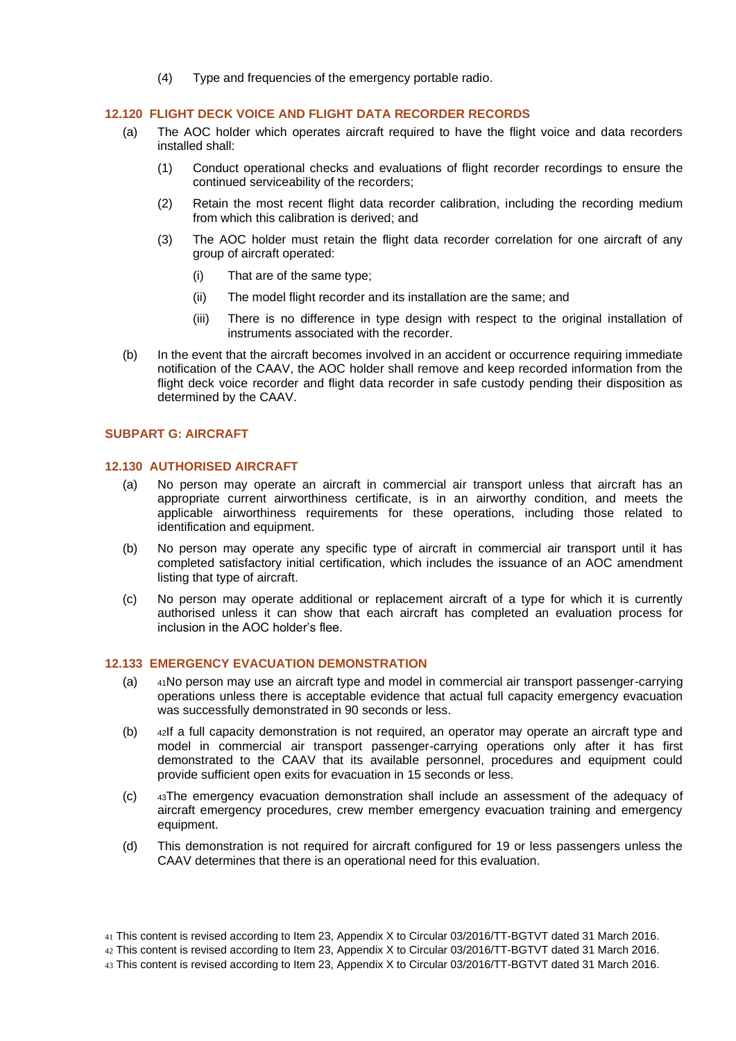(4) Type and frequencies of the emergency portable radio.

### 12.120 FLIGHT DECK VOICE AND FLIGHT DATA RECORDER RECORDS

(a) The AOC holder which operates aircraft required to have the flight voice and data recorders installed shall:

(1) Conduct operational checks and evaluations of flight recorder recordings to ensure the continued serviceability of the recorders;

(2) Retain the most recent flight data recorder calibration, including the recording medium from which this calibration is derived; and

(3) The AOC holder must retain the flight data recorder correlation for one aircraft of any group of aircraft operated:

(i) That are of the same type;

(ii) The model flight recorder and its installation are the same; and

(iii) There is no difference in type design with respect to the original installation of instruments associated with the recorder.

(b) In the event that the aircraft becomes involved in an accident or occurrence requiring immediate notification of the CAAV, the AOC holder shall remove and keep recorded information from the flight deck voice recorder and flight data recorder in safe custody pending their disposition as determined by the CAAV.

## SUBPART G: AIRCRAFT

### 12.130 AUTHORISED AIRCRAFT

(a) No person may operate an aircraft in commercial air transport unless that aircraft has an appropriate current airworthiness certificate, is in an airworthy condition, and meets the applicable airworthiness requirements for these operations, including those related to identification and equipment.

(b) No person may operate any specific type of aircraft in commercial air transport until it has completed satisfactory initial certification, which includes the issuance of an AOC amendment listing that type of aircraft.

(c) No person may operate additional or replacement aircraft of a type for which it is currently authorised unless it can show that each aircraft has completed an evaluation process for inclusion in the AOC holder's flee.

### 12.133 EMERGENCY EVACUATION DEMONSTRATION

(a) [41]No person may use an aircraft type and model in commercial air transport passenger-carrying operations unless there is acceptable evidence that actual full capacity emergency evacuation was successfully demonstrated in 90 seconds or less.

(b) [42]If a full capacity demonstration is not required, an operator may operate an aircraft type and model in commercial air transport passenger-carrying operations only after it has first demonstrated to the CAAV that its available personnel, procedures and equipment could provide sufficient open exits for evacuation in 15 seconds or less.

(c) [43]The emergency evacuation demonstration shall include an assessment of the adequacy of aircraft emergency procedures, crew member emergency evacuation training and emergency equipment.

(d) This demonstration is not required for aircraft configured for 19 or less passengers unless the CAAV determines that there is an operational need for this evaluation.

[41] This content is revised according to Item 23, Appendix X to Circular 03/2016/TT-BGTVT dated 31 March 2016.

[42] This content is revised according to Item 23, Appendix X to Circular 03/2016/TT-BGTVT dated 31 March 2016.

[43] This content is revised according to Item 23, Appendix X to Circular 03/2016/TT-BGTVT dated 31 March 2016.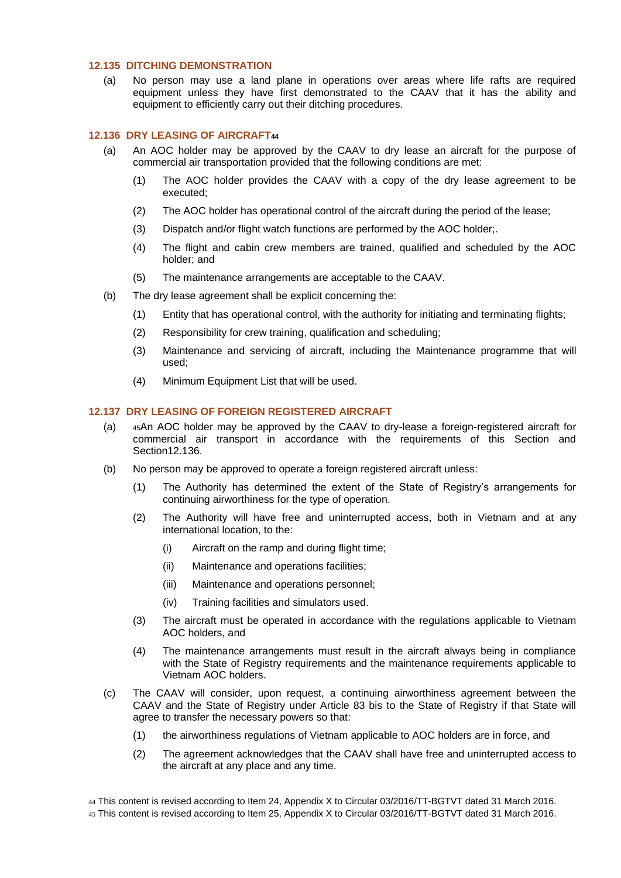### 12.135 DITCHING DEMONSTRATION

(a) No person may use a land plane in operations over areas where life rafts are required equipment unless they have first demonstrated to the CAAV that it has the ability and equipment to efficiently carry out their ditching procedures.

### 12.136 DRY LEASING OF AIRCRAFT[44]

(a) An AOC holder may be approved by the CAAV to dry lease an aircraft for the purpose of commercial air transportation provided that the following conditions are met:

(1) The AOC holder provides the CAAV with a copy of the dry lease agreement to be executed;

(2) The AOC holder has operational control of the aircraft during the period of the lease;

(3) Dispatch and/or flight watch functions are performed by the AOC holder;.

(4) The flight and cabin crew members are trained, qualified and scheduled by the AOC holder; and

(5) The maintenance arrangements are acceptable to the CAAV.

(b) The dry lease agreement shall be explicit concerning the:

(1) Entity that has operational control, with the authority for initiating and terminating flights;

(2) Responsibility for crew training, qualification and scheduling;

(3) Maintenance and servicing of aircraft, including the Maintenance programme that will used;

(4) Minimum Equipment List that will be used.

### 12.137 DRY LEASING OF FOREIGN REGISTERED AIRCRAFT

(a) [45]An AOC holder may be approved by the CAAV to dry-lease a foreign-registered aircraft for commercial air transport in accordance with the requirements of this Section and Section12.136.

(b) No person may be approved to operate a foreign registered aircraft unless:

(1) The Authority has determined the extent of the State of Registry's arrangements for continuing airworthiness for the type of operation.

(2) The Authority will have free and uninterrupted access, both in Vietnam and at any international location, to the:

(i) Aircraft on the ramp and during flight time;

(ii) Maintenance and operations facilities;

(iii) Maintenance and operations personnel;

(iv) Training facilities and simulators used.

(3) The aircraft must be operated in accordance with the regulations applicable to Vietnam AOC holders, and

(4) The maintenance arrangements must result in the aircraft always being in compliance with the State of Registry requirements and the maintenance requirements applicable to Vietnam AOC holders.

(c) The CAAV will consider, upon request, a continuing airworthiness agreement between the CAAV and the State of Registry under Article 83 bis to the State of Registry if that State will agree to transfer the necessary powers so that:

(1) the airworthiness regulations of Vietnam applicable to AOC holders are in force, and

(2) The agreement acknowledges that the CAAV shall have free and uninterrupted access to the aircraft at any place and any time.

[44] This content is revised according to Item 24, Appendix X to Circular 03/2016/TT-BGTVT dated 31 March 2016.

[45] This content is revised according to Item 25, Appendix X to Circular 03/2016/TT-BGTVT dated 31 March 2016.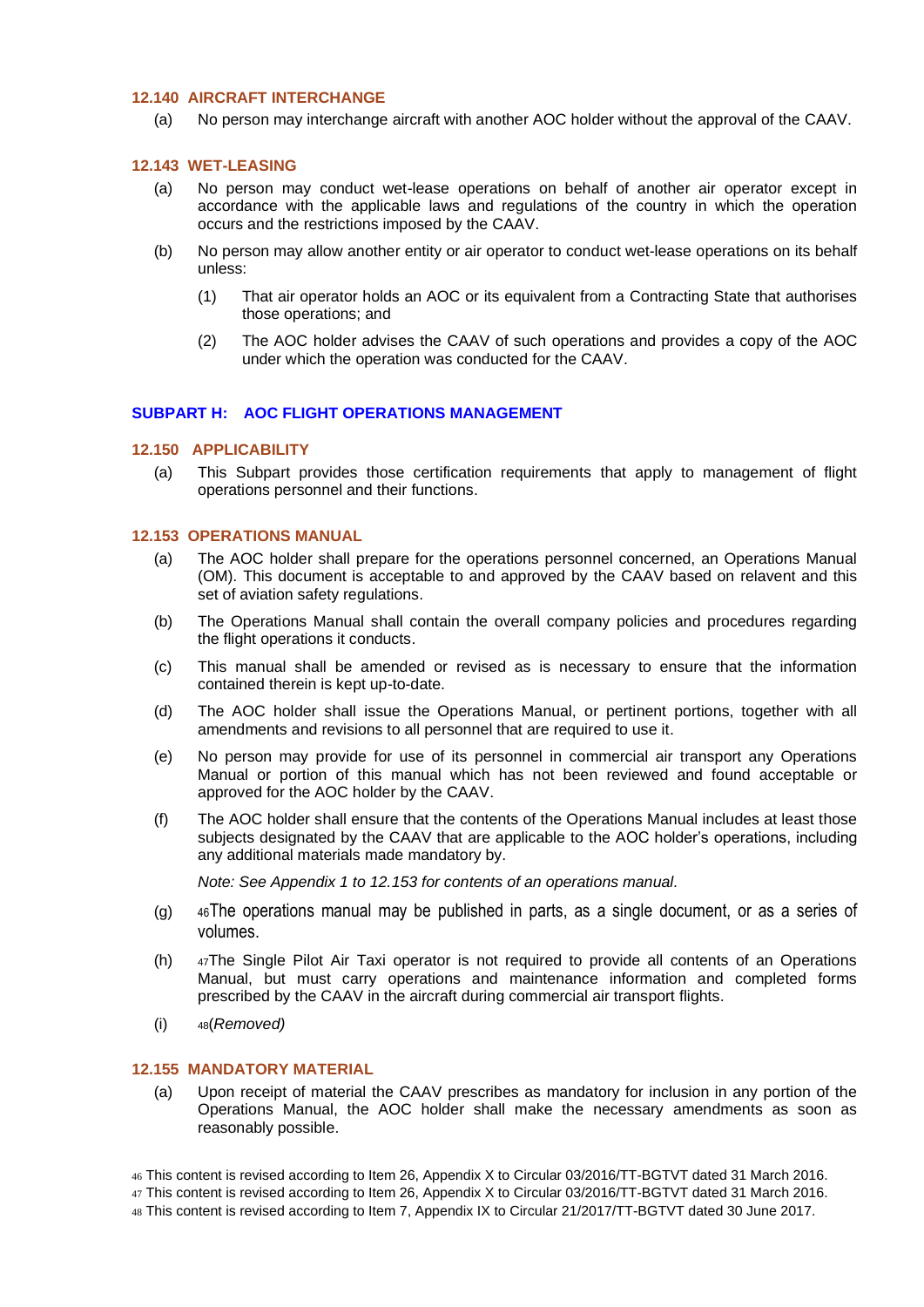### 12.140 AIRCRAFT INTERCHANGE

(a) No person may interchange aircraft with another AOC holder without the approval of the CAAV.

### 12.143 WET-LEASING

(a) No person may conduct wet-lease operations on behalf of another air operator except in accordance with the applicable laws and regulations of the country in which the operation occurs and the restrictions imposed by the CAAV.

(b) No person may allow another entity or air operator to conduct wet-lease operations on its behalf unless:

(1) That air operator holds an AOC or its equivalent from a Contracting State that authorises those operations; and

(2) The AOC holder advises the CAAV of such operations and provides a copy of the AOC under which the operation was conducted for the CAAV.

## SUBPART H: AOC FLIGHT OPERATIONS MANAGEMENT

### 12.150 APPLICABILITY

(a) This Subpart provides those certification requirements that apply to management of flight operations personnel and their functions.

### 12.153 OPERATIONS MANUAL

(a) The AOC holder shall prepare for the operations personnel concerned, an Operations Manual (OM). This document is acceptable to and approved by the CAAV based on relavent and this set of aviation safety regulations.

(b) The Operations Manual shall contain the overall company policies and procedures regarding the flight operations it conducts.

(c) This manual shall be amended or revised as is necessary to ensure that the information contained therein is kept up-to-date.

(d) The AOC holder shall issue the Operations Manual, or pertinent portions, together with all amendments and revisions to all personnel that are required to use it.

(e) No person may provide for use of its personnel in commercial air transport any Operations Manual or portion of this manual which has not been reviewed and found acceptable or approved for the AOC holder by the CAAV.

(f) The AOC holder shall ensure that the contents of the Operations Manual includes at least those subjects designated by the CAAV that are applicable to the AOC holder's operations, including any additional materials made mandatory by.

*Note: See Appendix 1 to 12.153 for contents of an operations manual.*

(g) [46]The operations manual may be published in parts, as a single document, or as a series of volumes.

(h) [47]The Single Pilot Air Taxi operator is not required to provide all contents of an Operations Manual, but must carry operations and maintenance information and completed forms prescribed by the CAAV in the aircraft during commercial air transport flights.

(i) [48]*(Removed)*

### 12.155 MANDATORY MATERIAL

(a) Upon receipt of material the CAAV prescribes as mandatory for inclusion in any portion of the Operations Manual, the AOC holder shall make the necessary amendments as soon as reasonably possible.

[46] This content is revised according to Item 26, Appendix X to Circular 03/2016/TT-BGTVT dated 31 March 2016.

[47] This content is revised according to Item 26, Appendix X to Circular 03/2016/TT-BGTVT dated 31 March 2016.

[48] This content is revised according to Item 7, Appendix IX to Circular 21/2017/TT-BGTVT dated 30 June 2017.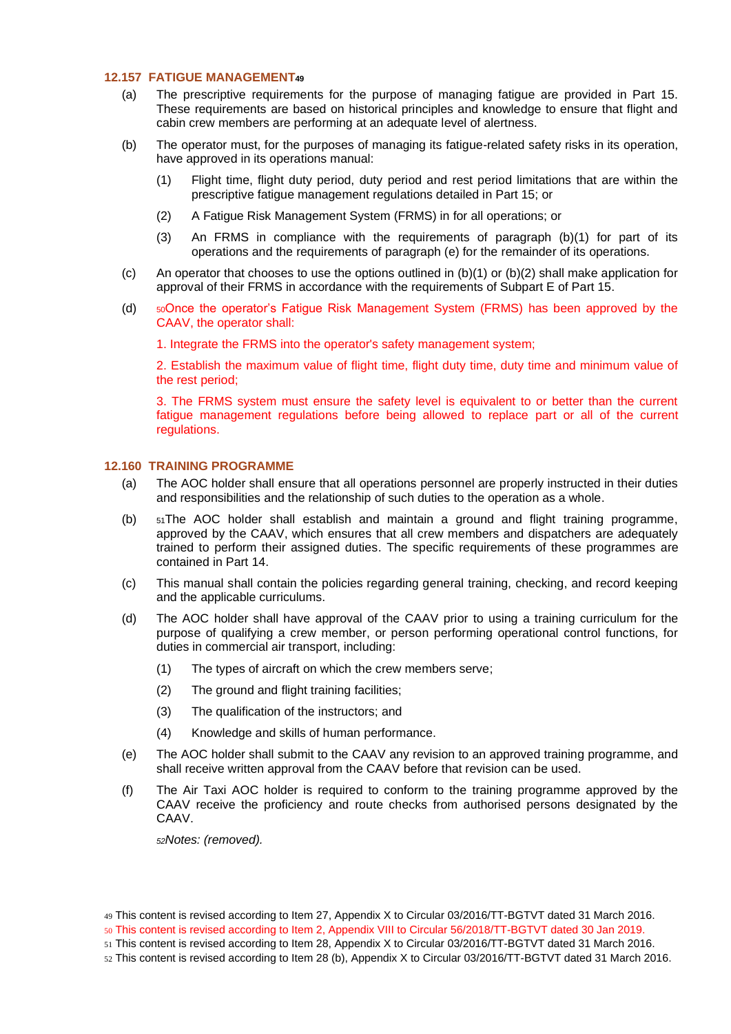### 12.157 FATIGUE MANAGEMENT[49]

(a) The prescriptive requirements for the purpose of managing fatigue are provided in Part 15. These requirements are based on historical principles and knowledge to ensure that flight and cabin crew members are performing at an adequate level of alertness.

(b) The operator must, for the purposes of managing its fatigue-related safety risks in its operation, have approved in its operations manual:

(1) Flight time, flight duty period, duty period and rest period limitations that are within the prescriptive fatigue management regulations detailed in Part 15; or

(2) A Fatigue Risk Management System (FRMS) in for all operations; or

(3) An FRMS in compliance with the requirements of paragraph (b)(1) for part of its operations and the requirements of paragraph (e) for the remainder of its operations.

(c) An operator that chooses to use the options outlined in (b)(1) or (b)(2) shall make application for approval of their FRMS in accordance with the requirements of Subpart E of Part 15.

(d) [50]Once the operator's Fatigue Risk Management System (FRMS) has been approved by the CAAV, the operator shall:

1. Integrate the FRMS into the operator's safety management system;

2. Establish the maximum value of flight time, flight duty time, duty time and minimum value of the rest period;

3. The FRMS system must ensure the safety level is equivalent to or better than the current fatigue management regulations before being allowed to replace part or all of the current regulations.

### 12.160 TRAINING PROGRAMME

(a) The AOC holder shall ensure that all operations personnel are properly instructed in their duties and responsibilities and the relationship of such duties to the operation as a whole.

(b) [51]The AOC holder shall establish and maintain a ground and flight training programme, approved by the CAAV, which ensures that all crew members and dispatchers are adequately trained to perform their assigned duties. The specific requirements of these programmes are contained in Part 14.

(c) This manual shall contain the policies regarding general training, checking, and record keeping and the applicable curriculums.

(d) The AOC holder shall have approval of the CAAV prior to using a training curriculum for the purpose of qualifying a crew member, or person performing operational control functions, for duties in commercial air transport, including:

(1) The types of aircraft on which the crew members serve;

(2) The ground and flight training facilities;

(3) The qualification of the instructors; and

(4) Knowledge and skills of human performance.

(e) The AOC holder shall submit to the CAAV any revision to an approved training programme, and shall receive written approval from the CAAV before that revision can be used.

(f) The Air Taxi AOC holder is required to conform to the training programme approved by the CAAV receive the proficiency and route checks from authorised persons designated by the CAAV.

[52]*Notes: (removed).*

---

[49] This content is revised according to Item 27, Appendix X to Circular 03/2016/TT-BGTVT dated 31 March 2016.

[50] This content is revised according to Item 2, Appendix VIII to Circular 56/2018/TT-BGTVT dated 30 Jan 2019.

[51] This content is revised according to Item 28, Appendix X to Circular 03/2016/TT-BGTVT dated 31 March 2016.

[52] This content is revised according to Item 28 (b), Appendix X to Circular 03/2016/TT-BGTVT dated 31 March 2016.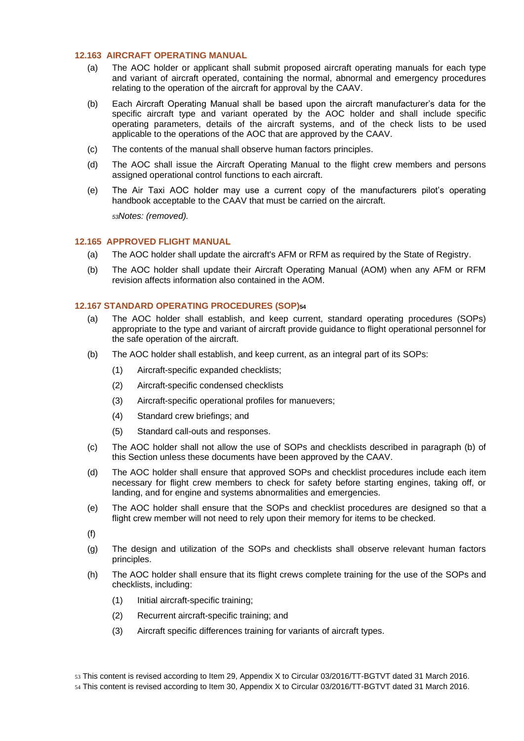### 12.163 AIRCRAFT OPERATING MANUAL

(a) The AOC holder or applicant shall submit proposed aircraft operating manuals for each type and variant of aircraft operated, containing the normal, abnormal and emergency procedures relating to the operation of the aircraft for approval by the CAAV.

(b) Each Aircraft Operating Manual shall be based upon the aircraft manufacturer's data for the specific aircraft type and variant operated by the AOC holder and shall include specific operating parameters, details of the aircraft systems, and of the check lists to be used applicable to the operations of the AOC that are approved by the CAAV.

(c) The contents of the manual shall observe human factors principles.

(d) The AOC shall issue the Aircraft Operating Manual to the flight crew members and persons assigned operational control functions to each aircraft.

(e) The Air Taxi AOC holder may use a current copy of the manufacturers pilot's operating handbook acceptable to the CAAV that must be carried on the aircraft.

[53]*Notes: (removed).*

### 12.165 APPROVED FLIGHT MANUAL

(a) The AOC holder shall update the aircraft's AFM or RFM as required by the State of Registry.

(b) The AOC holder shall update their Aircraft Operating Manual (AOM) when any AFM or RFM revision affects information also contained in the AOM.

### 12.167 STANDARD OPERATING PROCEDURES (SOP)[54]

(a) The AOC holder shall establish, and keep current, standard operating procedures (SOPs) appropriate to the type and variant of aircraft provide guidance to flight operational personnel for the safe operation of the aircraft.

(b) The AOC holder shall establish, and keep current, as an integral part of its SOPs:

   (1) Aircraft-specific expanded checklists;

   (2) Aircraft-specific condensed checklists

   (3) Aircraft-specific operational profiles for manuevers;

   (4) Standard crew briefings; and

   (5) Standard call-outs and responses.

(c) The AOC holder shall not allow the use of SOPs and checklists described in paragraph (b) of this Section unless these documents have been approved by the CAAV.

(d) The AOC holder shall ensure that approved SOPs and checklist procedures include each item necessary for flight crew members to check for safety before starting engines, taking off, or landing, and for engine and systems abnormalities and emergencies.

(e) The AOC holder shall ensure that the SOPs and checklist procedures are designed so that a flight crew member will not need to rely upon their memory for items to be checked.

(f)

(g) The design and utilization of the SOPs and checklists shall observe relevant human factors principles.

(h) The AOC holder shall ensure that its flight crews complete training for the use of the SOPs and checklists, including:

   (1) Initial aircraft-specific training;

   (2) Recurrent aircraft-specific training; and

   (3) Aircraft specific differences training for variants of aircraft types.

---

[53] This content is revised according to Item 29, Appendix X to Circular 03/2016/TT-BGTVT dated 31 March 2016.

[54] This content is revised according to Item 30, Appendix X to Circular 03/2016/TT-BGTVT dated 31 March 2016.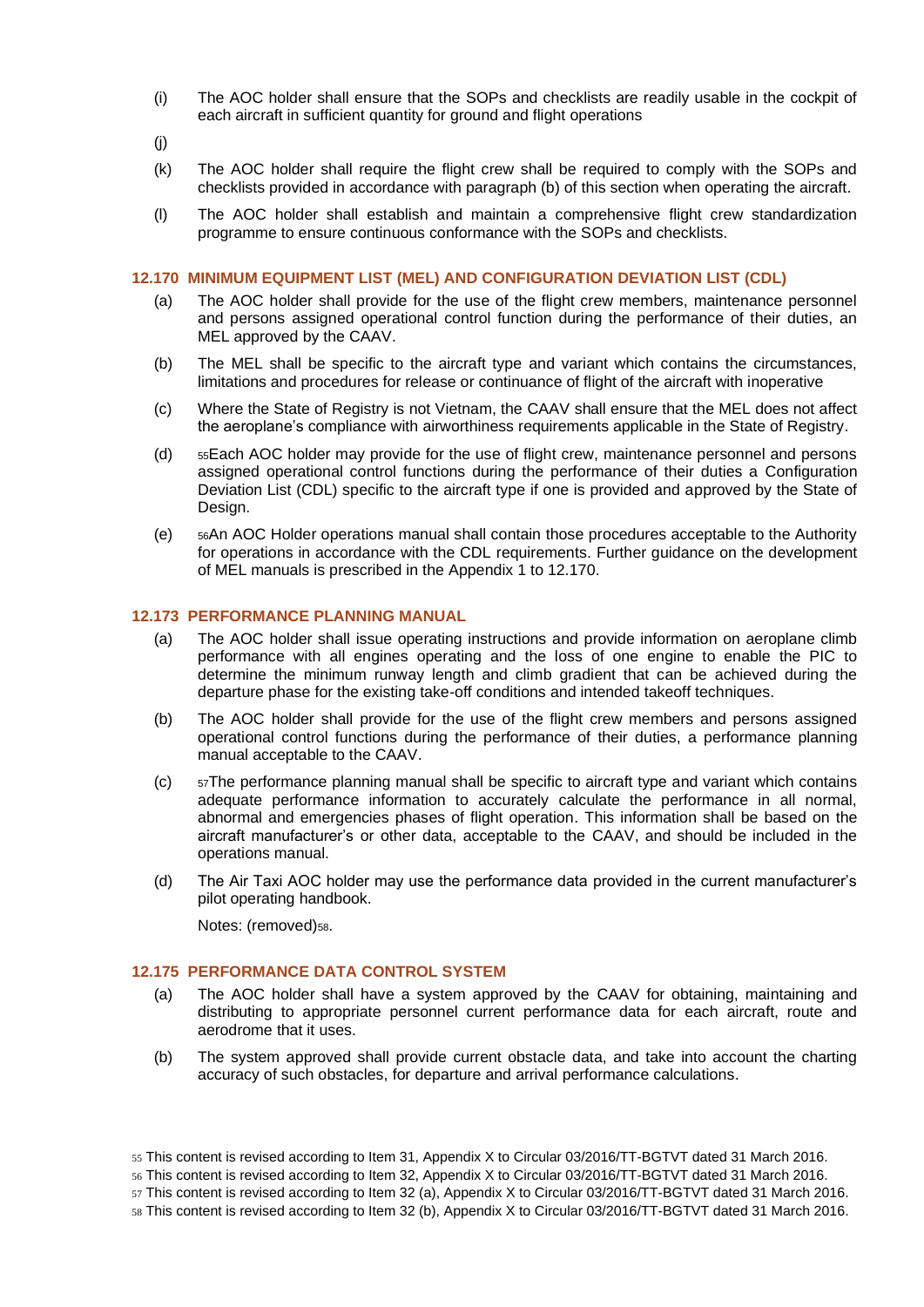(i) The AOC holder shall ensure that the SOPs and checklists are readily usable in the cockpit of each aircraft in sufficient quantity for ground and flight operations

(j)

(k) The AOC holder shall require the flight crew shall be required to comply with the SOPs and checklists provided in accordance with paragraph (b) of this section when operating the aircraft.

(l) The AOC holder shall establish and maintain a comprehensive flight crew standardization programme to ensure continuous conformance with the SOPs and checklists.

### 12.170 MINIMUM EQUIPMENT LIST (MEL) AND CONFIGURATION DEVIATION LIST (CDL)

(a) The AOC holder shall provide for the use of the flight crew members, maintenance personnel and persons assigned operational control function during the performance of their duties, an MEL approved by the CAAV.

(b) The MEL shall be specific to the aircraft type and variant which contains the circumstances, limitations and procedures for release or continuance of flight of the aircraft with inoperative

(c) Where the State of Registry is not Vietnam, the CAAV shall ensure that the MEL does not affect the aeroplane's compliance with airworthiness requirements applicable in the State of Registry.

(d) [55]Each AOC holder may provide for the use of flight crew, maintenance personnel and persons assigned operational control functions during the performance of their duties a Configuration Deviation List (CDL) specific to the aircraft type if one is provided and approved by the State of Design.

(e) [56]An AOC Holder operations manual shall contain those procedures acceptable to the Authority for operations in accordance with the CDL requirements. Further guidance on the development of MEL manuals is prescribed in the Appendix 1 to 12.170.

### 12.173 PERFORMANCE PLANNING MANUAL

(a) The AOC holder shall issue operating instructions and provide information on aeroplane climb performance with all engines operating and the loss of one engine to enable the PIC to determine the minimum runway length and climb gradient that can be achieved during the departure phase for the existing take-off conditions and intended takeoff techniques.

(b) The AOC holder shall provide for the use of the flight crew members and persons assigned operational control functions during the performance of their duties, a performance planning manual acceptable to the CAAV.

(c) [57]The performance planning manual shall be specific to aircraft type and variant which contains adequate performance information to accurately calculate the performance in all normal, abnormal and emergencies phases of flight operation. This information shall be based on the aircraft manufacturer's or other data, acceptable to the CAAV, and should be included in the operations manual.

(d) The Air Taxi AOC holder may use the performance data provided in the current manufacturer's pilot operating handbook.

Notes: (removed)[58].

### 12.175 PERFORMANCE DATA CONTROL SYSTEM

(a) The AOC holder shall have a system approved by the CAAV for obtaining, maintaining and distributing to appropriate personnel current performance data for each aircraft, route and aerodrome that it uses.

(b) The system approved shall provide current obstacle data, and take into account the charting accuracy of such obstacles, for departure and arrival performance calculations.

---

[55] This content is revised according to Item 31, Appendix X to Circular 03/2016/TT-BGTVT dated 31 March 2016.

[56] This content is revised according to Item 32, Appendix X to Circular 03/2016/TT-BGTVT dated 31 March 2016.

[57] This content is revised according to Item 32 (a), Appendix X to Circular 03/2016/TT-BGTVT dated 31 March 2016.

[58] This content is revised according to Item 32 (b), Appendix X to Circular 03/2016/TT-BGTVT dated 31 March 2016.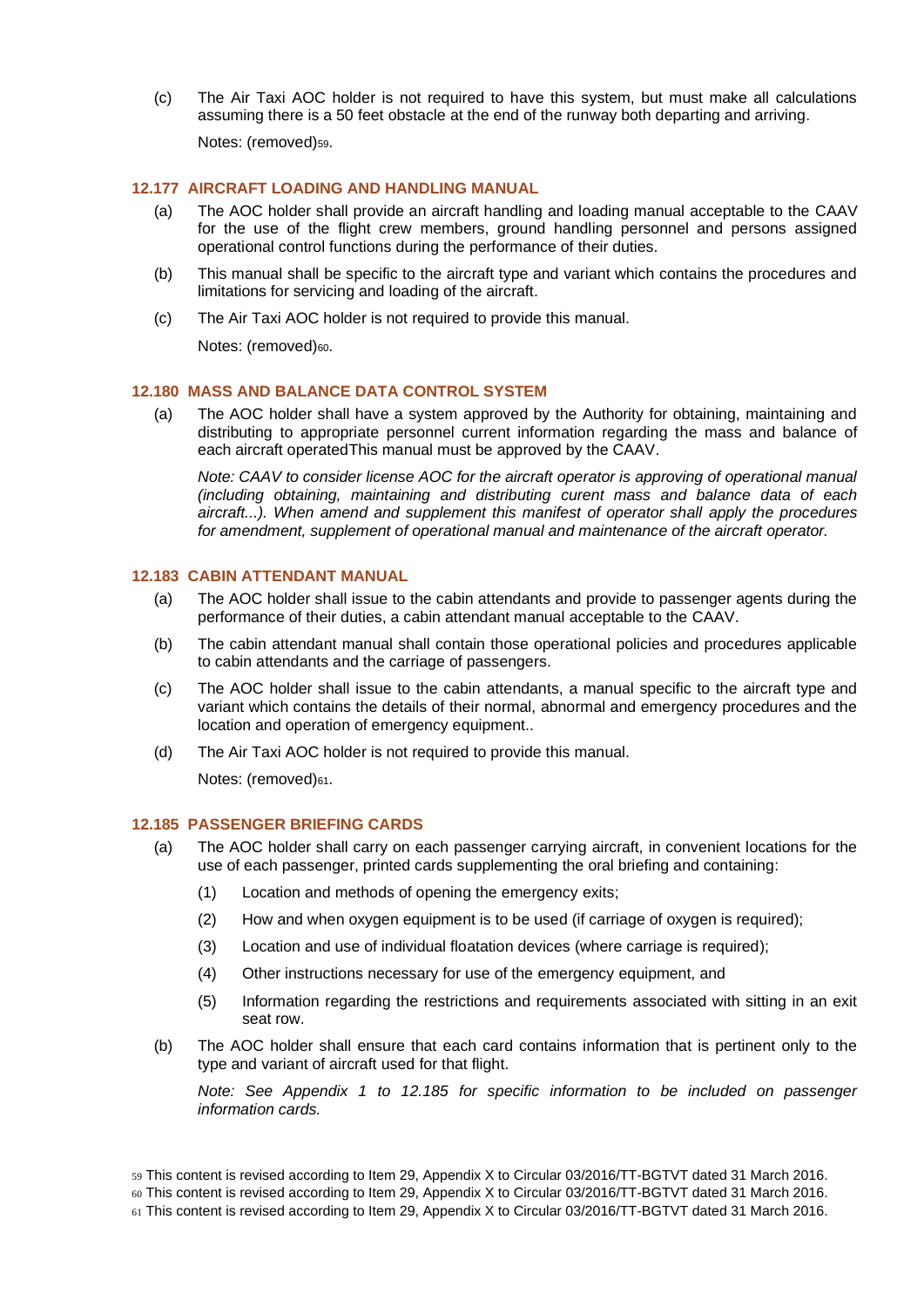(c) The Air Taxi AOC holder is not required to have this system, but must make all calculations assuming there is a 50 feet obstacle at the end of the runway both departing and arriving.

Notes: (removed)[59].

### 12.177 AIRCRAFT LOADING AND HANDLING MANUAL

(a) The AOC holder shall provide an aircraft handling and loading manual acceptable to the CAAV for the use of the flight crew members, ground handling personnel and persons assigned operational control functions during the performance of their duties.

(b) This manual shall be specific to the aircraft type and variant which contains the procedures and limitations for servicing and loading of the aircraft.

(c) The Air Taxi AOC holder is not required to provide this manual.

Notes: (removed)[60].

### 12.180 MASS AND BALANCE DATA CONTROL SYSTEM

(a) The AOC holder shall have a system approved by the Authority for obtaining, maintaining and distributing to appropriate personnel current information regarding the mass and balance of each aircraft operatedThis manual must be approved by the CAAV.

*Note: CAAV to consider license AOC for the aircraft operator is approving of operational manual (including obtaining, maintaining and distributing curent mass and balance data of each aircraft...). When amend and supplement this manifest of operator shall apply the procedures for amendment, supplement of operational manual and maintenance of the aircraft operator.*

### 12.183 CABIN ATTENDANT MANUAL

(a) The AOC holder shall issue to the cabin attendants and provide to passenger agents during the performance of their duties, a cabin attendant manual acceptable to the CAAV.

(b) The cabin attendant manual shall contain those operational policies and procedures applicable to cabin attendants and the carriage of passengers.

(c) The AOC holder shall issue to the cabin attendants, a manual specific to the aircraft type and variant which contains the details of their normal, abnormal and emergency procedures and the location and operation of emergency equipment..

(d) The Air Taxi AOC holder is not required to provide this manual.

Notes: (removed)[61].

### 12.185 PASSENGER BRIEFING CARDS

(a) The AOC holder shall carry on each passenger carrying aircraft, in convenient locations for the use of each passenger, printed cards supplementing the oral briefing and containing:

(1) Location and methods of opening the emergency exits;

(2) How and when oxygen equipment is to be used (if carriage of oxygen is required);

(3) Location and use of individual floatation devices (where carriage is required);

(4) Other instructions necessary for use of the emergency equipment, and

(5) Information regarding the restrictions and requirements associated with sitting in an exit seat row.

(b) The AOC holder shall ensure that each card contains information that is pertinent only to the type and variant of aircraft used for that flight.

*Note: See Appendix 1 to 12.185 for specific information to be included on passenger information cards.*

---

[59] This content is revised according to Item 29, Appendix X to Circular 03/2016/TT-BGTVT dated 31 March 2016.

[60] This content is revised according to Item 29, Appendix X to Circular 03/2016/TT-BGTVT dated 31 March 2016.

[61] This content is revised according to Item 29, Appendix X to Circular 03/2016/TT-BGTVT dated 31 March 2016.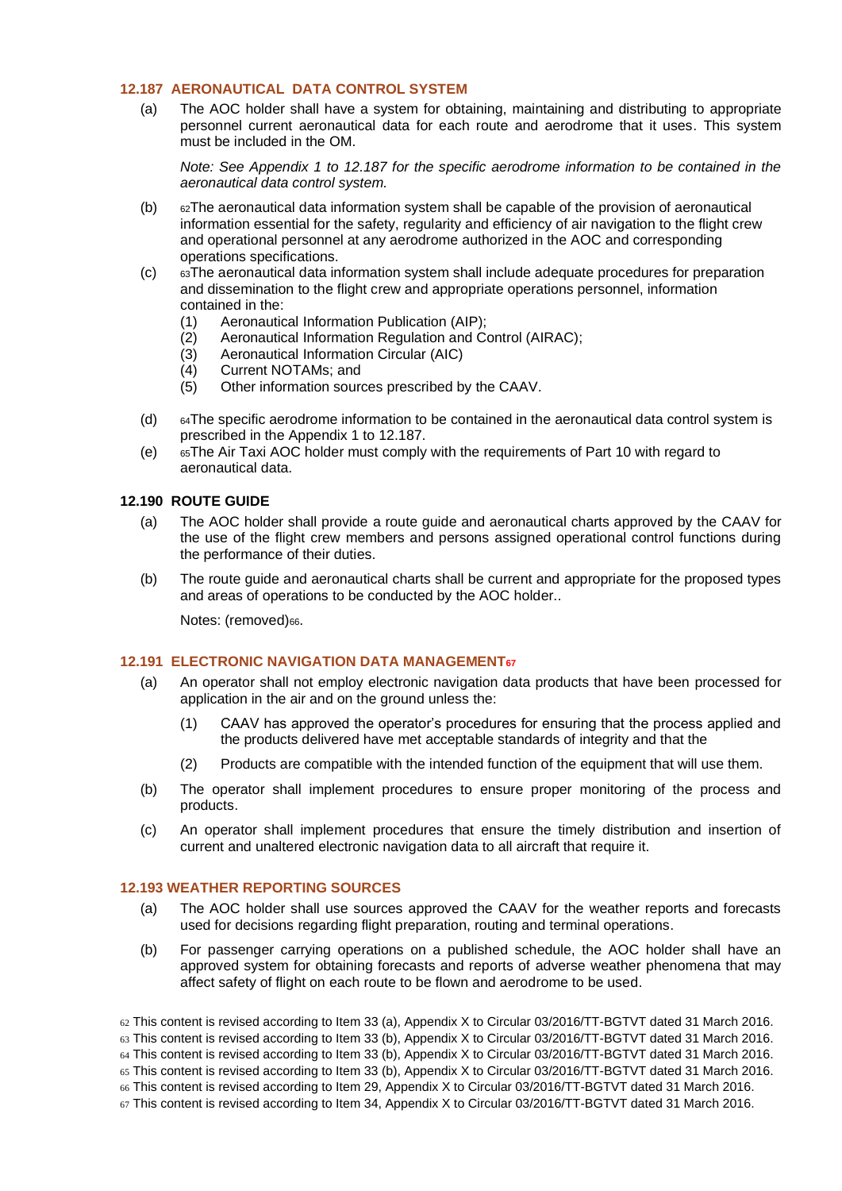### 12.187 AERONAUTICAL DATA CONTROL SYSTEM

(a) The AOC holder shall have a system for obtaining, maintaining and distributing to appropriate personnel current aeronautical data for each route and aerodrome that it uses. This system must be included in the OM.

*Note: See Appendix 1 to 12.187 for the specific aerodrome information to be contained in the aeronautical data control system.*

(b) [62]The aeronautical data information system shall be capable of the provision of aeronautical information essential for the safety, regularity and efficiency of air navigation to the flight crew and operational personnel at any aerodrome authorized in the AOC and corresponding operations specifications.

(c) [63]The aeronautical data information system shall include adequate procedures for preparation and dissemination to the flight crew and appropriate operations personnel, information contained in the:

(1) Aeronautical Information Publication (AIP);
(2) Aeronautical Information Regulation and Control (AIRAC);
(3) Aeronautical Information Circular (AIC)
(4) Current NOTAMs; and
(5) Other information sources prescribed by the CAAV.

(d) [64]The specific aerodrome information to be contained in the aeronautical data control system is prescribed in the Appendix 1 to 12.187.

(e) [65]The Air Taxi AOC holder must comply with the requirements of Part 10 with regard to aeronautical data.

### 12.190 ROUTE GUIDE

(a) The AOC holder shall provide a route guide and aeronautical charts approved by the CAAV for the use of the flight crew members and persons assigned operational control functions during the performance of their duties.

(b) The route guide and aeronautical charts shall be current and appropriate for the proposed types and areas of operations to be conducted by the AOC holder..

Notes: (removed)[66].

### 12.191 ELECTRONIC NAVIGATION DATA MANAGEMENT[67]

(a) An operator shall not employ electronic navigation data products that have been processed for application in the air and on the ground unless the:

(1) CAAV has approved the operator's procedures for ensuring that the process applied and the products delivered have met acceptable standards of integrity and that the

(2) Products are compatible with the intended function of the equipment that will use them.

(b) The operator shall implement procedures to ensure proper monitoring of the process and products.

(c) An operator shall implement procedures that ensure the timely distribution and insertion of current and unaltered electronic navigation data to all aircraft that require it.

### 12.193 WEATHER REPORTING SOURCES

(a) The AOC holder shall use sources approved the CAAV for the weather reports and forecasts used for decisions regarding flight preparation, routing and terminal operations.

(b) For passenger carrying operations on a published schedule, the AOC holder shall have an approved system for obtaining forecasts and reports of adverse weather phenomena that may affect safety of flight on each route to be flown and aerodrome to be used.

---

[62] This content is revised according to Item 33 (a), Appendix X to Circular 03/2016/TT-BGTVT dated 31 March 2016.
[63] This content is revised according to Item 33 (b), Appendix X to Circular 03/2016/TT-BGTVT dated 31 March 2016.
[64] This content is revised according to Item 33 (b), Appendix X to Circular 03/2016/TT-BGTVT dated 31 March 2016.
[65] This content is revised according to Item 33 (b), Appendix X to Circular 03/2016/TT-BGTVT dated 31 March 2016.
[66] This content is revised according to Item 29, Appendix X to Circular 03/2016/TT-BGTVT dated 31 March 2016.
[67] This content is revised according to Item 34, Appendix X to Circular 03/2016/TT-BGTVT dated 31 March 2016.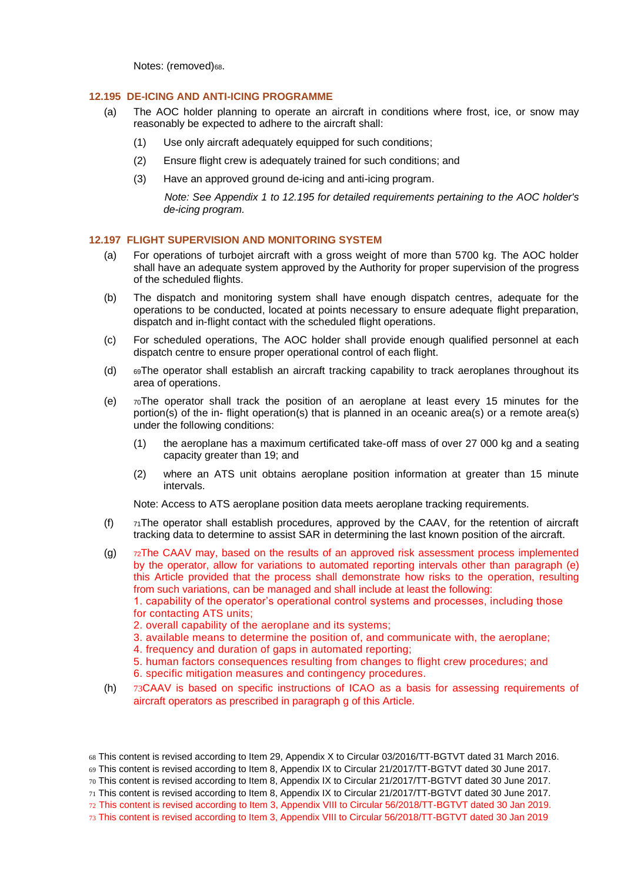Notes: (removed)[68].

### 12.195 DE-ICING AND ANTI-ICING PROGRAMME

(a) The AOC holder planning to operate an aircraft in conditions where frost, ice, or snow may reasonably be expected to adhere to the aircraft shall:

(1) Use only aircraft adequately equipped for such conditions;

(2) Ensure flight crew is adequately trained for such conditions; and

(3) Have an approved ground de-icing and anti-icing program.

*Note: See Appendix 1 to 12.195 for detailed requirements pertaining to the AOC holder's de-icing program.*

### 12.197 FLIGHT SUPERVISION AND MONITORING SYSTEM

(a) For operations of turbojet aircraft with a gross weight of more than 5700 kg. The AOC holder shall have an adequate system approved by the Authority for proper supervision of the progress of the scheduled flights.

(b) The dispatch and monitoring system shall have enough dispatch centres, adequate for the operations to be conducted, located at points necessary to ensure adequate flight preparation, dispatch and in-flight contact with the scheduled flight operations.

(c) For scheduled operations, The AOC holder shall provide enough qualified personnel at each dispatch centre to ensure proper operational control of each flight.

(d) [69]The operator shall establish an aircraft tracking capability to track aeroplanes throughout its area of operations.

(e) [70]The operator shall track the position of an aeroplane at least every 15 minutes for the portion(s) of the in- flight operation(s) that is planned in an oceanic area(s) or a remote area(s) under the following conditions:

(1) the aeroplane has a maximum certificated take-off mass of over 27 000 kg and a seating capacity greater than 19; and

(2) where an ATS unit obtains aeroplane position information at greater than 15 minute intervals.

Note: Access to ATS aeroplane position data meets aeroplane tracking requirements.

(f) [71]The operator shall establish procedures, approved by the CAAV, for the retention of aircraft tracking data to determine to assist SAR in determining the last known position of the aircraft.

(g) [72]The CAAV may, based on the results of an approved risk assessment process implemented by the operator, allow for variations to automated reporting intervals other than paragraph (e) this Article provided that the process shall demonstrate how risks to the operation, resulting from such variations, can be managed and shall include at least the following:
1. capability of the operator's operational control systems and processes, including those for contacting ATS units;
2. overall capability of the aeroplane and its systems;
3. available means to determine the position of, and communicate with, the aeroplane;
4. frequency and duration of gaps in automated reporting;
5. human factors consequences resulting from changes to flight crew procedures; and
6. specific mitigation measures and contingency procedures.

(h) [73]CAAV is based on specific instructions of ICAO as a basis for assessing requirements of aircraft operators as prescribed in paragraph g of this Article.

---

[68] This content is revised according to Item 29, Appendix X to Circular 03/2016/TT-BGTVT dated 31 March 2016.

[69] This content is revised according to Item 8, Appendix IX to Circular 21/2017/TT-BGTVT dated 30 June 2017.

[70] This content is revised according to Item 8, Appendix IX to Circular 21/2017/TT-BGTVT dated 30 June 2017.

[71] This content is revised according to Item 8, Appendix IX to Circular 21/2017/TT-BGTVT dated 30 June 2017.

[72] This content is revised according to Item 3, Appendix VIII to Circular 56/2018/TT-BGTVT dated 30 Jan 2019.

[73] This content is revised according to Item 3, Appendix VIII to Circular 56/2018/TT-BGTVT dated 30 Jan 2019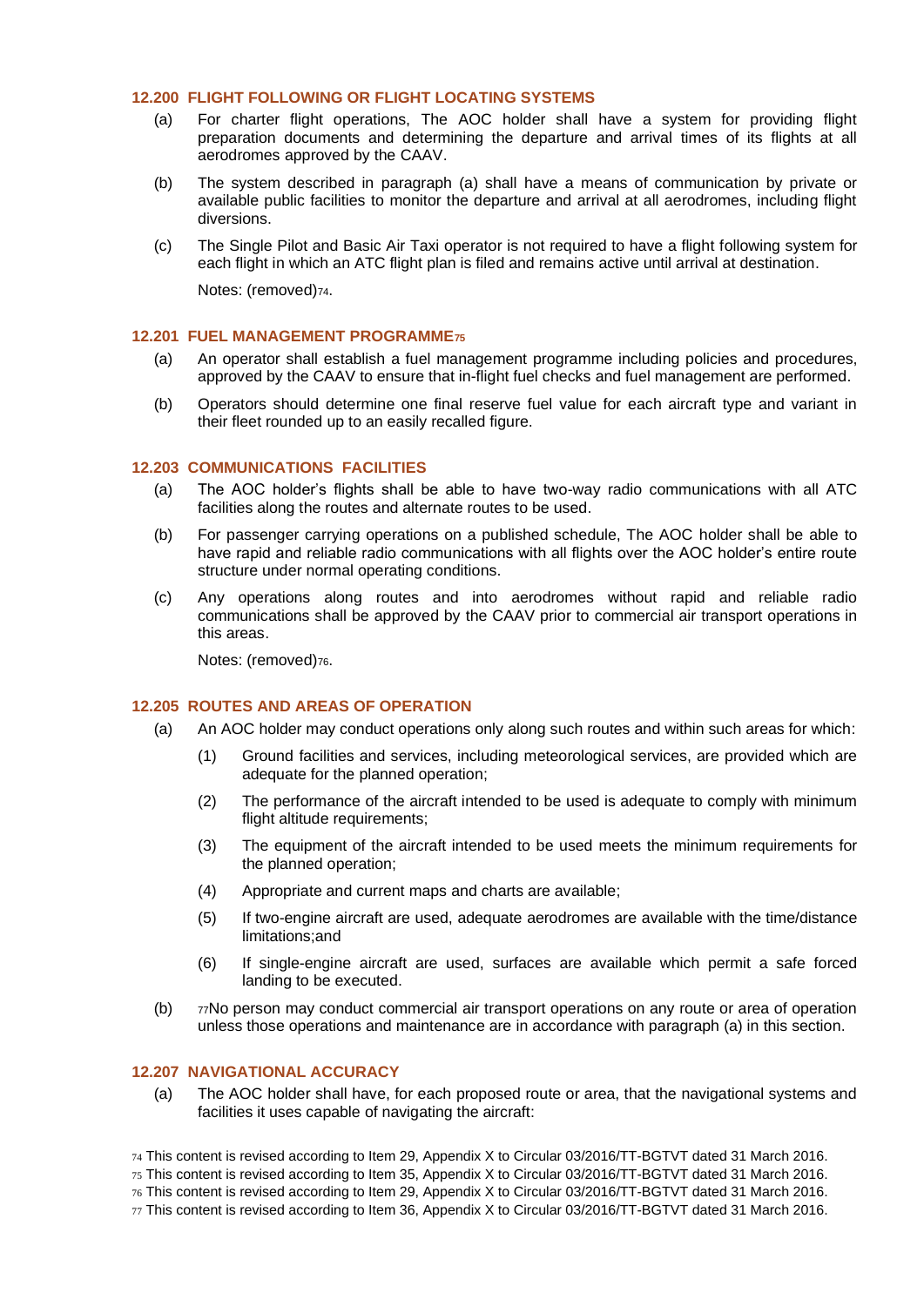### 12.200 FLIGHT FOLLOWING OR FLIGHT LOCATING SYSTEMS

(a) For charter flight operations, The AOC holder shall have a system for providing flight preparation documents and determining the departure and arrival times of its flights at all aerodromes approved by the CAAV.

(b) The system described in paragraph (a) shall have a means of communication by private or available public facilities to monitor the departure and arrival at all aerodromes, including flight diversions.

(c) The Single Pilot and Basic Air Taxi operator is not required to have a flight following system for each flight in which an ATC flight plan is filed and remains active until arrival at destination.

Notes: (removed)[74].

### 12.201 FUEL MANAGEMENT PROGRAMME[75]

(a) An operator shall establish a fuel management programme including policies and procedures, approved by the CAAV to ensure that in-flight fuel checks and fuel management are performed.

(b) Operators should determine one final reserve fuel value for each aircraft type and variant in their fleet rounded up to an easily recalled figure.

### 12.203 COMMUNICATIONS FACILITIES

(a) The AOC holder's flights shall be able to have two-way radio communications with all ATC facilities along the routes and alternate routes to be used.

(b) For passenger carrying operations on a published schedule, The AOC holder shall be able to have rapid and reliable radio communications with all flights over the AOC holder's entire route structure under normal operating conditions.

(c) Any operations along routes and into aerodromes without rapid and reliable radio communications shall be approved by the CAAV prior to commercial air transport operations in this areas.

Notes: (removed)[76].

### 12.205 ROUTES AND AREAS OF OPERATION

(a) An AOC holder may conduct operations only along such routes and within such areas for which:

(1) Ground facilities and services, including meteorological services, are provided which are adequate for the planned operation;

(2) The performance of the aircraft intended to be used is adequate to comply with minimum flight altitude requirements;

(3) The equipment of the aircraft intended to be used meets the minimum requirements for the planned operation;

(4) Appropriate and current maps and charts are available;

(5) If two-engine aircraft are used, adequate aerodromes are available with the time/distance limitations;and

(6) If single-engine aircraft are used, surfaces are available which permit a safe forced landing to be executed.

(b) [77]No person may conduct commercial air transport operations on any route or area of operation unless those operations and maintenance are in accordance with paragraph (a) in this section.

### 12.207 NAVIGATIONAL ACCURACY

(a) The AOC holder shall have, for each proposed route or area, that the navigational systems and facilities it uses capable of navigating the aircraft:

[74] This content is revised according to Item 29, Appendix X to Circular 03/2016/TT-BGTVT dated 31 March 2016.
[75] This content is revised according to Item 35, Appendix X to Circular 03/2016/TT-BGTVT dated 31 March 2016.
[76] This content is revised according to Item 29, Appendix X to Circular 03/2016/TT-BGTVT dated 31 March 2016.
[77] This content is revised according to Item 36, Appendix X to Circular 03/2016/TT-BGTVT dated 31 March 2016.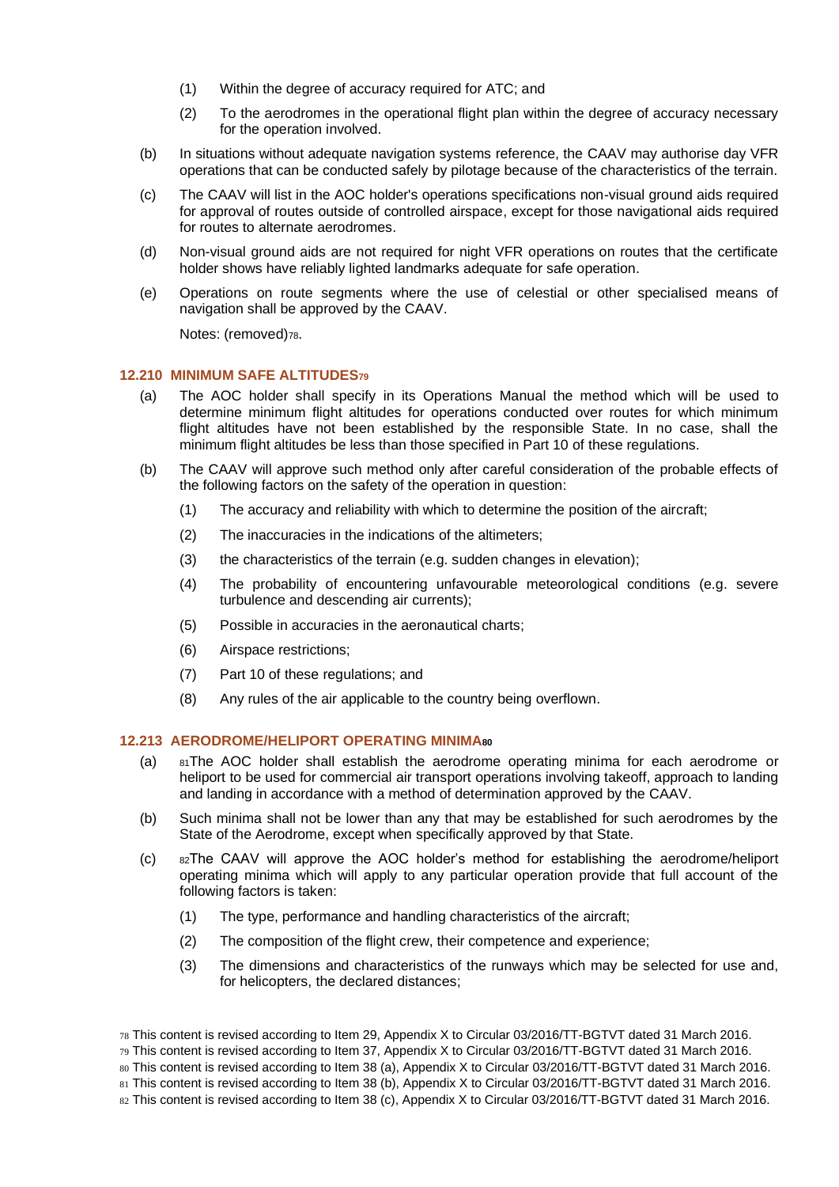(1) Within the degree of accuracy required for ATC; and

(2) To the aerodromes in the operational flight plan within the degree of accuracy necessary for the operation involved.

(b) In situations without adequate navigation systems reference, the CAAV may authorise day VFR operations that can be conducted safely by pilotage because of the characteristics of the terrain.

(c) The CAAV will list in the AOC holder's operations specifications non-visual ground aids required for approval of routes outside of controlled airspace, except for those navigational aids required for routes to alternate aerodromes.

(d) Non-visual ground aids are not required for night VFR operations on routes that the certificate holder shows have reliably lighted landmarks adequate for safe operation.

(e) Operations on route segments where the use of celestial or other specialised means of navigation shall be approved by the CAAV.

Notes: (removed)[78].

### 12.210 MINIMUM SAFE ALTITUDES[79]

(a) The AOC holder shall specify in its Operations Manual the method which will be used to determine minimum flight altitudes for operations conducted over routes for which minimum flight altitudes have not been established by the responsible State. In no case, shall the minimum flight altitudes be less than those specified in Part 10 of these regulations.

(b) The CAAV will approve such method only after careful consideration of the probable effects of the following factors on the safety of the operation in question:

(1) The accuracy and reliability with which to determine the position of the aircraft;

(2) The inaccuracies in the indications of the altimeters;

(3) the characteristics of the terrain (e.g. sudden changes in elevation);

(4) The probability of encountering unfavourable meteorological conditions (e.g. severe turbulence and descending air currents);

(5) Possible in accuracies in the aeronautical charts;

(6) Airspace restrictions;

(7) Part 10 of these regulations; and

(8) Any rules of the air applicable to the country being overflown.

### 12.213 AERODROME/HELIPORT OPERATING MINIMA[80]

(a) [81]The AOC holder shall establish the aerodrome operating minima for each aerodrome or heliport to be used for commercial air transport operations involving takeoff, approach to landing and landing in accordance with a method of determination approved by the CAAV.

(b) Such minima shall not be lower than any that may be established for such aerodromes by the State of the Aerodrome, except when specifically approved by that State.

(c) [82]The CAAV will approve the AOC holder's method for establishing the aerodrome/heliport operating minima which will apply to any particular operation provide that full account of the following factors is taken:

(1) The type, performance and handling characteristics of the aircraft;

(2) The composition of the flight crew, their competence and experience;

(3) The dimensions and characteristics of the runways which may be selected for use and, for helicopters, the declared distances;

---

[78] This content is revised according to Item 29, Appendix X to Circular 03/2016/TT-BGTVT dated 31 March 2016.

[79] This content is revised according to Item 37, Appendix X to Circular 03/2016/TT-BGTVT dated 31 March 2016.

[80] This content is revised according to Item 38 (a), Appendix X to Circular 03/2016/TT-BGTVT dated 31 March 2016.

[81] This content is revised according to Item 38 (b), Appendix X to Circular 03/2016/TT-BGTVT dated 31 March 2016.

[82] This content is revised according to Item 38 (c), Appendix X to Circular 03/2016/TT-BGTVT dated 31 March 2016.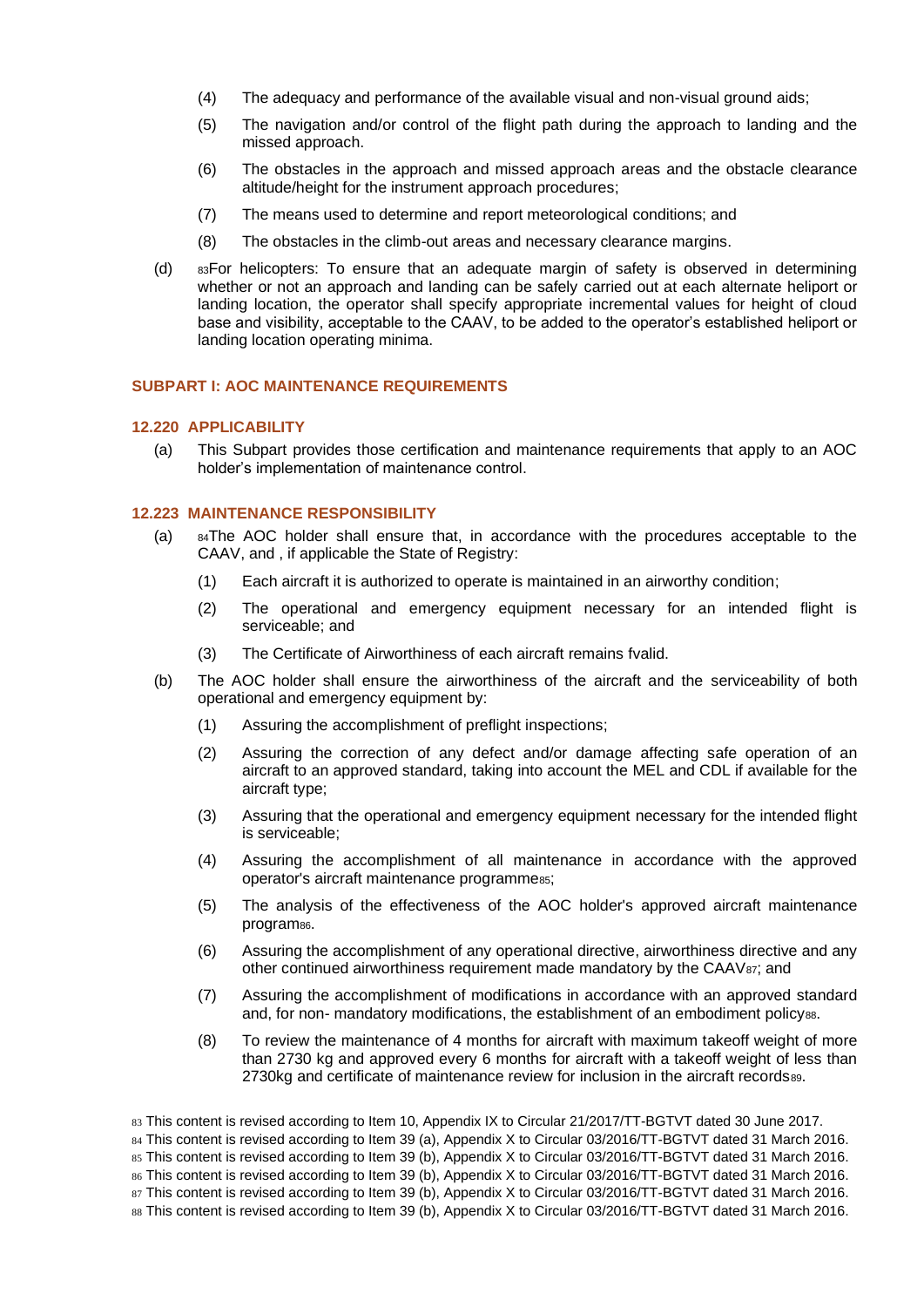(4) The adequacy and performance of the available visual and non-visual ground aids;

(5) The navigation and/or control of the flight path during the approach to landing and the missed approach.

(6) The obstacles in the approach and missed approach areas and the obstacle clearance altitude/height for the instrument approach procedures;

(7) The means used to determine and report meteorological conditions; and

(8) The obstacles in the climb-out areas and necessary clearance margins.

(d) [83]For helicopters: To ensure that an adequate margin of safety is observed in determining whether or not an approach and landing can be safely carried out at each alternate heliport or landing location, the operator shall specify appropriate incremental values for height of cloud base and visibility, acceptable to the CAAV, to be added to the operator's established heliport or landing location operating minima.

### SUBPART I: AOC MAINTENANCE REQUIREMENTS

#### 12.220 APPLICABILITY

(a) This Subpart provides those certification and maintenance requirements that apply to an AOC holder's implementation of maintenance control.

#### 12.223 MAINTENANCE RESPONSIBILITY

(a) [84]The AOC holder shall ensure that, in accordance with the procedures acceptable to the CAAV, and , if applicable the State of Registry:

(1) Each aircraft it is authorized to operate is maintained in an airworthy condition;

(2) The operational and emergency equipment necessary for an intended flight is serviceable; and

(3) The Certificate of Airworthiness of each aircraft remains fvalid.

(b) The AOC holder shall ensure the airworthiness of the aircraft and the serviceability of both operational and emergency equipment by:

(1) Assuring the accomplishment of preflight inspections;

(2) Assuring the correction of any defect and/or damage affecting safe operation of an aircraft to an approved standard, taking into account the MEL and CDL if available for the aircraft type;

(3) Assuring that the operational and emergency equipment necessary for the intended flight is serviceable;

(4) Assuring the accomplishment of all maintenance in accordance with the approved operator's aircraft maintenance programme[85];

(5) The analysis of the effectiveness of the AOC holder's approved aircraft maintenance program[86].

(6) Assuring the accomplishment of any operational directive, airworthiness directive and any other continued airworthiness requirement made mandatory by the CAAV[87]; and

(7) Assuring the accomplishment of modifications in accordance with an approved standard and, for non- mandatory modifications, the establishment of an embodiment policy[88].

(8) To review the maintenance of 4 months for aircraft with maximum takeoff weight of more than 2730 kg and approved every 6 months for aircraft with a takeoff weight of less than 2730kg and certificate of maintenance review for inclusion in the aircraft records[89].

[83] This content is revised according to Item 10, Appendix IX to Circular 21/2017/TT-BGTVT dated 30 June 2017.

[84] This content is revised according to Item 39 (a), Appendix X to Circular 03/2016/TT-BGTVT dated 31 March 2016.

[85] This content is revised according to Item 39 (b), Appendix X to Circular 03/2016/TT-BGTVT dated 31 March 2016.

[86] This content is revised according to Item 39 (b), Appendix X to Circular 03/2016/TT-BGTVT dated 31 March 2016.

[87] This content is revised according to Item 39 (b), Appendix X to Circular 03/2016/TT-BGTVT dated 31 March 2016.

[88] This content is revised according to Item 39 (b), Appendix X to Circular 03/2016/TT-BGTVT dated 31 March 2016.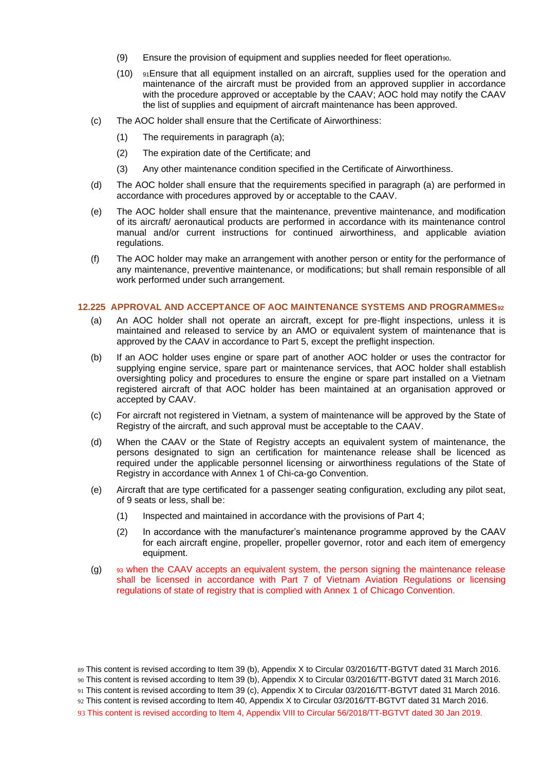(9) Ensure the provision of equipment and supplies needed for fleet operation[90].

(10) [91]Ensure that all equipment installed on an aircraft, supplies used for the operation and maintenance of the aircraft must be provided from an approved supplier in accordance with the procedure approved or acceptable by the CAAV; AOC hold may notify the CAAV the list of supplies and equipment of aircraft maintenance has been approved.

(c) The AOC holder shall ensure that the Certificate of Airworthiness:

(1) The requirements in paragraph (a);

(2) The expiration date of the Certificate; and

(3) Any other maintenance condition specified in the Certificate of Airworthiness.

(d) The AOC holder shall ensure that the requirements specified in paragraph (a) are performed in accordance with procedures approved by or acceptable to the CAAV.

(e) The AOC holder shall ensure that the maintenance, preventive maintenance, and modification of its aircraft/ aeronautical products are performed in accordance with its maintenance control manual and/or current instructions for continued airworthiness, and applicable aviation regulations.

(f) The AOC holder may make an arrangement with another person or entity for the performance of any maintenance, preventive maintenance, or modifications; but shall remain responsible of all work performed under such arrangement.

### 12.225 APPROVAL AND ACCEPTANCE OF AOC MAINTENANCE SYSTEMS AND PROGRAMMES[92]

(a) An AOC holder shall not operate an aircraft, except for pre-flight inspections, unless it is maintained and released to service by an AMO or equivalent system of maintenance that is approved by the CAAV in accordance to Part 5, except the preflight inspection.

(b) If an AOC holder uses engine or spare part of another AOC holder or uses the contractor for supplying engine service, spare part or maintenance services, that AOC holder shall establish oversighting policy and procedures to ensure the engine or spare part installed on a Vietnam registered aircraft of that AOC holder has been maintained at an organisation approved or accepted by CAAV.

(c) For aircraft not registered in Vietnam, a system of maintenance will be approved by the State of Registry of the aircraft, and such approval must be acceptable to the CAAV.

(d) When the CAAV or the State of Registry accepts an equivalent system of maintenance, the persons designated to sign an certification for maintenance release shall be licenced as required under the applicable personnel licensing or airworthiness regulations of the State of Registry in accordance with Annex 1 of Chi-ca-go Convention.

(e) Aircraft that are type certificated for a passenger seating configuration, excluding any pilot seat, of 9 seats or less, shall be:

(1) Inspected and maintained in accordance with the provisions of Part 4;

(2) In accordance with the manufacturer's maintenance programme approved by the CAAV for each aircraft engine, propeller, propeller governor, rotor and each item of emergency equipment.

(g) [93] when the CAAV accepts an equivalent system, the person signing the maintenance release shall be licensed in accordance with Part 7 of Vietnam Aviation Regulations or licensing regulations of state of registry that is complied with Annex 1 of Chicago Convention.

---

[89] This content is revised according to Item 39 (b), Appendix X to Circular 03/2016/TT-BGTVT dated 31 March 2016.

[90] This content is revised according to Item 39 (b), Appendix X to Circular 03/2016/TT-BGTVT dated 31 March 2016.

[91] This content is revised according to Item 39 (c), Appendix X to Circular 03/2016/TT-BGTVT dated 31 March 2016.

[92] This content is revised according to Item 40, Appendix X to Circular 03/2016/TT-BGTVT dated 31 March 2016.

[93] This content is revised according to Item 4, Appendix VIII to Circular 56/2018/TT-BGTVT dated 30 Jan 2019.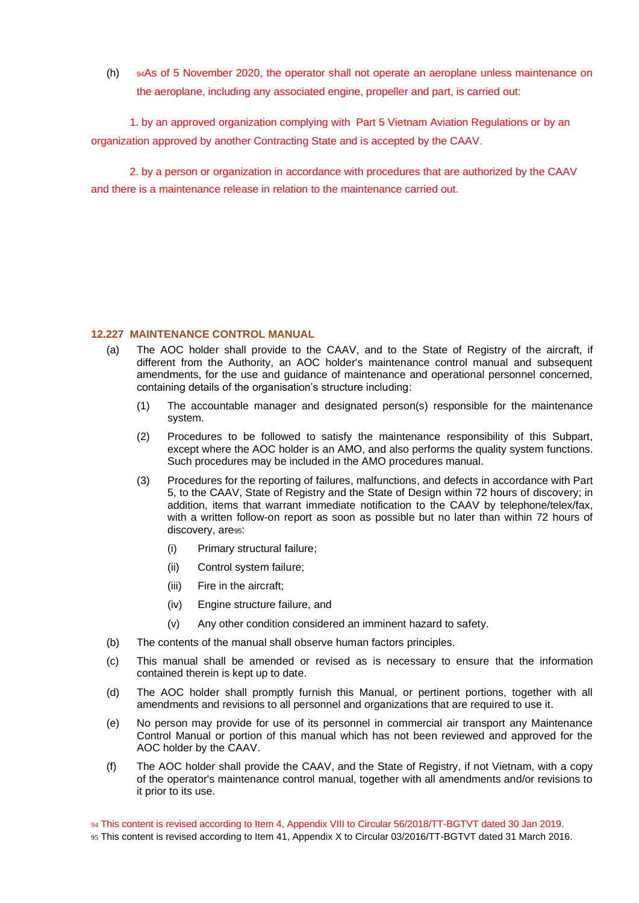(h) [94]As of 5 November 2020, the operator shall not operate an aeroplane unless maintenance on the aeroplane, including any associated engine, propeller and part, is carried out:

1. by an approved organization complying with Part 5 Vietnam Aviation Regulations or by an organization approved by another Contracting State and is accepted by the CAAV.

2. by a person or organization in accordance with procedures that are authorized by the CAAV and there is a maintenance release in relation to the maintenance carried out.

### 12.227 MAINTENANCE CONTROL MANUAL

(a) The AOC holder shall provide to the CAAV, and to the State of Registry of the aircraft, if different from the Authority, an AOC holder's maintenance control manual and subsequent amendments, for the use and guidance of maintenance and operational personnel concerned, containing details of the organisation's structure including:

(1) The accountable manager and designated person(s) responsible for the maintenance system.

(2) Procedures to be followed to satisfy the maintenance responsibility of this Subpart, except where the AOC holder is an AMO, and also performs the quality system functions. Such procedures may be included in the AMO procedures manual.

(3) Procedures for the reporting of failures, malfunctions, and defects in accordance with Part 5, to the CAAV, State of Registry and the State of Design within 72 hours of discovery; in addition, items that warrant immediate notification to the CAAV by telephone/telex/fax, with a written follow-on report as soon as possible but no later than within 72 hours of discovery, are[95]:

(i) Primary structural failure;

(ii) Control system failure;

(iii) Fire in the aircraft;

(iv) Engine structure failure, and

(v) Any other condition considered an imminent hazard to safety.

(b) The contents of the manual shall observe human factors principles.

(c) This manual shall be amended or revised as is necessary to ensure that the information contained therein is kept up to date.

(d) The AOC holder shall promptly furnish this Manual, or pertinent portions, together with all amendments and revisions to all personnel and organizations that are required to use it.

(e) No person may provide for use of its personnel in commercial air transport any Maintenance Control Manual or portion of this manual which has not been reviewed and approved for the AOC holder by the CAAV.

(f) The AOC holder shall provide the CAAV, and the State of Registry, if not Vietnam, with a copy of the operator's maintenance control manual, together with all amendments and/or revisions to it prior to its use.

[94] This content is revised according to Item 4, Appendix VIII to Circular 56/2018/TT-BGTVT dated 30 Jan 2019.

[95] This content is revised according to Item 41, Appendix X to Circular 03/2016/TT-BGTVT dated 31 March 2016.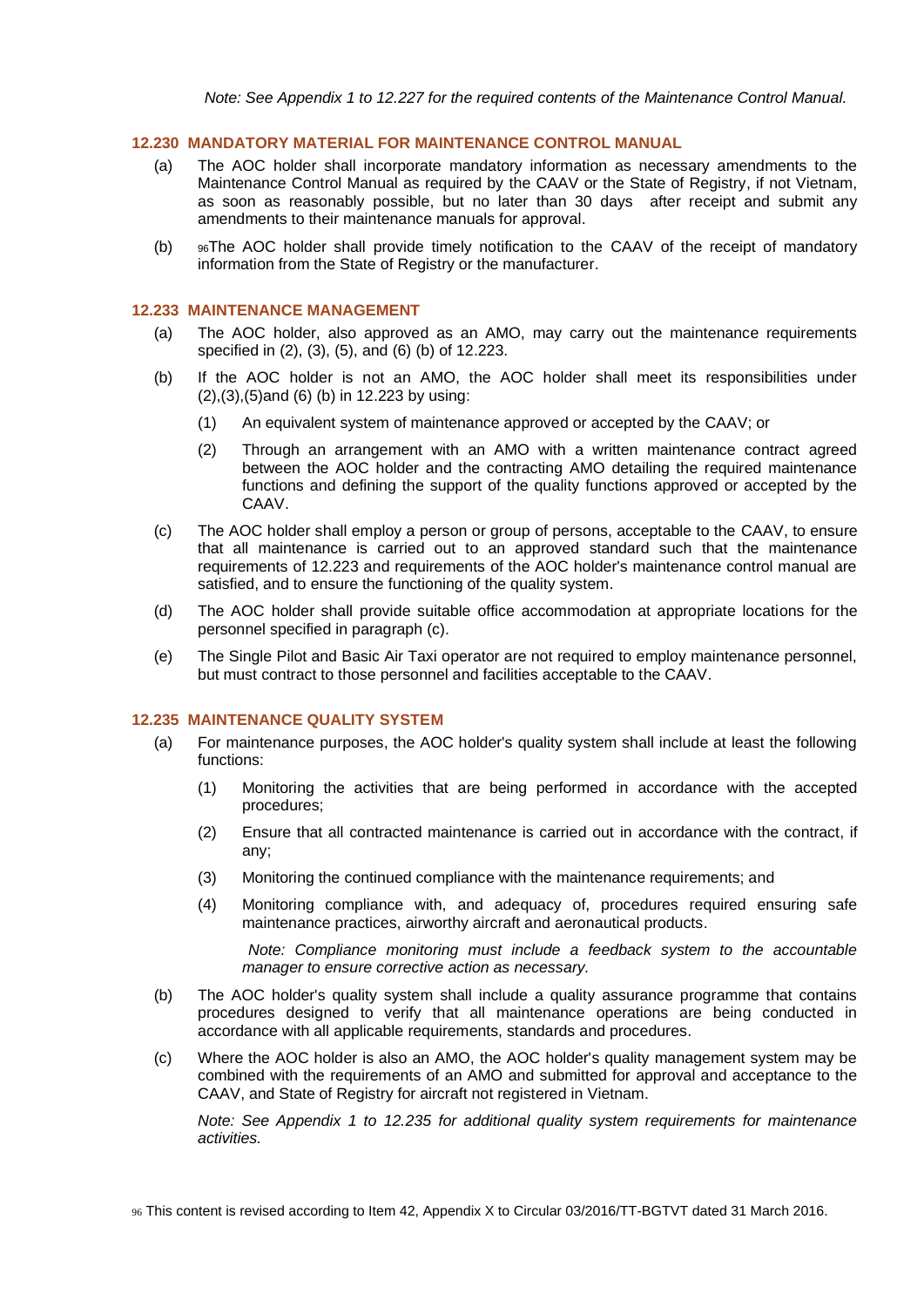*Note: See Appendix 1 to 12.227 for the required contents of the Maintenance Control Manual.*

### 12.230 MANDATORY MATERIAL FOR MAINTENANCE CONTROL MANUAL

(a) The AOC holder shall incorporate mandatory information as necessary amendments to the Maintenance Control Manual as required by the CAAV or the State of Registry, if not Vietnam, as soon as reasonably possible, but no later than 30 days after receipt and submit any amendments to their maintenance manuals for approval.

(b) [96]The AOC holder shall provide timely notification to the CAAV of the receipt of mandatory information from the State of Registry or the manufacturer.

### 12.233 MAINTENANCE MANAGEMENT

(a) The AOC holder, also approved as an AMO, may carry out the maintenance requirements specified in (2), (3), (5), and (6) (b) of 12.223.

(b) If the AOC holder is not an AMO, the AOC holder shall meet its responsibilities under (2),(3),(5)and (6) (b) in 12.223 by using:

  (1) An equivalent system of maintenance approved or accepted by the CAAV; or

  (2) Through an arrangement with an AMO with a written maintenance contract agreed between the AOC holder and the contracting AMO detailing the required maintenance functions and defining the support of the quality functions approved or accepted by the CAAV.

(c) The AOC holder shall employ a person or group of persons, acceptable to the CAAV, to ensure that all maintenance is carried out to an approved standard such that the maintenance requirements of 12.223 and requirements of the AOC holder's maintenance control manual are satisfied, and to ensure the functioning of the quality system.

(d) The AOC holder shall provide suitable office accommodation at appropriate locations for the personnel specified in paragraph (c).

(e) The Single Pilot and Basic Air Taxi operator are not required to employ maintenance personnel, but must contract to those personnel and facilities acceptable to the CAAV.

### 12.235 MAINTENANCE QUALITY SYSTEM

(a) For maintenance purposes, the AOC holder's quality system shall include at least the following functions:

  (1) Monitoring the activities that are being performed in accordance with the accepted procedures;

  (2) Ensure that all contracted maintenance is carried out in accordance with the contract, if any;

  (3) Monitoring the continued compliance with the maintenance requirements; and

  (4) Monitoring compliance with, and adequacy of, procedures required ensuring safe maintenance practices, airworthy aircraft and aeronautical products.

  *Note: Compliance monitoring must include a feedback system to the accountable manager to ensure corrective action as necessary.*

(b) The AOC holder's quality system shall include a quality assurance programme that contains procedures designed to verify that all maintenance operations are being conducted in accordance with all applicable requirements, standards and procedures.

(c) Where the AOC holder is also an AMO, the AOC holder's quality management system may be combined with the requirements of an AMO and submitted for approval and acceptance to the CAAV, and State of Registry for aircraft not registered in Vietnam.

*Note: See Appendix 1 to 12.235 for additional quality system requirements for maintenance activities.*

[96] This content is revised according to Item 42, Appendix X to Circular 03/2016/TT-BGTVT dated 31 March 2016.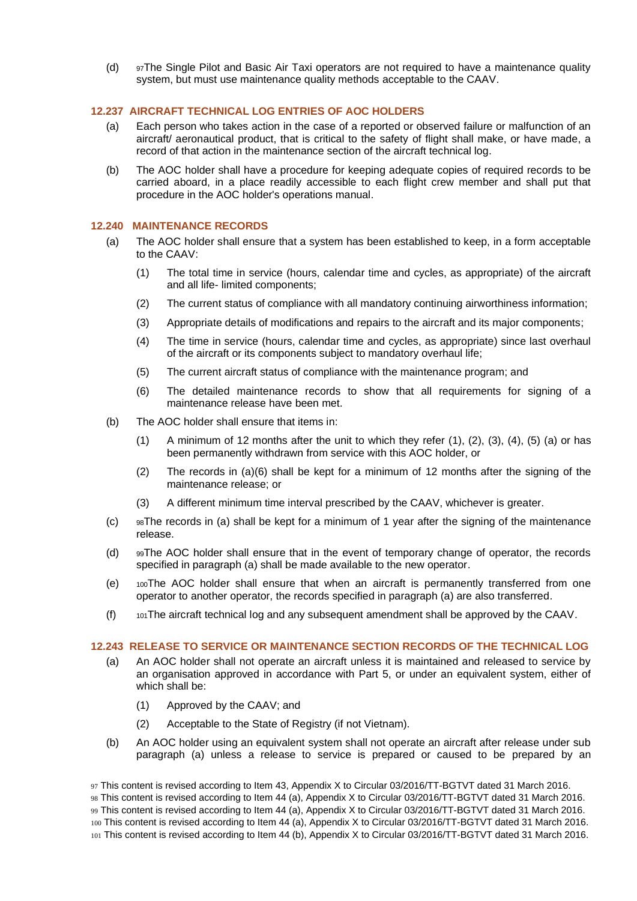(d) [97]The Single Pilot and Basic Air Taxi operators are not required to have a maintenance quality system, but must use maintenance quality methods acceptable to the CAAV.

### 12.237 AIRCRAFT TECHNICAL LOG ENTRIES OF AOC HOLDERS

(a) Each person who takes action in the case of a reported or observed failure or malfunction of an aircraft/ aeronautical product, that is critical to the safety of flight shall make, or have made, a record of that action in the maintenance section of the aircraft technical log.

(b) The AOC holder shall have a procedure for keeping adequate copies of required records to be carried aboard, in a place readily accessible to each flight crew member and shall put that procedure in the AOC holder's operations manual.

### 12.240 MAINTENANCE RECORDS

(a) The AOC holder shall ensure that a system has been established to keep, in a form acceptable to the CAAV:

  (1) The total time in service (hours, calendar time and cycles, as appropriate) of the aircraft and all life- limited components;

  (2) The current status of compliance with all mandatory continuing airworthiness information;

  (3) Appropriate details of modifications and repairs to the aircraft and its major components;

  (4) The time in service (hours, calendar time and cycles, as appropriate) since last overhaul of the aircraft or its components subject to mandatory overhaul life;

  (5) The current aircraft status of compliance with the maintenance program; and

  (6) The detailed maintenance records to show that all requirements for signing of a maintenance release have been met.

(b) The AOC holder shall ensure that items in:

  (1) A minimum of 12 months after the unit to which they refer (1), (2), (3), (4), (5) (a) or has been permanently withdrawn from service with this AOC holder, or

  (2) The records in (a)(6) shall be kept for a minimum of 12 months after the signing of the maintenance release; or

  (3) A different minimum time interval prescribed by the CAAV, whichever is greater.

(c) [98]The records in (a) shall be kept for a minimum of 1 year after the signing of the maintenance release.

(d) [99]The AOC holder shall ensure that in the event of temporary change of operator, the records specified in paragraph (a) shall be made available to the new operator.

(e) [100]The AOC holder shall ensure that when an aircraft is permanently transferred from one operator to another operator, the records specified in paragraph (a) are also transferred.

(f) [101]The aircraft technical log and any subsequent amendment shall be approved by the CAAV.

### 12.243 RELEASE TO SERVICE OR MAINTENANCE SECTION RECORDS OF THE TECHNICAL LOG

(a) An AOC holder shall not operate an aircraft unless it is maintained and released to service by an organisation approved in accordance with Part 5, or under an equivalent system, either of which shall be:

  (1) Approved by the CAAV; and

  (2) Acceptable to the State of Registry (if not Vietnam).

(b) An AOC holder using an equivalent system shall not operate an aircraft after release under sub paragraph (a) unless a release to service is prepared or caused to be prepared by an

---

[97] This content is revised according to Item 43, Appendix X to Circular 03/2016/TT-BGTVT dated 31 March 2016.
[98] This content is revised according to Item 44 (a), Appendix X to Circular 03/2016/TT-BGTVT dated 31 March 2016.
[99] This content is revised according to Item 44 (a), Appendix X to Circular 03/2016/TT-BGTVT dated 31 March 2016.
[100] This content is revised according to Item 44 (a), Appendix X to Circular 03/2016/TT-BGTVT dated 31 March 2016.
[101] This content is revised according to Item 44 (b), Appendix X to Circular 03/2016/TT-BGTVT dated 31 March 2016.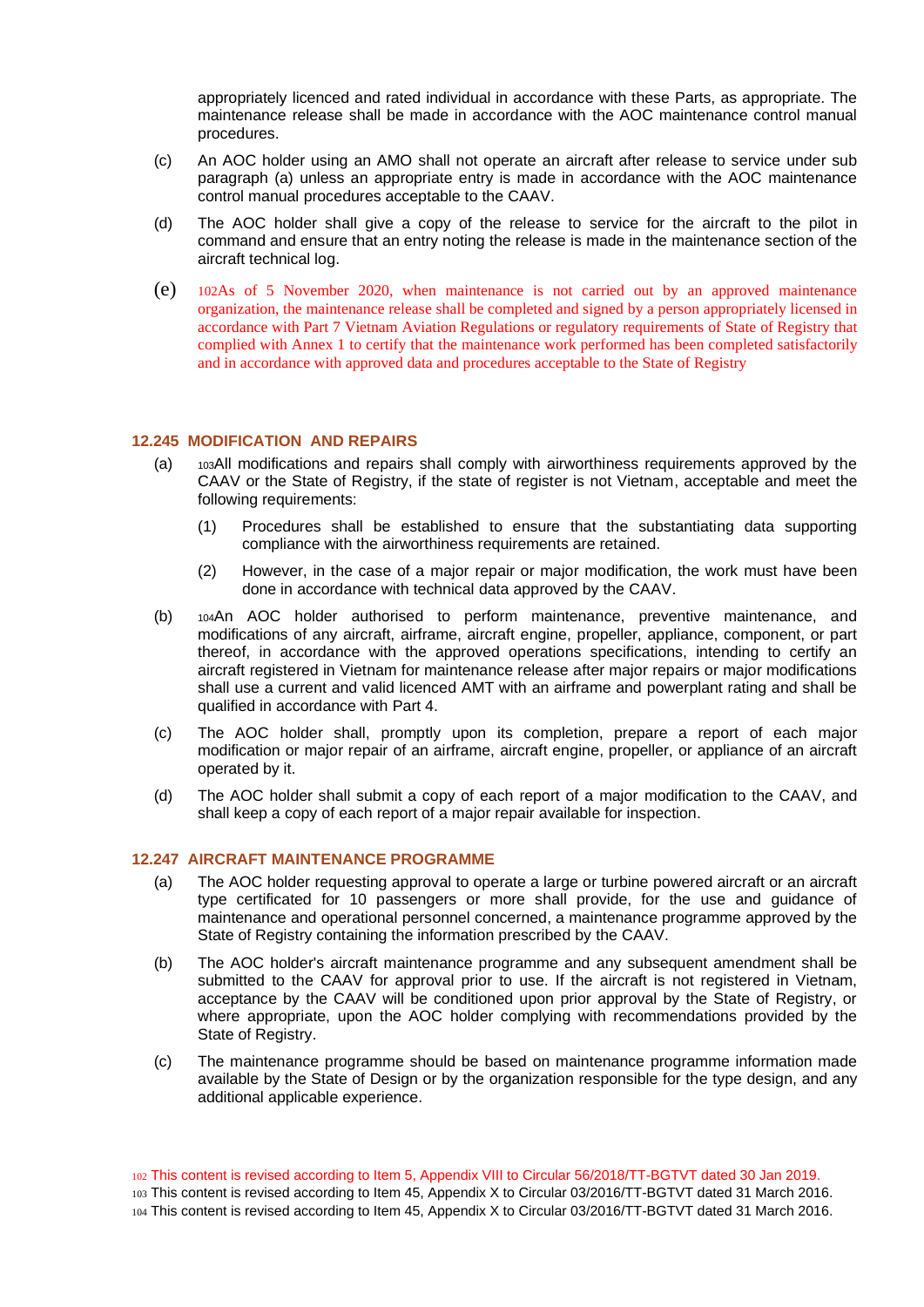appropriately licenced and rated individual in accordance with these Parts, as appropriate. The maintenance release shall be made in accordance with the AOC maintenance control manual procedures.

(c) An AOC holder using an AMO shall not operate an aircraft after release to service under sub paragraph (a) unless an appropriate entry is made in accordance with the AOC maintenance control manual procedures acceptable to the CAAV.

(d) The AOC holder shall give a copy of the release to service for the aircraft to the pilot in command and ensure that an entry noting the release is made in the maintenance section of the aircraft technical log.

(e) [102]As of 5 November 2020, when maintenance is not carried out by an approved maintenance organization, the maintenance release shall be completed and signed by a person appropriately licensed in accordance with Part 7 Vietnam Aviation Regulations or regulatory requirements of State of Registry that complied with Annex 1 to certify that the maintenance work performed has been completed satisfactorily and in accordance with approved data and procedures acceptable to the State of Registry

### 12.245 MODIFICATION AND REPAIRS

(a) [103]All modifications and repairs shall comply with airworthiness requirements approved by the CAAV or the State of Registry, if the state of register is not Vietnam, acceptable and meet the following requirements:

(1) Procedures shall be established to ensure that the substantiating data supporting compliance with the airworthiness requirements are retained.

(2) However, in the case of a major repair or major modification, the work must have been done in accordance with technical data approved by the CAAV.

(b) [104]An AOC holder authorised to perform maintenance, preventive maintenance, and modifications of any aircraft, airframe, aircraft engine, propeller, appliance, component, or part thereof, in accordance with the approved operations specifications, intending to certify an aircraft registered in Vietnam for maintenance release after major repairs or major modifications shall use a current and valid licenced AMT with an airframe and powerplant rating and shall be qualified in accordance with Part 4.

(c) The AOC holder shall, promptly upon its completion, prepare a report of each major modification or major repair of an airframe, aircraft engine, propeller, or appliance of an aircraft operated by it.

(d) The AOC holder shall submit a copy of each report of a major modification to the CAAV, and shall keep a copy of each report of a major repair available for inspection.

### 12.247 AIRCRAFT MAINTENANCE PROGRAMME

(a) The AOC holder requesting approval to operate a large or turbine powered aircraft or an aircraft type certificated for 10 passengers or more shall provide, for the use and guidance of maintenance and operational personnel concerned, a maintenance programme approved by the State of Registry containing the information prescribed by the CAAV.

(b) The AOC holder's aircraft maintenance programme and any subsequent amendment shall be submitted to the CAAV for approval prior to use. If the aircraft is not registered in Vietnam, acceptance by the CAAV will be conditioned upon prior approval by the State of Registry, or where appropriate, upon the AOC holder complying with recommendations provided by the State of Registry.

(c) The maintenance programme should be based on maintenance programme information made available by the State of Design or by the organization responsible for the type design, and any additional applicable experience.

[102] This content is revised according to Item 5, Appendix VIII to Circular 56/2018/TT-BGTVT dated 30 Jan 2019.
[103] This content is revised according to Item 45, Appendix X to Circular 03/2016/TT-BGTVT dated 31 March 2016.
[104] This content is revised according to Item 45, Appendix X to Circular 03/2016/TT-BGTVT dated 31 March 2016.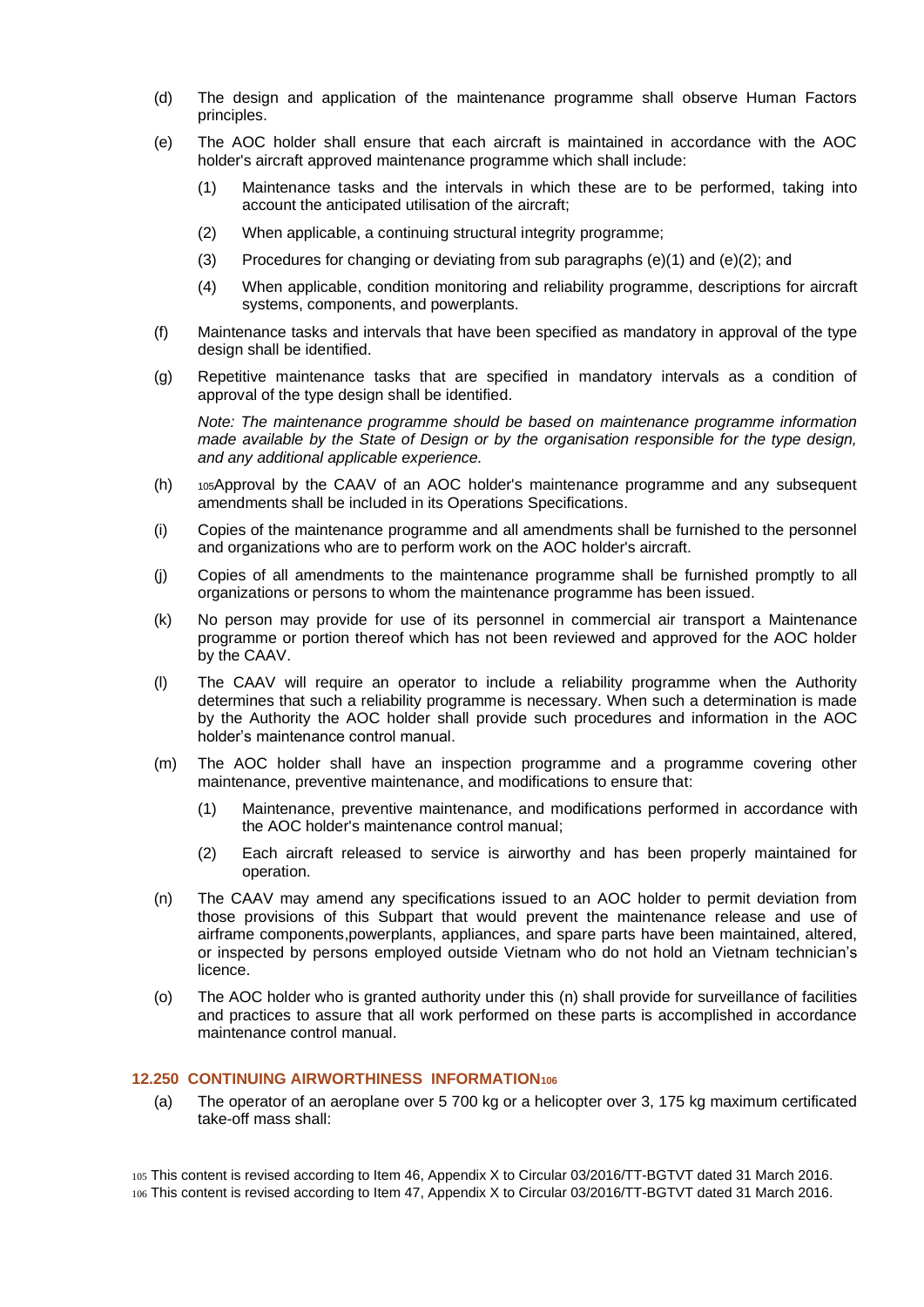(d) The design and application of the maintenance programme shall observe Human Factors principles.

(e) The AOC holder shall ensure that each aircraft is maintained in accordance with the AOC holder's aircraft approved maintenance programme which shall include:

(1) Maintenance tasks and the intervals in which these are to be performed, taking into account the anticipated utilisation of the aircraft;

(2) When applicable, a continuing structural integrity programme;

(3) Procedures for changing or deviating from sub paragraphs (e)(1) and (e)(2); and

(4) When applicable, condition monitoring and reliability programme, descriptions for aircraft systems, components, and powerplants.

(f) Maintenance tasks and intervals that have been specified as mandatory in approval of the type design shall be identified.

(g) Repetitive maintenance tasks that are specified in mandatory intervals as a condition of approval of the type design shall be identified.

*Note: The maintenance programme should be based on maintenance programme information made available by the State of Design or by the organisation responsible for the type design, and any additional applicable experience.*

(h) [105]Approval by the CAAV of an AOC holder's maintenance programme and any subsequent amendments shall be included in its Operations Specifications.

(i) Copies of the maintenance programme and all amendments shall be furnished to the personnel and organizations who are to perform work on the AOC holder's aircraft.

(j) Copies of all amendments to the maintenance programme shall be furnished promptly to all organizations or persons to whom the maintenance programme has been issued.

(k) No person may provide for use of its personnel in commercial air transport a Maintenance programme or portion thereof which has not been reviewed and approved for the AOC holder by the CAAV.

(l) The CAAV will require an operator to include a reliability programme when the Authority determines that such a reliability programme is necessary. When such a determination is made by the Authority the AOC holder shall provide such procedures and information in the AOC holder's maintenance control manual.

(m) The AOC holder shall have an inspection programme and a programme covering other maintenance, preventive maintenance, and modifications to ensure that:

(1) Maintenance, preventive maintenance, and modifications performed in accordance with the AOC holder's maintenance control manual;

(2) Each aircraft released to service is airworthy and has been properly maintained for operation.

(n) The CAAV may amend any specifications issued to an AOC holder to permit deviation from those provisions of this Subpart that would prevent the maintenance release and use of airframe components,powerplants, appliances, and spare parts have been maintained, altered, or inspected by persons employed outside Vietnam who do not hold an Vietnam technician's licence.

(o) The AOC holder who is granted authority under this (n) shall provide for surveillance of facilities and practices to assure that all work performed on these parts is accomplished in accordance maintenance control manual.

## 12.250 CONTINUING AIRWORTHINESS INFORMATION[106]

(a) The operator of an aeroplane over 5 700 kg or a helicopter over 3, 175 kg maximum certificated take-off mass shall:

---

[105] This content is revised according to Item 46, Appendix X to Circular 03/2016/TT-BGTVT dated 31 March 2016.

[106] This content is revised according to Item 47, Appendix X to Circular 03/2016/TT-BGTVT dated 31 March 2016.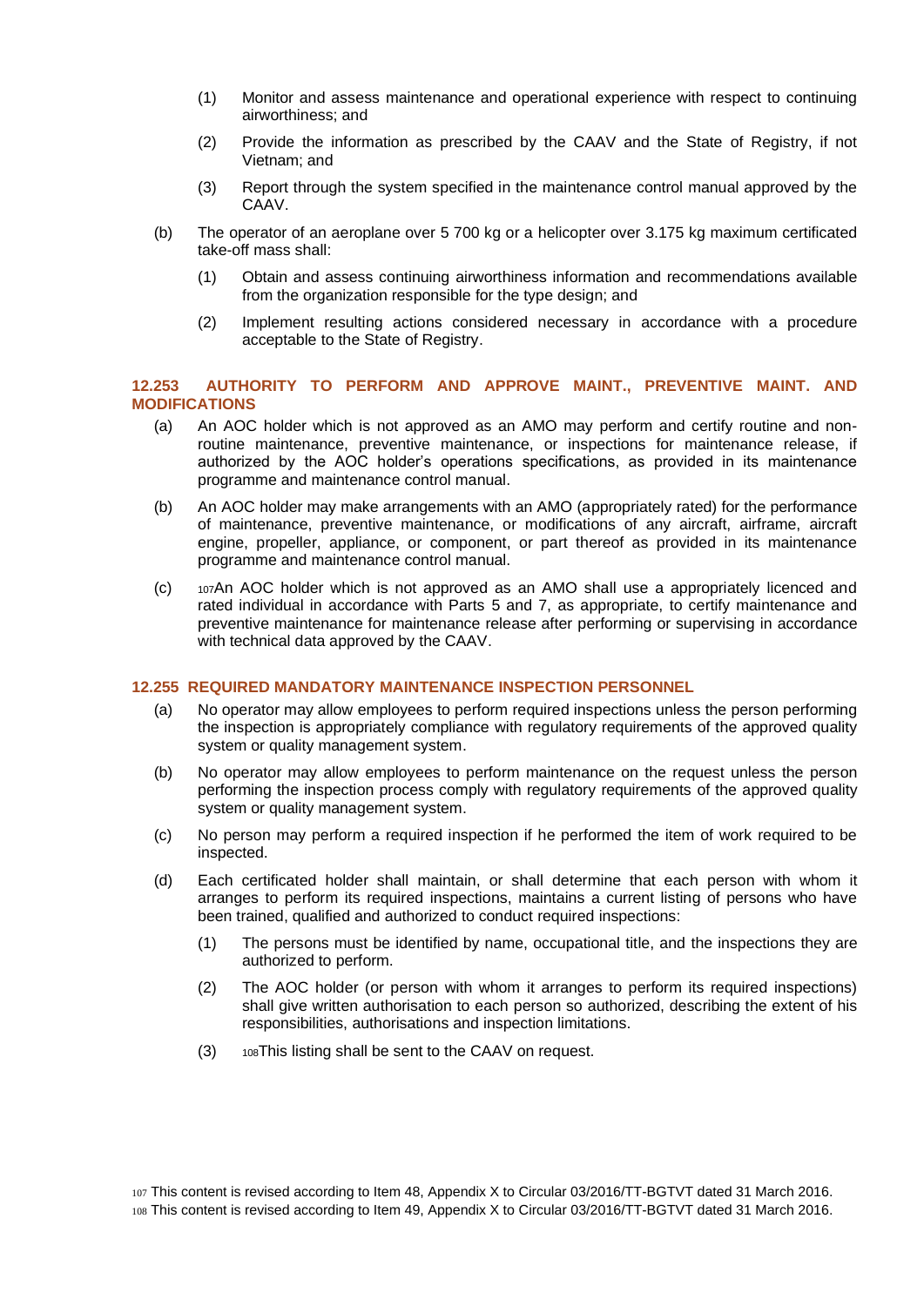(1) Monitor and assess maintenance and operational experience with respect to continuing airworthiness; and

(2) Provide the information as prescribed by the CAAV and the State of Registry, if not Vietnam; and

(3) Report through the system specified in the maintenance control manual approved by the CAAV.

(b) The operator of an aeroplane over 5 700 kg or a helicopter over 3.175 kg maximum certificated take-off mass shall:

(1) Obtain and assess continuing airworthiness information and recommendations available from the organization responsible for the type design; and

(2) Implement resulting actions considered necessary in accordance with a procedure acceptable to the State of Registry.

### 12.253 AUTHORITY TO PERFORM AND APPROVE MAINT., PREVENTIVE MAINT. AND MODIFICATIONS

(a) An AOC holder which is not approved as an AMO may perform and certify routine and non-routine maintenance, preventive maintenance, or inspections for maintenance release, if authorized by the AOC holder's operations specifications, as provided in its maintenance programme and maintenance control manual.

(b) An AOC holder may make arrangements with an AMO (appropriately rated) for the performance of maintenance, preventive maintenance, or modifications of any aircraft, airframe, aircraft engine, propeller, appliance, or component, or part thereof as provided in its maintenance programme and maintenance control manual.

(c) [107]An AOC holder which is not approved as an AMO shall use a appropriately licenced and rated individual in accordance with Parts 5 and 7, as appropriate, to certify maintenance and preventive maintenance for maintenance release after performing or supervising in accordance with technical data approved by the CAAV.

### 12.255 REQUIRED MANDATORY MAINTENANCE INSPECTION PERSONNEL

(a) No operator may allow employees to perform required inspections unless the person performing the inspection is appropriately compliance with regulatory requirements of the approved quality system or quality management system.

(b) No operator may allow employees to perform maintenance on the request unless the person performing the inspection process comply with regulatory requirements of the approved quality system or quality management system.

(c) No person may perform a required inspection if he performed the item of work required to be inspected.

(d) Each certificated holder shall maintain, or shall determine that each person with whom it arranges to perform its required inspections, maintains a current listing of persons who have been trained, qualified and authorized to conduct required inspections:

(1) The persons must be identified by name, occupational title, and the inspections they are authorized to perform.

(2) The AOC holder (or person with whom it arranges to perform its required inspections) shall give written authorisation to each person so authorized, describing the extent of his responsibilities, authorisations and inspection limitations.

(3) [108]This listing shall be sent to the CAAV on request.

[107] This content is revised according to Item 48, Appendix X to Circular 03/2016/TT-BGTVT dated 31 March 2016.
[108] This content is revised according to Item 49, Appendix X to Circular 03/2016/TT-BGTVT dated 31 March 2016.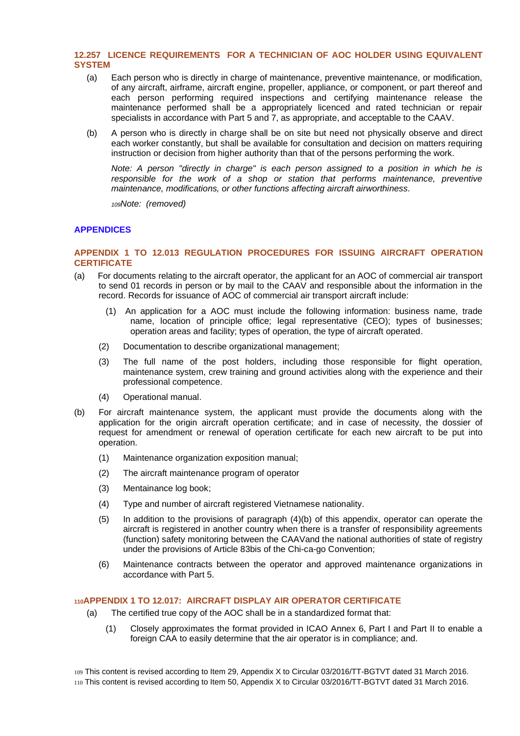### 12.257 LICENCE REQUIREMENTS FOR A TECHNICIAN OF AOC HOLDER USING EQUIVALENT SYSTEM

(a) Each person who is directly in charge of maintenance, preventive maintenance, or modification, of any aircraft, airframe, aircraft engine, propeller, appliance, or component, or part thereof and each person performing required inspections and certifying maintenance release the maintenance performed shall be a appropriately licenced and rated technician or repair specialists in accordance with Part 5 and 7, as appropriate, and acceptable to the CAAV.

(b) A person who is directly in charge shall be on site but need not physically observe and direct each worker constantly, but shall be available for consultation and decision on matters requiring instruction or decision from higher authority than that of the persons performing the work.

*Note: A person "directly in charge" is each person assigned to a position in which he is responsible for the work of a shop or station that performs maintenance, preventive maintenance, modifications, or other functions affecting aircraft airworthiness.*

[109]*Note: (removed)*

## APPENDICES

### APPENDIX 1 TO 12.013 REGULATION PROCEDURES FOR ISSUING AIRCRAFT OPERATION CERTIFICATE

(a) For documents relating to the aircraft operator, the applicant for an AOC of commercial air transport to send 01 records in person or by mail to the CAAV and responsible about the information in the record. Records for issuance of AOC of commercial air transport aircraft include:

  (1) An application for a AOC must include the following information: business name, trade name, location of principle office; legal representative (CEO); types of businesses; operation areas and facility; types of operation, the type of aircraft operated.

  (2) Documentation to describe organizational management;

  (3) The full name of the post holders, including those responsible for flight operation, maintenance system, crew training and ground activities along with the experience and their professional competence.

  (4) Operational manual.

(b) For aircraft maintenance system, the applicant must provide the documents along with the application for the origin aircraft operation certificate; and in case of necessity, the dossier of request for amendment or renewal of operation certificate for each new aircraft to be put into operation.

  (1) Maintenance organization exposition manual;

  (2) The aircraft maintenance program of operator

  (3) Mentainance log book;

  (4) Type and number of aircraft registered Vietnamese nationality.

  (5) In addition to the provisions of paragraph (4)(b) of this appendix, operator can operate the aircraft is registered in another country when there is a transfer of responsibility agreements (function) safety monitoring between the CAAVand the national authorities of state of registry under the provisions of Article 83bis of the Chi-ca-go Convention;

  (6) Maintenance contracts between the operator and approved maintenance organizations in accordance with Part 5.

### [110]APPENDIX 1 TO 12.017: AIRCRAFT DISPLAY AIR OPERATOR CERTIFICATE

(a) The certified true copy of the AOC shall be in a standardized format that:

  (1) Closely approximates the format provided in ICAO Annex 6, Part I and Part II to enable a foreign CAA to easily determine that the air operator is in compliance; and.

[109] This content is revised according to Item 29, Appendix X to Circular 03/2016/TT-BGTVT dated 31 March 2016.
[110] This content is revised according to Item 50, Appendix X to Circular 03/2016/TT-BGTVT dated 31 March 2016.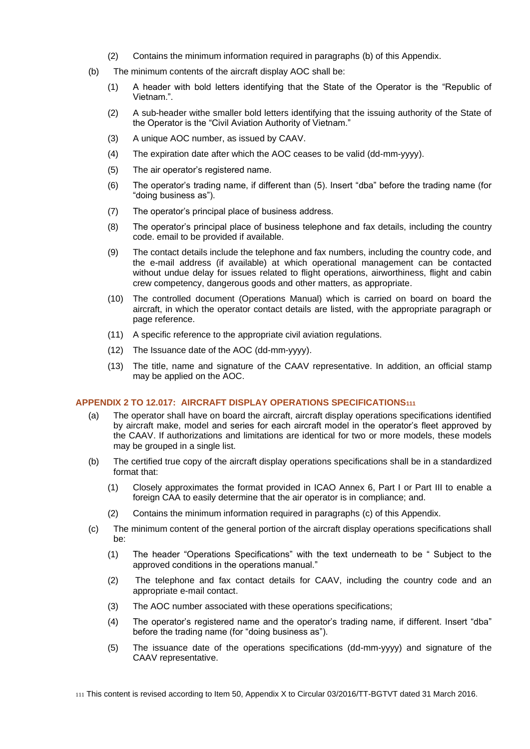(2) Contains the minimum information required in paragraphs (b) of this Appendix.

(b) The minimum contents of the aircraft display AOC shall be:

(1) A header with bold letters identifying that the State of the Operator is the "Republic of Vietnam.".

(2) A sub-header withe smaller bold letters identifying that the issuing authority of the State of the Operator is the "Civil Aviation Authority of Vietnam."

(3) A unique AOC number, as issued by CAAV.

(4) The expiration date after which the AOC ceases to be valid (dd-mm-yyyy).

(5) The air operator's registered name.

(6) The operator's trading name, if different than (5). Insert "dba" before the trading name (for "doing business as").

(7) The operator's principal place of business address.

(8) The operator's principal place of business telephone and fax details, including the country code. email to be provided if available.

(9) The contact details include the telephone and fax numbers, including the country code, and the e-mail address (if available) at which operational management can be contacted without undue delay for issues related to flight operations, airworthiness, flight and cabin crew competency, dangerous goods and other matters, as appropriate.

(10) The controlled document (Operations Manual) which is carried on board on board the aircraft, in which the operator contact details are listed, with the appropriate paragraph or page reference.

(11) A specific reference to the appropriate civil aviation regulations.

(12) The Issuance date of the AOC (dd-mm-yyyy).

(13) The title, name and signature of the CAAV representative. In addition, an official stamp may be applied on the AOC.

### APPENDIX 2 TO 12.017: AIRCRAFT DISPLAY OPERATIONS SPECIFICATIONS[111]

(a) The operator shall have on board the aircraft, aircraft display operations specifications identified by aircraft make, model and series for each aircraft model in the operator's fleet approved by the CAAV. If authorizations and limitations are identical for two or more models, these models may be grouped in a single list.

(b) The certified true copy of the aircraft display operations specifications shall be in a standardized format that:

(1) Closely approximates the format provided in ICAO Annex 6, Part I or Part III to enable a foreign CAA to easily determine that the air operator is in compliance; and.

(2) Contains the minimum information required in paragraphs (c) of this Appendix.

(c) The minimum content of the general portion of the aircraft display operations specifications shall be:

(1) The header "Operations Specifications" with the text underneath to be " Subject to the approved conditions in the operations manual."

(2) The telephone and fax contact details for CAAV, including the country code and an appropriate e-mail contact.

(3) The AOC number associated with these operations specifications;

(4) The operator's registered name and the operator's trading name, if different. Insert "dba" before the trading name (for "doing business as").

(5) The issuance date of the operations specifications (dd-mm-yyyy) and signature of the CAAV representative.

[111] This content is revised according to Item 50, Appendix X to Circular 03/2016/TT-BGTVT dated 31 March 2016.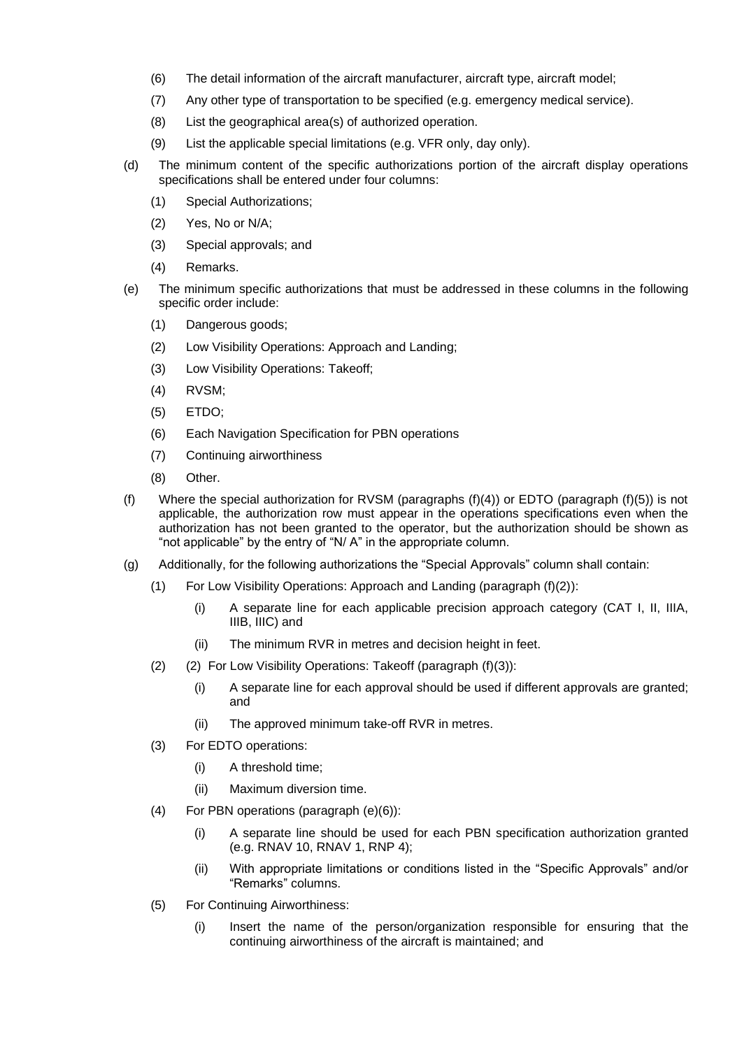(6) The detail information of the aircraft manufacturer, aircraft type, aircraft model;

(7) Any other type of transportation to be specified (e.g. emergency medical service).

(8) List the geographical area(s) of authorized operation.

(9) List the applicable special limitations (e.g. VFR only, day only).

(d) The minimum content of the specific authorizations portion of the aircraft display operations specifications shall be entered under four columns:

(1) Special Authorizations;

(2) Yes, No or N/A;

(3) Special approvals; and

(4) Remarks.

(e) The minimum specific authorizations that must be addressed in these columns in the following specific order include:

(1) Dangerous goods;

(2) Low Visibility Operations: Approach and Landing;

(3) Low Visibility Operations: Takeoff;

(4) RVSM;

(5) ETDO;

(6) Each Navigation Specification for PBN operations

(7) Continuing airworthiness

(8) Other.

(f) Where the special authorization for RVSM (paragraphs (f)(4)) or EDTO (paragraph (f)(5)) is not applicable, the authorization row must appear in the operations specifications even when the authorization has not been granted to the operator, but the authorization should be shown as "not applicable" by the entry of "N/ A" in the appropriate column.

(g) Additionally, for the following authorizations the "Special Approvals" column shall contain:

(1) For Low Visibility Operations: Approach and Landing (paragraph (f)(2)):

(i) A separate line for each applicable precision approach category (CAT I, II, IIIA, IIIB, IIIC) and

(ii) The minimum RVR in metres and decision height in feet.

(2) (2) For Low Visibility Operations: Takeoff (paragraph (f)(3)):

(i) A separate line for each approval should be used if different approvals are granted; and

(ii) The approved minimum take-off RVR in metres.

(3) For EDTO operations:

(i) A threshold time;

(ii) Maximum diversion time.

(4) For PBN operations (paragraph (e)(6)):

(i) A separate line should be used for each PBN specification authorization granted (e.g. RNAV 10, RNAV 1, RNP 4);

(ii) With appropriate limitations or conditions listed in the "Specific Approvals" and/or "Remarks" columns.

(5) For Continuing Airworthiness:

(i) Insert the name of the person/organization responsible for ensuring that the continuing airworthiness of the aircraft is maintained; and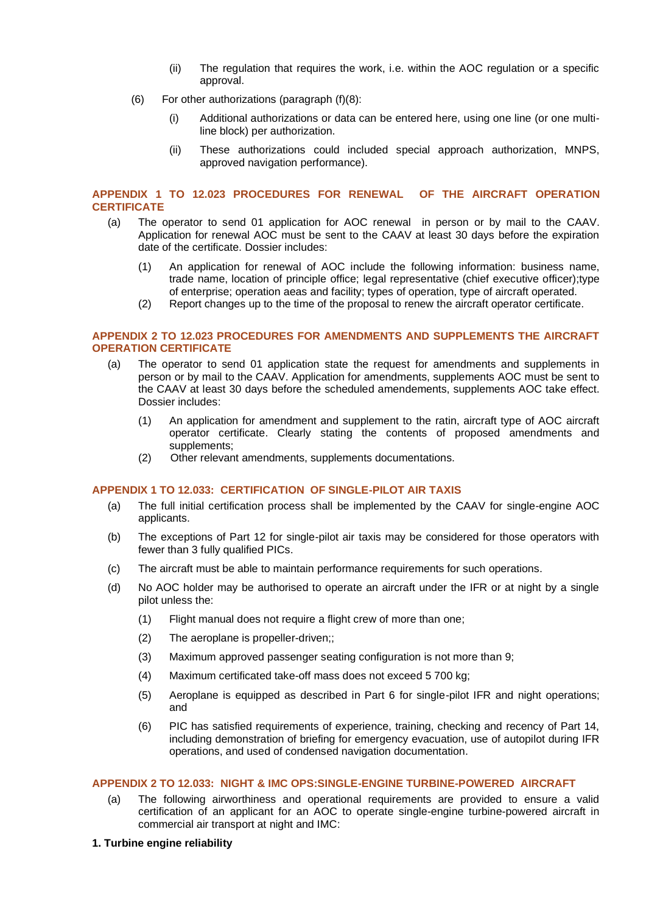(ii) The regulation that requires the work, i.e. within the AOC regulation or a specific approval.

(6) For other authorizations (paragraph (f)(8):

(i) Additional authorizations or data can be entered here, using one line (or one multi-line block) per authorization.

(ii) These authorizations could included special approach authorization, MNPS, approved navigation performance).

## APPENDIX 1 TO 12.023 PROCEDURES FOR RENEWAL OF THE AIRCRAFT OPERATION CERTIFICATE

(a) The operator to send 01 application for AOC renewal in person or by mail to the CAAV. Application for renewal AOC must be sent to the CAAV at least 30 days before the expiration date of the certificate. Dossier includes:

(1) An application for renewal of AOC include the following information: business name, trade name, location of principle office; legal representative (chief executive officer);type of enterprise; operation aeas and facility; types of operation, type of aircraft operated.

(2) Report changes up to the time of the proposal to renew the aircraft operator certificate.

## APPENDIX 2 TO 12.023 PROCEDURES FOR AMENDMENTS AND SUPPLEMENTS THE AIRCRAFT OPERATION CERTIFICATE

(a) The operator to send 01 application state the request for amendments and supplements in person or by mail to the CAAV. Application for amendments, supplements AOC must be sent to the CAAV at least 30 days before the scheduled amendements, supplements AOC take effect. Dossier includes:

(1) An application for amendment and supplement to the ratin, aircraft type of AOC aircraft operator certificate. Clearly stating the contents of proposed amendments and supplements;

(2) Other relevant amendments, supplements documentations.

## APPENDIX 1 TO 12.033: CERTIFICATION OF SINGLE-PILOT AIR TAXIS

(a) The full initial certification process shall be implemented by the CAAV for single-engine AOC applicants.

(b) The exceptions of Part 12 for single-pilot air taxis may be considered for those operators with fewer than 3 fully qualified PICs.

(c) The aircraft must be able to maintain performance requirements for such operations.

(d) No AOC holder may be authorised to operate an aircraft under the IFR or at night by a single pilot unless the:

(1) Flight manual does not require a flight crew of more than one;

(2) The aeroplane is propeller-driven;;

(3) Maximum approved passenger seating configuration is not more than 9;

(4) Maximum certificated take-off mass does not exceed 5 700 kg;

(5) Aeroplane is equipped as described in Part 6 for single-pilot IFR and night operations; and

(6) PIC has satisfied requirements of experience, training, checking and recency of Part 14, including demonstration of briefing for emergency evacuation, use of autopilot during IFR operations, and used of condensed navigation documentation.

## APPENDIX 2 TO 12.033: NIGHT & IMC OPS:SINGLE-ENGINE TURBINE-POWERED AIRCRAFT

(a) The following airworthiness and operational requirements are provided to ensure a valid certification of an applicant for an AOC to operate single-engine turbine-powered aircraft in commercial air transport at night and IMC:

**1. Turbine engine reliability**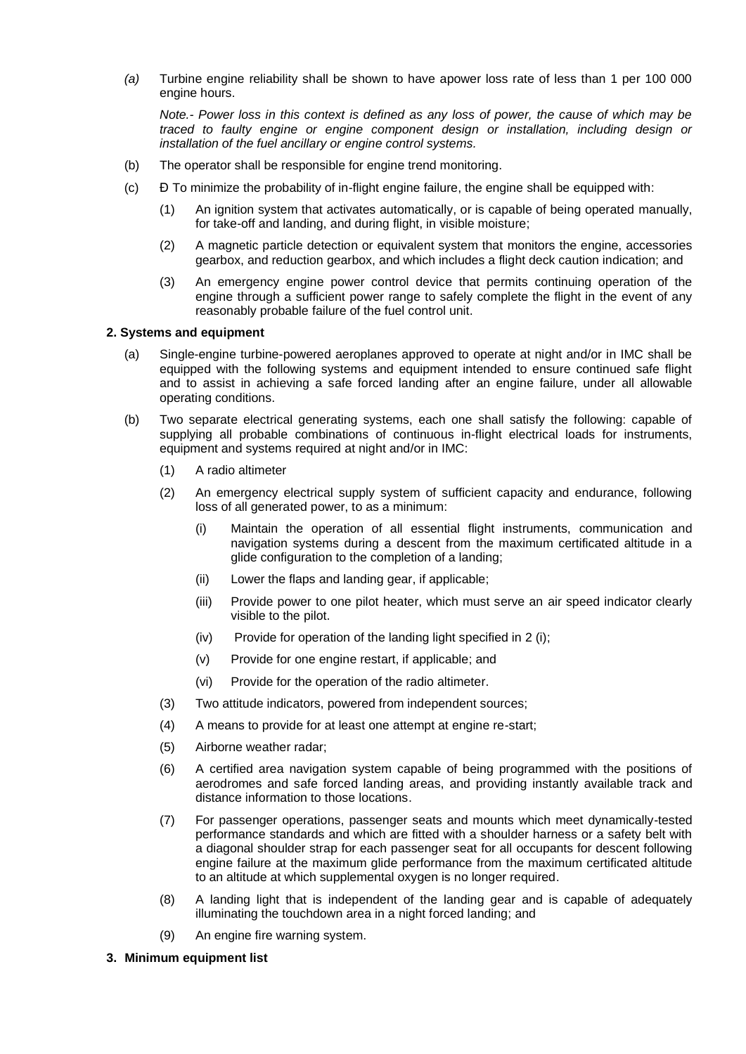*(a)* Turbine engine reliability shall be shown to have apower loss rate of less than 1 per 100 000 engine hours.

*Note.- Power loss in this context is defined as any loss of power, the cause of which may be traced to faulty engine or engine component design or installation, including design or installation of the fuel ancillary or engine control systems.*

(b) The operator shall be responsible for engine trend monitoring.

(c) Ð To minimize the probability of in-flight engine failure, the engine shall be equipped with:

(1) An ignition system that activates automatically, or is capable of being operated manually, for take-off and landing, and during flight, in visible moisture;

(2) A magnetic particle detection or equivalent system that monitors the engine, accessories gearbox, and reduction gearbox, and which includes a flight deck caution indication; and

(3) An emergency engine power control device that permits continuing operation of the engine through a sufficient power range to safely complete the flight in the event of any reasonably probable failure of the fuel control unit.

**2. Systems and equipment**

(a) Single-engine turbine-powered aeroplanes approved to operate at night and/or in IMC shall be equipped with the following systems and equipment intended to ensure continued safe flight and to assist in achieving a safe forced landing after an engine failure, under all allowable operating conditions.

(b) Two separate electrical generating systems, each one shall satisfy the following: capable of supplying all probable combinations of continuous in-flight electrical loads for instruments, equipment and systems required at night and/or in IMC:

(1) A radio altimeter

(2) An emergency electrical supply system of sufficient capacity and endurance, following loss of all generated power, to as a minimum:

(i) Maintain the operation of all essential flight instruments, communication and navigation systems during a descent from the maximum certificated altitude in a glide configuration to the completion of a landing;

(ii) Lower the flaps and landing gear, if applicable;

(iii) Provide power to one pilot heater, which must serve an air speed indicator clearly visible to the pilot.

(iv) Provide for operation of the landing light specified in 2 (i);

(v) Provide for one engine restart, if applicable; and

(vi) Provide for the operation of the radio altimeter.

(3) Two attitude indicators, powered from independent sources;

(4) A means to provide for at least one attempt at engine re-start;

(5) Airborne weather radar;

(6) A certified area navigation system capable of being programmed with the positions of aerodromes and safe forced landing areas, and providing instantly available track and distance information to those locations.

(7) For passenger operations, passenger seats and mounts which meet dynamically-tested performance standards and which are fitted with a shoulder harness or a safety belt with a diagonal shoulder strap for each passenger seat for all occupants for descent following engine failure at the maximum glide performance from the maximum certificated altitude to an altitude at which supplemental oxygen is no longer required.

(8) A landing light that is independent of the landing gear and is capable of adequately illuminating the touchdown area in a night forced landing; and

(9) An engine fire warning system.

**3. Minimum equipment list**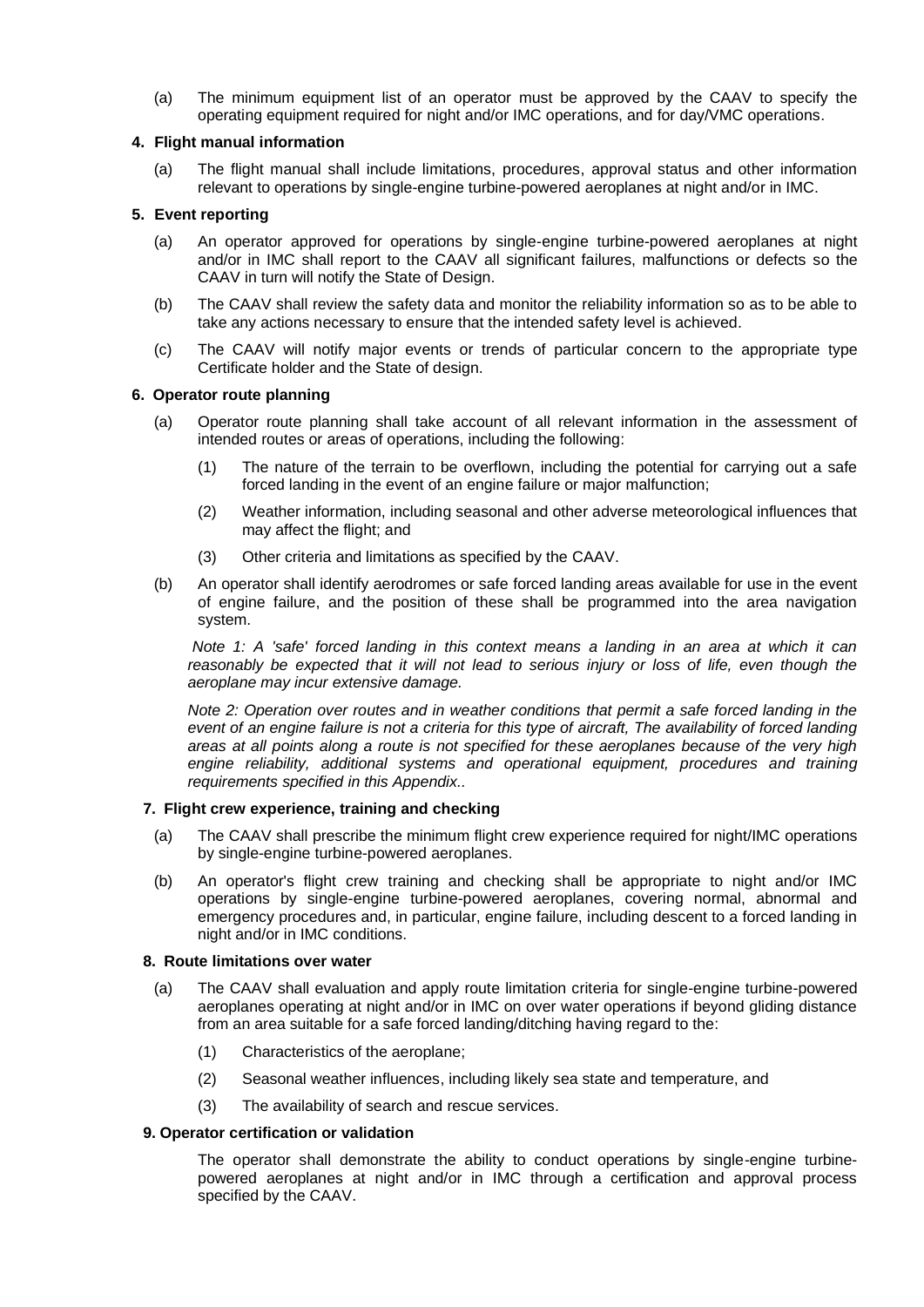(a) The minimum equipment list of an operator must be approved by the CAAV to specify the operating equipment required for night and/or IMC operations, and for day/VMC operations.

**4. Flight manual information**

(a) The flight manual shall include limitations, procedures, approval status and other information relevant to operations by single-engine turbine-powered aeroplanes at night and/or in IMC.

**5. Event reporting**

(a) An operator approved for operations by single-engine turbine-powered aeroplanes at night and/or in IMC shall report to the CAAV all significant failures, malfunctions or defects so the CAAV in turn will notify the State of Design.

(b) The CAAV shall review the safety data and monitor the reliability information so as to be able to take any actions necessary to ensure that the intended safety level is achieved.

(c) The CAAV will notify major events or trends of particular concern to the appropriate type Certificate holder and the State of design.

**6. Operator route planning**

(a) Operator route planning shall take account of all relevant information in the assessment of intended routes or areas of operations, including the following:

(1) The nature of the terrain to be overflown, including the potential for carrying out a safe forced landing in the event of an engine failure or major malfunction;

(2) Weather information, including seasonal and other adverse meteorological influences that may affect the flight; and

(3) Other criteria and limitations as specified by the CAAV.

(b) An operator shall identify aerodromes or safe forced landing areas available for use in the event of engine failure, and the position of these shall be programmed into the area navigation system.

*Note 1: A 'safe' forced landing in this context means a landing in an area at which it can reasonably be expected that it will not lead to serious injury or loss of life, even though the aeroplane may incur extensive damage.*

*Note 2: Operation over routes and in weather conditions that permit a safe forced landing in the event of an engine failure is not a criteria for this type of aircraft, The availability of forced landing areas at all points along a route is not specified for these aeroplanes because of the very high engine reliability, additional systems and operational equipment, procedures and training requirements specified in this Appendix..*

**7. Flight crew experience, training and checking**

(a) The CAAV shall prescribe the minimum flight crew experience required for night/IMC operations by single-engine turbine-powered aeroplanes.

(b) An operator's flight crew training and checking shall be appropriate to night and/or IMC operations by single-engine turbine-powered aeroplanes, covering normal, abnormal and emergency procedures and, in particular, engine failure, including descent to a forced landing in night and/or in IMC conditions.

**8. Route limitations over water**

(a) The CAAV shall evaluation and apply route limitation criteria for single-engine turbine-powered aeroplanes operating at night and/or in IMC on over water operations if beyond gliding distance from an area suitable for a safe forced landing/ditching having regard to the:

(1) Characteristics of the aeroplane;

(2) Seasonal weather influences, including likely sea state and temperature, and

(3) The availability of search and rescue services.

**9. Operator certification or validation**

The operator shall demonstrate the ability to conduct operations by single-engine turbine-powered aeroplanes at night and/or in IMC through a certification and approval process specified by the CAAV.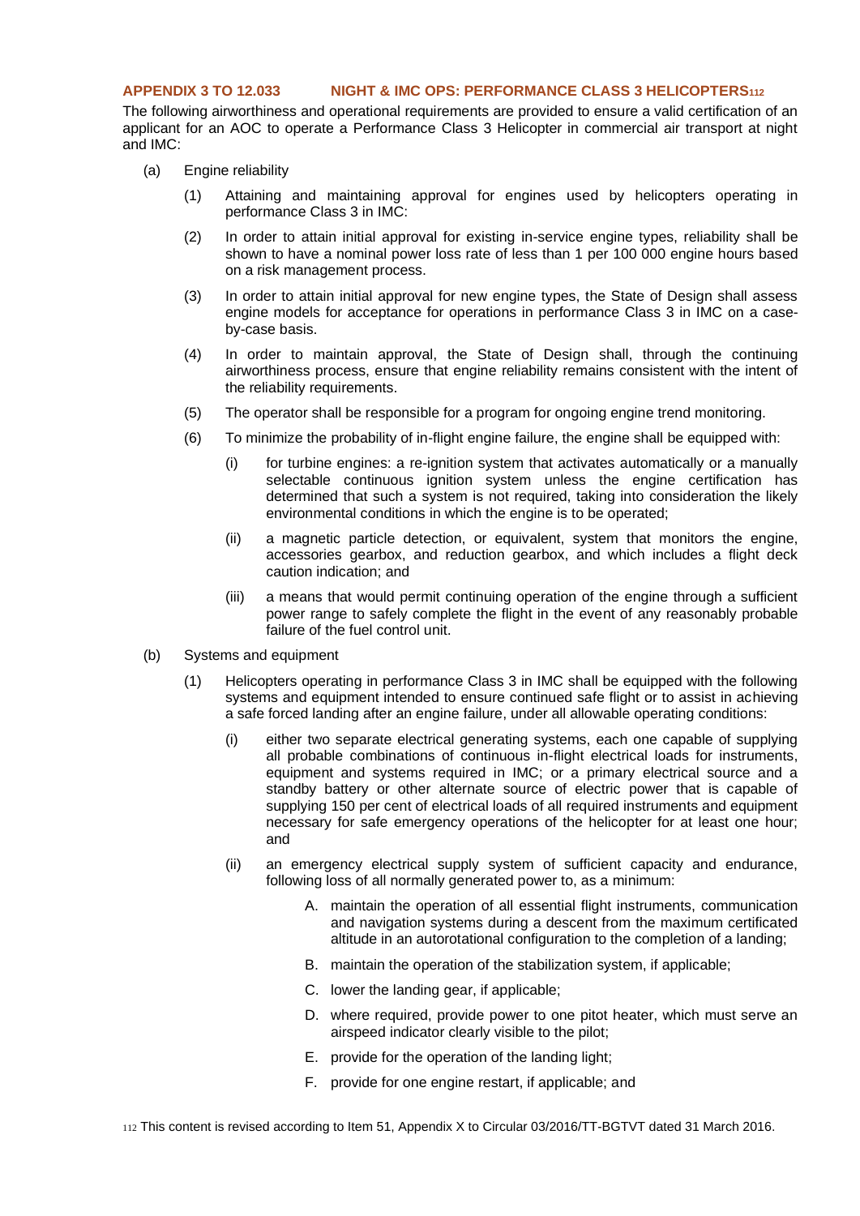## APPENDIX 3 TO 12.033 NIGHT & IMC OPS: PERFORMANCE CLASS 3 HELICOPTERS[112]

The following airworthiness and operational requirements are provided to ensure a valid certification of an applicant for an AOC to operate a Performance Class 3 Helicopter in commercial air transport at night and IMC:

(a) Engine reliability

(1) Attaining and maintaining approval for engines used by helicopters operating in performance Class 3 in IMC:

(2) In order to attain initial approval for existing in-service engine types, reliability shall be shown to have a nominal power loss rate of less than 1 per 100 000 engine hours based on a risk management process.

(3) In order to attain initial approval for new engine types, the State of Design shall assess engine models for acceptance for operations in performance Class 3 in IMC on a case-by-case basis.

(4) In order to maintain approval, the State of Design shall, through the continuing airworthiness process, ensure that engine reliability remains consistent with the intent of the reliability requirements.

(5) The operator shall be responsible for a program for ongoing engine trend monitoring.

(6) To minimize the probability of in-flight engine failure, the engine shall be equipped with:

(i) for turbine engines: a re-ignition system that activates automatically or a manually selectable continuous ignition system unless the engine certification has determined that such a system is not required, taking into consideration the likely environmental conditions in which the engine is to be operated;

(ii) a magnetic particle detection, or equivalent, system that monitors the engine, accessories gearbox, and reduction gearbox, and which includes a flight deck caution indication; and

(iii) a means that would permit continuing operation of the engine through a sufficient power range to safely complete the flight in the event of any reasonably probable failure of the fuel control unit.

(b) Systems and equipment

(1) Helicopters operating in performance Class 3 in IMC shall be equipped with the following systems and equipment intended to ensure continued safe flight or to assist in achieving a safe forced landing after an engine failure, under all allowable operating conditions:

(i) either two separate electrical generating systems, each one capable of supplying all probable combinations of continuous in-flight electrical loads for instruments, equipment and systems required in IMC; or a primary electrical source and a standby battery or other alternate source of electric power that is capable of supplying 150 per cent of electrical loads of all required instruments and equipment necessary for safe emergency operations of the helicopter for at least one hour; and

(ii) an emergency electrical supply system of sufficient capacity and endurance, following loss of all normally generated power to, as a minimum:

A. maintain the operation of all essential flight instruments, communication and navigation systems during a descent from the maximum certificated altitude in an autorotational configuration to the completion of a landing;

B. maintain the operation of the stabilization system, if applicable;

C. lower the landing gear, if applicable;

D. where required, provide power to one pitot heater, which must serve an airspeed indicator clearly visible to the pilot;

E. provide for the operation of the landing light;

F. provide for one engine restart, if applicable; and

[112] This content is revised according to Item 51, Appendix X to Circular 03/2016/TT-BGTVT dated 31 March 2016.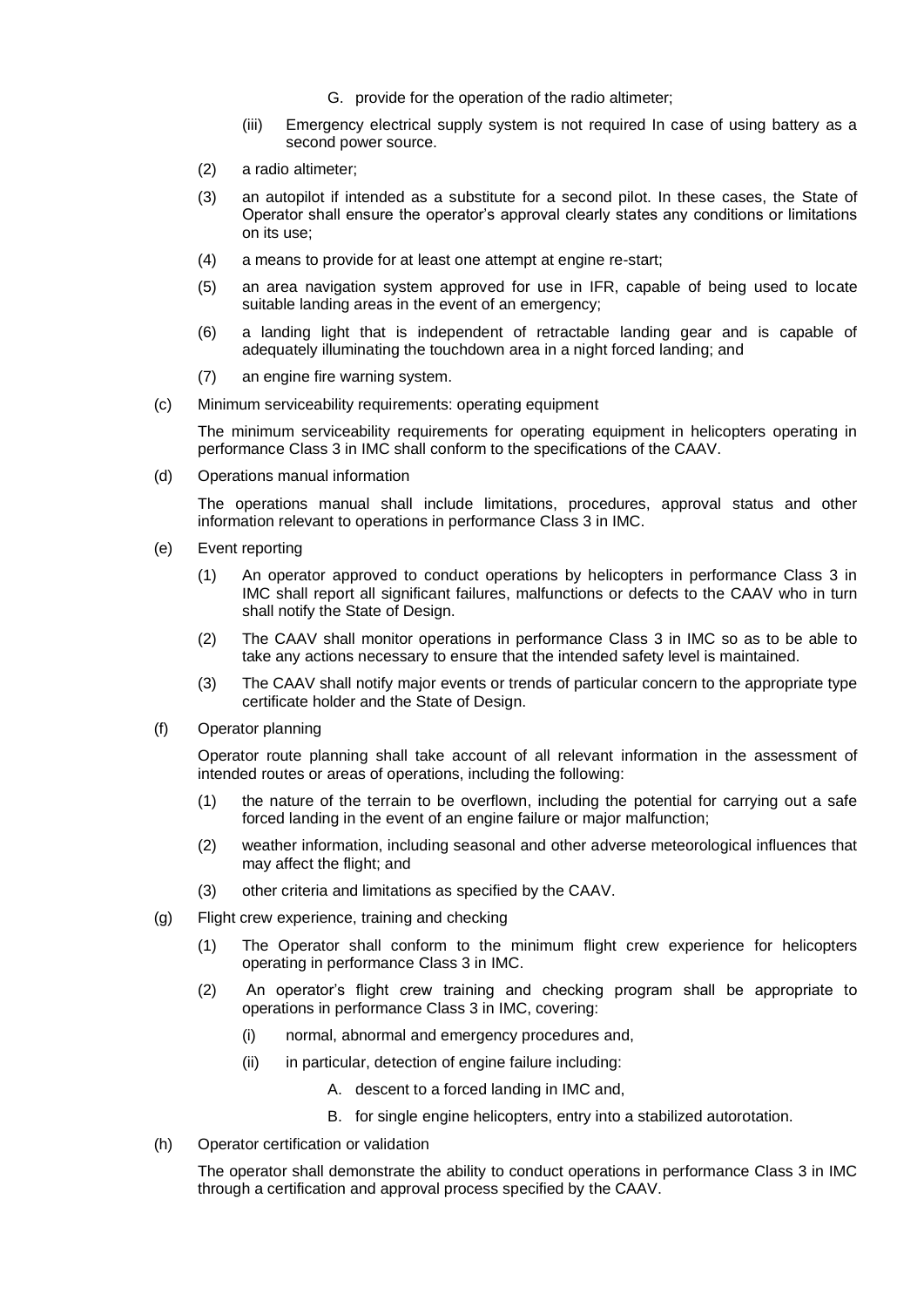G. provide for the operation of the radio altimeter;

(iii) Emergency electrical supply system is not required In case of using battery as a second power source.

(2) a radio altimeter;

(3) an autopilot if intended as a substitute for a second pilot. In these cases, the State of Operator shall ensure the operator's approval clearly states any conditions or limitations on its use;

(4) a means to provide for at least one attempt at engine re-start;

(5) an area navigation system approved for use in IFR, capable of being used to locate suitable landing areas in the event of an emergency;

(6) a landing light that is independent of retractable landing gear and is capable of adequately illuminating the touchdown area in a night forced landing; and

(7) an engine fire warning system.

(c) Minimum serviceability requirements: operating equipment

The minimum serviceability requirements for operating equipment in helicopters operating in performance Class 3 in IMC shall conform to the specifications of the CAAV.

(d) Operations manual information

The operations manual shall include limitations, procedures, approval status and other information relevant to operations in performance Class 3 in IMC.

(e) Event reporting

(1) An operator approved to conduct operations by helicopters in performance Class 3 in IMC shall report all significant failures, malfunctions or defects to the CAAV who in turn shall notify the State of Design.

(2) The CAAV shall monitor operations in performance Class 3 in IMC so as to be able to take any actions necessary to ensure that the intended safety level is maintained.

(3) The CAAV shall notify major events or trends of particular concern to the appropriate type certificate holder and the State of Design.

(f) Operator planning

Operator route planning shall take account of all relevant information in the assessment of intended routes or areas of operations, including the following:

(1) the nature of the terrain to be overflown, including the potential for carrying out a safe forced landing in the event of an engine failure or major malfunction;

(2) weather information, including seasonal and other adverse meteorological influences that may affect the flight; and

(3) other criteria and limitations as specified by the CAAV.

(g) Flight crew experience, training and checking

(1) The Operator shall conform to the minimum flight crew experience for helicopters operating in performance Class 3 in IMC.

(2) An operator's flight crew training and checking program shall be appropriate to operations in performance Class 3 in IMC, covering:

(i) normal, abnormal and emergency procedures and,

(ii) in particular, detection of engine failure including:

A. descent to a forced landing in IMC and,

B. for single engine helicopters, entry into a stabilized autorotation.

(h) Operator certification or validation

The operator shall demonstrate the ability to conduct operations in performance Class 3 in IMC through a certification and approval process specified by the CAAV.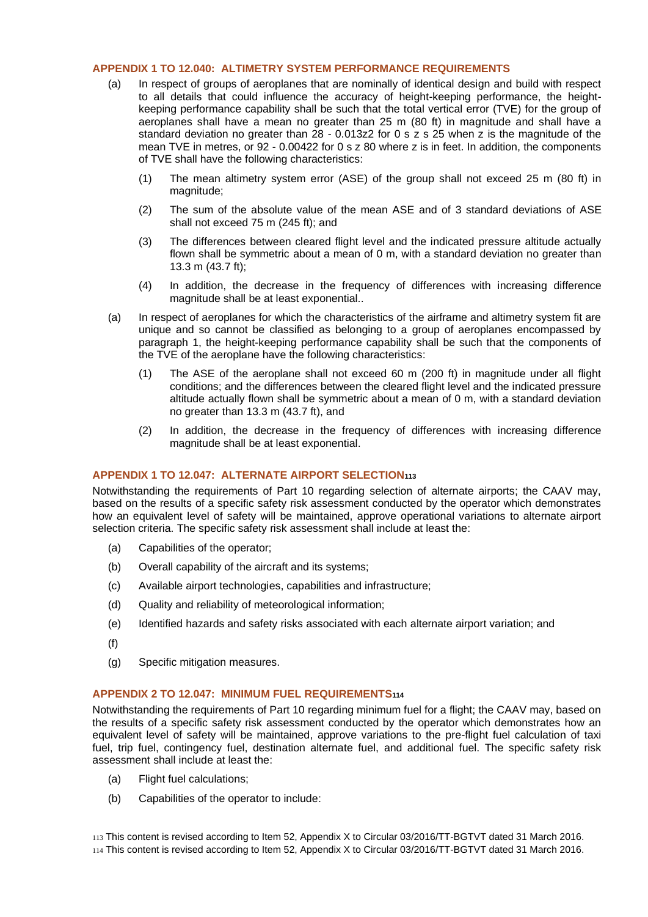### APPENDIX 1 TO 12.040: ALTIMETRY SYSTEM PERFORMANCE REQUIREMENTS

(a) In respect of groups of aeroplanes that are nominally of identical design and build with respect to all details that could influence the accuracy of height-keeping performance, the height-keeping performance capability shall be such that the total vertical error (TVE) for the group of aeroplanes shall have a mean no greater than 25 m (80 ft) in magnitude and shall have a standard deviation no greater than $28 - 0.013z^2$ for $0 \leq z \leq 25$ when z is the magnitude of the mean TVE in metres, or $92 - 0.004z^2$ for $0 \leq z \leq 80$ where z is in feet. In addition, the components of TVE shall have the following characteristics:

(1) The mean altimetry system error (ASE) of the group shall not exceed 25 m (80 ft) in magnitude;

(2) The sum of the absolute value of the mean ASE and of 3 standard deviations of ASE shall not exceed 75 m (245 ft); and

(3) The differences between cleared flight level and the indicated pressure altitude actually flown shall be symmetric about a mean of 0 m, with a standard deviation no greater than 13.3 m (43.7 ft);

(4) In addition, the decrease in the frequency of differences with increasing difference magnitude shall be at least exponential..

(a) In respect of aeroplanes for which the characteristics of the airframe and altimetry system fit are unique and so cannot be classified as belonging to a group of aeroplanes encompassed by paragraph 1, the height-keeping performance capability shall be such that the components of the TVE of the aeroplane have the following characteristics:

(1) The ASE of the aeroplane shall not exceed 60 m (200 ft) in magnitude under all flight conditions; and the differences between the cleared flight level and the indicated pressure altitude actually flown shall be symmetric about a mean of 0 m, with a standard deviation no greater than 13.3 m (43.7 ft), and

(2) In addition, the decrease in the frequency of differences with increasing difference magnitude shall be at least exponential.

### APPENDIX 1 TO 12.047: ALTERNATE AIRPORT SELECTION[113]

Notwithstanding the requirements of Part 10 regarding selection of alternate airports; the CAAV may, based on the results of a specific safety risk assessment conducted by the operator which demonstrates how an equivalent level of safety will be maintained, approve operational variations to alternate airport selection criteria. The specific safety risk assessment shall include at least the:

(a) Capabilities of the operator;

(b) Overall capability of the aircraft and its systems;

(c) Available airport technologies, capabilities and infrastructure;

(d) Quality and reliability of meteorological information;

(e) Identified hazards and safety risks associated with each alternate airport variation; and

(f)

(g) Specific mitigation measures.

### APPENDIX 2 TO 12.047: MINIMUM FUEL REQUIREMENTS[114]

Notwithstanding the requirements of Part 10 regarding minimum fuel for a flight; the CAAV may, based on the results of a specific safety risk assessment conducted by the operator which demonstrates how an equivalent level of safety will be maintained, approve variations to the pre-flight fuel calculation of taxi fuel, trip fuel, contingency fuel, destination alternate fuel, and additional fuel. The specific safety risk assessment shall include at least the:

(a) Flight fuel calculations;

(b) Capabilities of the operator to include:

[113] This content is revised according to Item 52, Appendix X to Circular 03/2016/TT-BGTVT dated 31 March 2016.

[114] This content is revised according to Item 52, Appendix X to Circular 03/2016/TT-BGTVT dated 31 March 2016.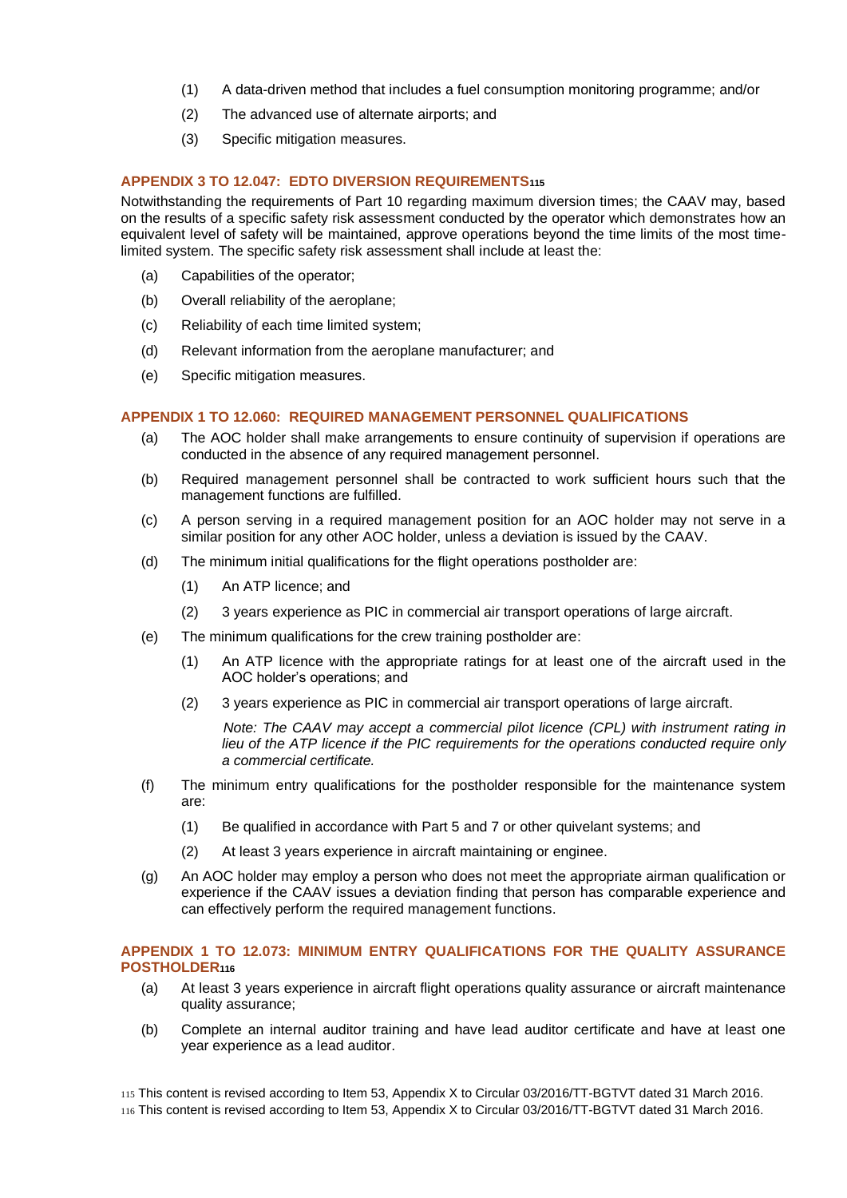(1) A data-driven method that includes a fuel consumption monitoring programme; and/or

(2) The advanced use of alternate airports; and

(3) Specific mitigation measures.

### APPENDIX 3 TO 12.047: EDTO DIVERSION REQUIREMENTS[115]

Notwithstanding the requirements of Part 10 regarding maximum diversion times; the CAAV may, based on the results of a specific safety risk assessment conducted by the operator which demonstrates how an equivalent level of safety will be maintained, approve operations beyond the time limits of the most time-limited system. The specific safety risk assessment shall include at least the:

(a) Capabilities of the operator;

(b) Overall reliability of the aeroplane;

(c) Reliability of each time limited system;

(d) Relevant information from the aeroplane manufacturer; and

(e) Specific mitigation measures.

### APPENDIX 1 TO 12.060: REQUIRED MANAGEMENT PERSONNEL QUALIFICATIONS

(a) The AOC holder shall make arrangements to ensure continuity of supervision if operations are conducted in the absence of any required management personnel.

(b) Required management personnel shall be contracted to work sufficient hours such that the management functions are fulfilled.

(c) A person serving in a required management position for an AOC holder may not serve in a similar position for any other AOC holder, unless a deviation is issued by the CAAV.

(d) The minimum initial qualifications for the flight operations postholder are:

(1) An ATP licence; and

(2) 3 years experience as PIC in commercial air transport operations of large aircraft.

(e) The minimum qualifications for the crew training postholder are:

(1) An ATP licence with the appropriate ratings for at least one of the aircraft used in the AOC holder's operations; and

(2) 3 years experience as PIC in commercial air transport operations of large aircraft.

*Note: The CAAV may accept a commercial pilot licence (CPL) with instrument rating in lieu of the ATP licence if the PIC requirements for the operations conducted require only a commercial certificate.*

(f) The minimum entry qualifications for the postholder responsible for the maintenance system are:

(1) Be qualified in accordance with Part 5 and 7 or other quivelant systems; and

(2) At least 3 years experience in aircraft maintaining or enginee.

(g) An AOC holder may employ a person who does not meet the appropriate airman qualification or experience if the CAAV issues a deviation finding that person has comparable experience and can effectively perform the required management functions.

### APPENDIX 1 TO 12.073: MINIMUM ENTRY QUALIFICATIONS FOR THE QUALITY ASSURANCE POSTHOLDER[116]

(a) At least 3 years experience in aircraft flight operations quality assurance or aircraft maintenance quality assurance;

(b) Complete an internal auditor training and have lead auditor certificate and have at least one year experience as a lead auditor.

[115] This content is revised according to Item 53, Appendix X to Circular 03/2016/TT-BGTVT dated 31 March 2016.

[116] This content is revised according to Item 53, Appendix X to Circular 03/2016/TT-BGTVT dated 31 March 2016.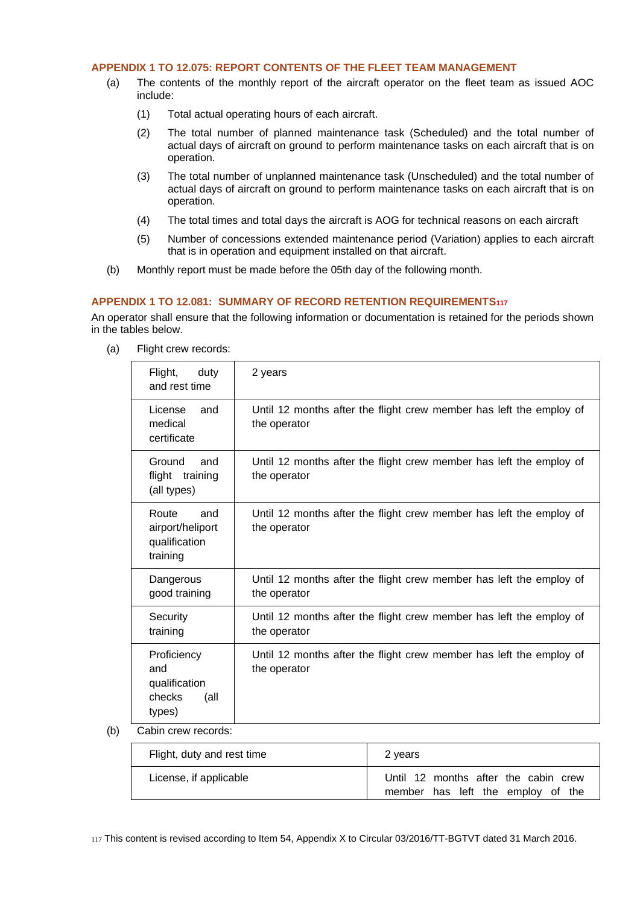### APPENDIX 1 TO 12.075: REPORT CONTENTS OF THE FLEET TEAM MANAGEMENT

(a) The contents of the monthly report of the aircraft operator on the fleet team as issued AOC include:

   (1) Total actual operating hours of each aircraft.

   (2) The total number of planned maintenance task (Scheduled) and the total number of actual days of aircraft on ground to perform maintenance tasks on each aircraft that is on operation.

   (3) The total number of unplanned maintenance task (Unscheduled) and the total number of actual days of aircraft on ground to perform maintenance tasks on each aircraft that is on operation.

   (4) The total times and total days the aircraft is AOG for technical reasons on each aircraft

   (5) Number of concessions extended maintenance period (Variation) applies to each aircraft that is in operation and equipment installed on that aircraft.

(b) Monthly report must be made before the 05th day of the following month.

### APPENDIX 1 TO 12.081: SUMMARY OF RECORD RETENTION REQUIREMENTS[117]

An operator shall ensure that the following information or documentation is retained for the periods shown in the tables below.

(a) Flight crew records:

| | |
|---|---|
| Flight, duty and rest time | 2 years |
| License and medical certificate | Until 12 months after the flight crew member has left the employ of the operator |
| Ground and flight training (all types) | Until 12 months after the flight crew member has left the employ of the operator |
| Route and airport/heliport qualification training | Until 12 months after the flight crew member has left the employ of the operator |
| Dangerous good training | Until 12 months after the flight crew member has left the employ of the operator |
| Security training | Until 12 months after the flight crew member has left the employ of the operator |
| Proficiency and qualification checks (all types) | Until 12 months after the flight crew member has left the employ of the operator |

(b) Cabin crew records:

| | |
|---|---|
| Flight, duty and rest time | 2 years |
| License, if applicable | Until 12 months after the cabin crew member has left the employ of the |

[117] This content is revised according to Item 54, Appendix X to Circular 03/2016/TT-BGTVT dated 31 March 2016.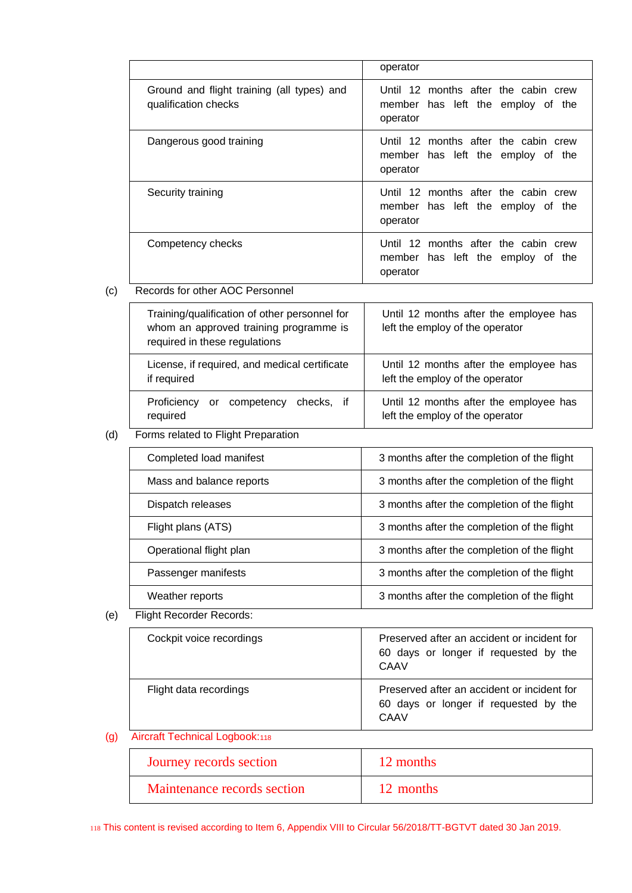| | operator |
|---|---|
| Ground and flight training (all types) and qualification checks | Until 12 months after the cabin crew member has left the employ of the operator |
| Dangerous good training | Until 12 months after the cabin crew member has left the employ of the operator |
| Security training | Until 12 months after the cabin crew member has left the employ of the operator |
| Competency checks | Until 12 months after the cabin crew member has left the employ of the operator |

(c) Records for other AOC Personnel

| | |
|---|---|
| Training/qualification of other personnel for whom an approved training programme is required in these regulations | Until 12 months after the employee has left the employ of the operator |
| License, if required, and medical certificate if required | Until 12 months after the employee has left the employ of the operator |
| Proficiency or competency checks, if required | Until 12 months after the employee has left the employ of the operator |

(d) Forms related to Flight Preparation

| | |
|---|---|
| Completed load manifest | 3 months after the completion of the flight |
| Mass and balance reports | 3 months after the completion of the flight |
| Dispatch releases | 3 months after the completion of the flight |
| Flight plans (ATS) | 3 months after the completion of the flight |
| Operational flight plan | 3 months after the completion of the flight |
| Passenger manifests | 3 months after the completion of the flight |
| Weather reports | 3 months after the completion of the flight |

(e) Flight Recorder Records:

| | |
|---|---|
| Cockpit voice recordings | Preserved after an accident or incident for 60 days or longer if requested by the CAAV |
| Flight data recordings | Preserved after an accident or incident for 60 days or longer if requested by the CAAV |

(g) Aircraft Technical Logbook:[118]

| | |
|---|---|
| Journey records section | 12 months |
| Maintenance records section | 12 months |

[118] This content is revised according to Item 6, Appendix VIII to Circular 56/2018/TT-BGTVT dated 30 Jan 2019.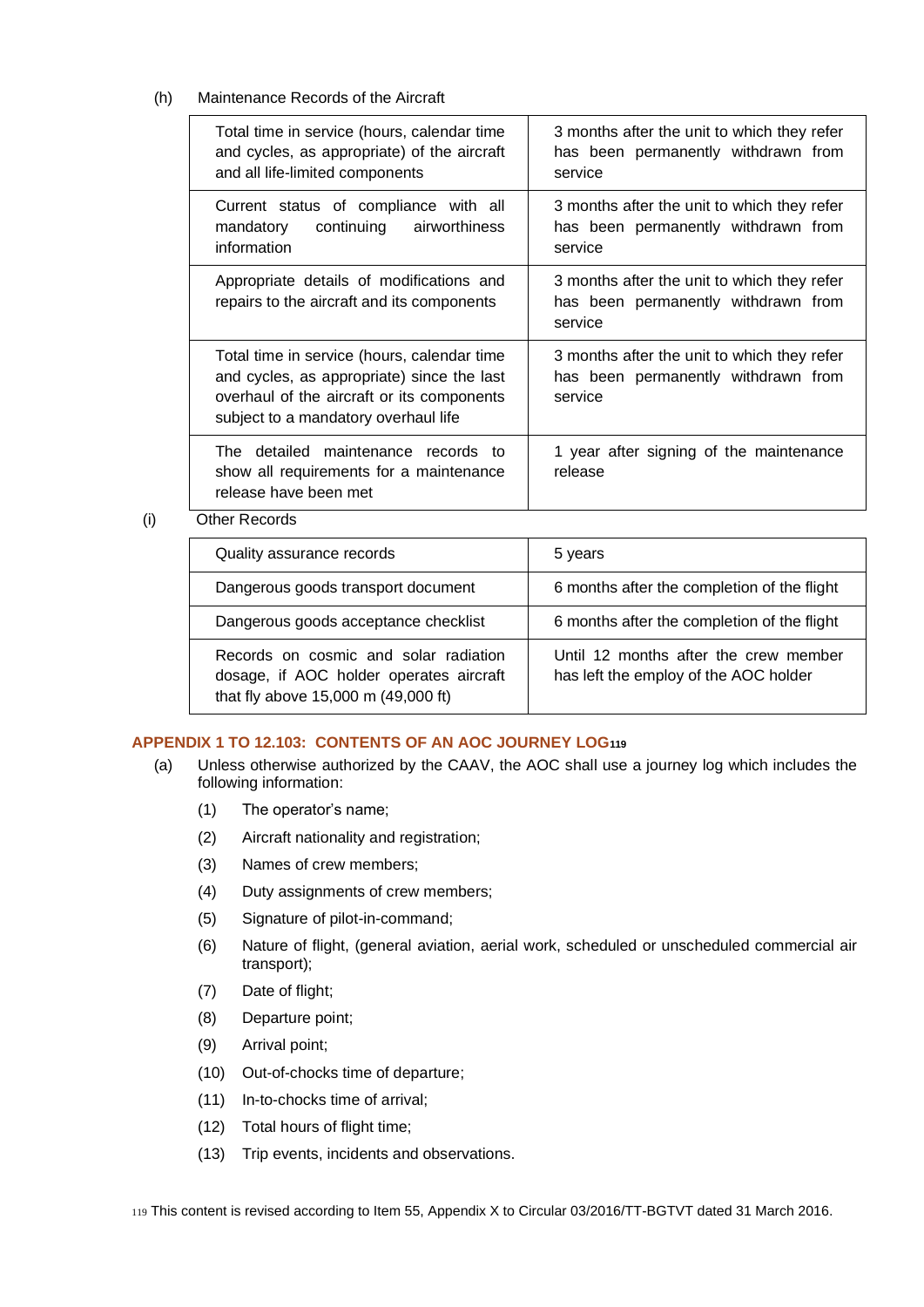(h) Maintenance Records of the Aircraft

| | |
|---|---|
| Total time in service (hours, calendar time and cycles, as appropriate) of the aircraft and all life-limited components | 3 months after the unit to which they refer has been permanently withdrawn from service |
| Current status of compliance with all mandatory continuing airworthiness information | 3 months after the unit to which they refer has been permanently withdrawn from service |
| Appropriate details of modifications and repairs to the aircraft and its components | 3 months after the unit to which they refer has been permanently withdrawn from service |
| Total time in service (hours, calendar time and cycles, as appropriate) since the last overhaul of the aircraft or its components subject to a mandatory overhaul life | 3 months after the unit to which they refer has been permanently withdrawn from service |
| The detailed maintenance records to show all requirements for a maintenance release have been met | 1 year after signing of the maintenance release |

(i) Other Records

| | |
|---|---|
| Quality assurance records | 5 years |
| Dangerous goods transport document | 6 months after the completion of the flight |
| Dangerous goods acceptance checklist | 6 months after the completion of the flight |
| Records on cosmic and solar radiation dosage, if AOC holder operates aircraft that fly above 15,000 m (49,000 ft) | Until 12 months after the crew member has left the employ of the AOC holder |

## APPENDIX 1 TO 12.103: CONTENTS OF AN AOC JOURNEY LOG[119]

(a) Unless otherwise authorized by the CAAV, the AOC shall use a journey log which includes the following information:

(1) The operator's name;

(2) Aircraft nationality and registration;

(3) Names of crew members;

(4) Duty assignments of crew members;

(5) Signature of pilot-in-command;

(6) Nature of flight, (general aviation, aerial work, scheduled or unscheduled commercial air transport);

(7) Date of flight;

(8) Departure point;

(9) Arrival point;

(10) Out-of-chocks time of departure;

(11) In-to-chocks time of arrival;

(12) Total hours of flight time;

(13) Trip events, incidents and observations.

[119] This content is revised according to Item 55, Appendix X to Circular 03/2016/TT-BGTVT dated 31 March 2016.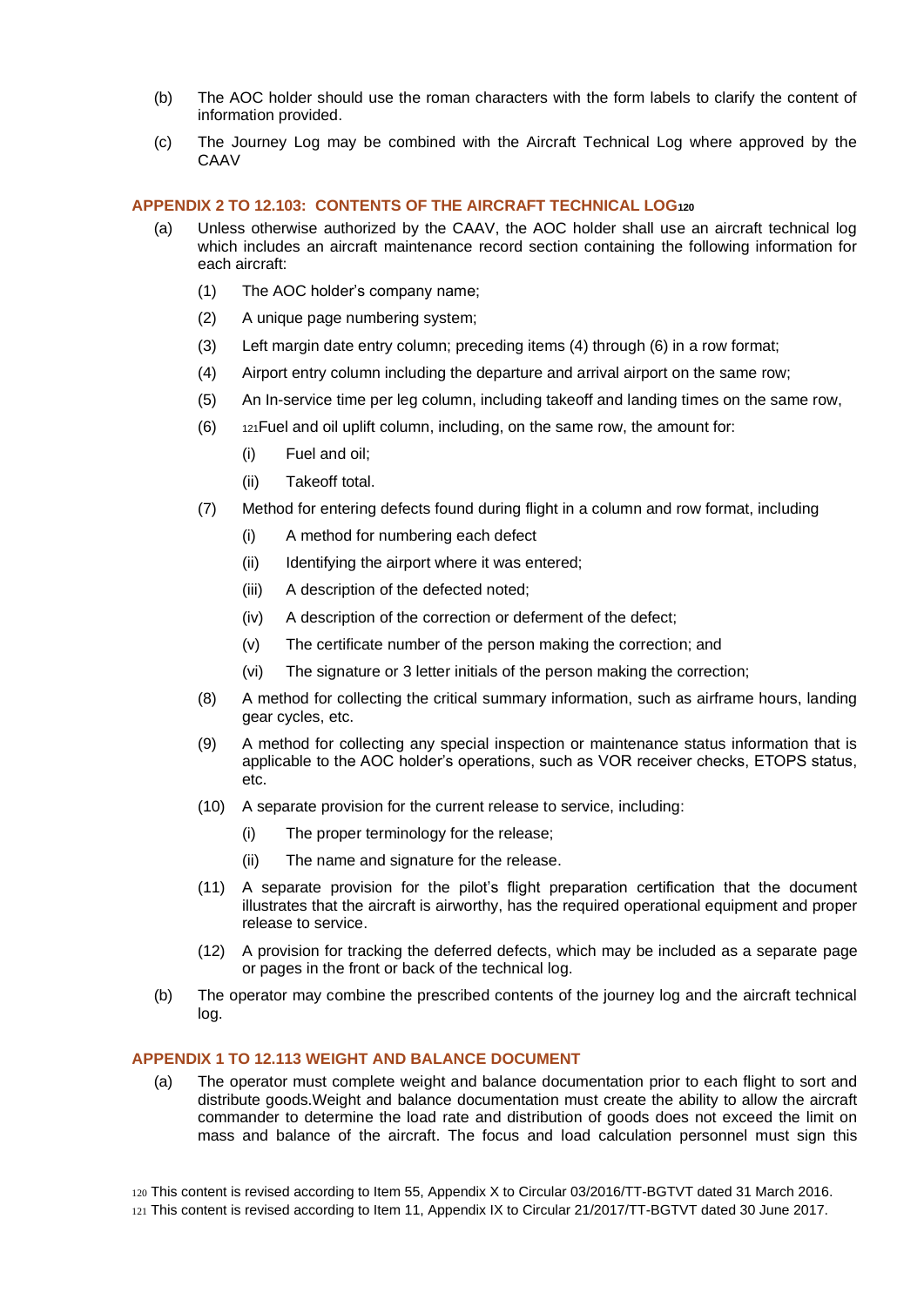(b) The AOC holder should use the roman characters with the form labels to clarify the content of information provided.

(c) The Journey Log may be combined with the Aircraft Technical Log where approved by the CAAV

### APPENDIX 2 TO 12.103: CONTENTS OF THE AIRCRAFT TECHNICAL LOG[120]

(a) Unless otherwise authorized by the CAAV, the AOC holder shall use an aircraft technical log which includes an aircraft maintenance record section containing the following information for each aircraft:

   (1) The AOC holder's company name;

   (2) A unique page numbering system;

   (3) Left margin date entry column; preceding items (4) through (6) in a row format;

   (4) Airport entry column including the departure and arrival airport on the same row;

   (5) An In-service time per leg column, including takeoff and landing times on the same row,

   (6) [121]Fuel and oil uplift column, including, on the same row, the amount for:

      (i) Fuel and oil;

      (ii) Takeoff total.

   (7) Method for entering defects found during flight in a column and row format, including

      (i) A method for numbering each defect

      (ii) Identifying the airport where it was entered;

      (iii) A description of the defected noted;

      (iv) A description of the correction or deferment of the defect;

      (v) The certificate number of the person making the correction; and

      (vi) The signature or 3 letter initials of the person making the correction;

   (8) A method for collecting the critical summary information, such as airframe hours, landing gear cycles, etc.

   (9) A method for collecting any special inspection or maintenance status information that is applicable to the AOC holder's operations, such as VOR receiver checks, ETOPS status, etc.

   (10) A separate provision for the current release to service, including:

      (i) The proper terminology for the release;

      (ii) The name and signature for the release.

   (11) A separate provision for the pilot's flight preparation certification that the document illustrates that the aircraft is airworthy, has the required operational equipment and proper release to service.

   (12) A provision for tracking the deferred defects, which may be included as a separate page or pages in the front or back of the technical log.

(b) The operator may combine the prescribed contents of the journey log and the aircraft technical log.

### APPENDIX 1 TO 12.113 WEIGHT AND BALANCE DOCUMENT

(a) The operator must complete weight and balance documentation prior to each flight to sort and distribute goods.Weight and balance documentation must create the ability to allow the aircraft commander to determine the load rate and distribution of goods does not exceed the limit on mass and balance of the aircraft. The focus and load calculation personnel must sign this

[120] This content is revised according to Item 55, Appendix X to Circular 03/2016/TT-BGTVT dated 31 March 2016.

[121] This content is revised according to Item 11, Appendix IX to Circular 21/2017/TT-BGTVT dated 30 June 2017.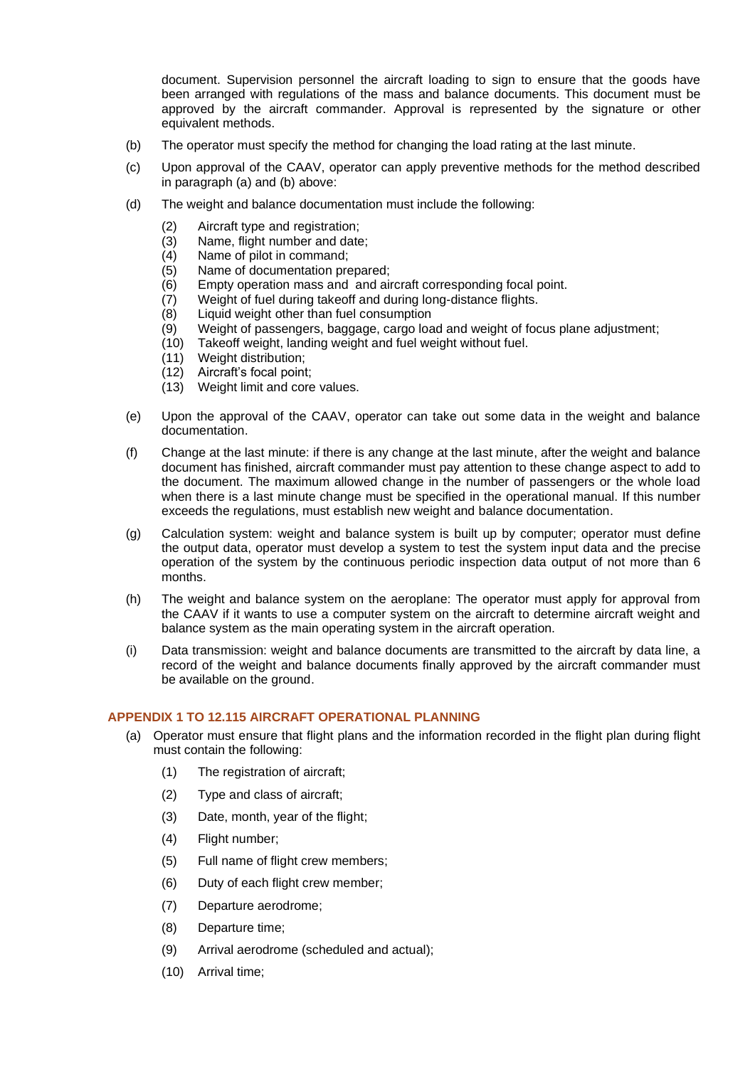document. Supervision personnel the aircraft loading to sign to ensure that the goods have been arranged with regulations of the mass and balance documents. This document must be approved by the aircraft commander. Approval is represented by the signature or other equivalent methods.

(b) The operator must specify the method for changing the load rating at the last minute.

(c) Upon approval of the CAAV, operator can apply preventive methods for the method described in paragraph (a) and (b) above:

(d) The weight and balance documentation must include the following:

- (2) Aircraft type and registration;
- (3) Name, flight number and date;
- (4) Name of pilot in command;
- (5) Name of documentation prepared;
- (6) Empty operation mass and and aircraft corresponding focal point.
- (7) Weight of fuel during takeoff and during long-distance flights.
- (8) Liquid weight other than fuel consumption
- (9) Weight of passengers, baggage, cargo load and weight of focus plane adjustment;
- (10) Takeoff weight, landing weight and fuel weight without fuel.
- (11) Weight distribution;
- (12) Aircraft's focal point;
- (13) Weight limit and core values.

(e) Upon the approval of the CAAV, operator can take out some data in the weight and balance documentation.

(f) Change at the last minute: if there is any change at the last minute, after the weight and balance document has finished, aircraft commander must pay attention to these change aspect to add to the document. The maximum allowed change in the number of passengers or the whole load when there is a last minute change must be specified in the operational manual. If this number exceeds the regulations, must establish new weight and balance documentation.

(g) Calculation system: weight and balance system is built up by computer; operator must define the output data, operator must develop a system to test the system input data and the precise operation of the system by the continuous periodic inspection data output of not more than 6 months.

(h) The weight and balance system on the aeroplane: The operator must apply for approval from the CAAV if it wants to use a computer system on the aircraft to determine aircraft weight and balance system as the main operating system in the aircraft operation.

(i) Data transmission: weight and balance documents are transmitted to the aircraft by data line, a record of the weight and balance documents finally approved by the aircraft commander must be available on the ground.

## APPENDIX 1 TO 12.115 AIRCRAFT OPERATIONAL PLANNING

(a) Operator must ensure that flight plans and the information recorded in the flight plan during flight must contain the following:

- (1) The registration of aircraft;
- (2) Type and class of aircraft;
- (3) Date, month, year of the flight;
- (4) Flight number;
- (5) Full name of flight crew members;
- (6) Duty of each flight crew member;
- (7) Departure aerodrome;
- (8) Departure time;
- (9) Arrival aerodrome (scheduled and actual);
- (10) Arrival time;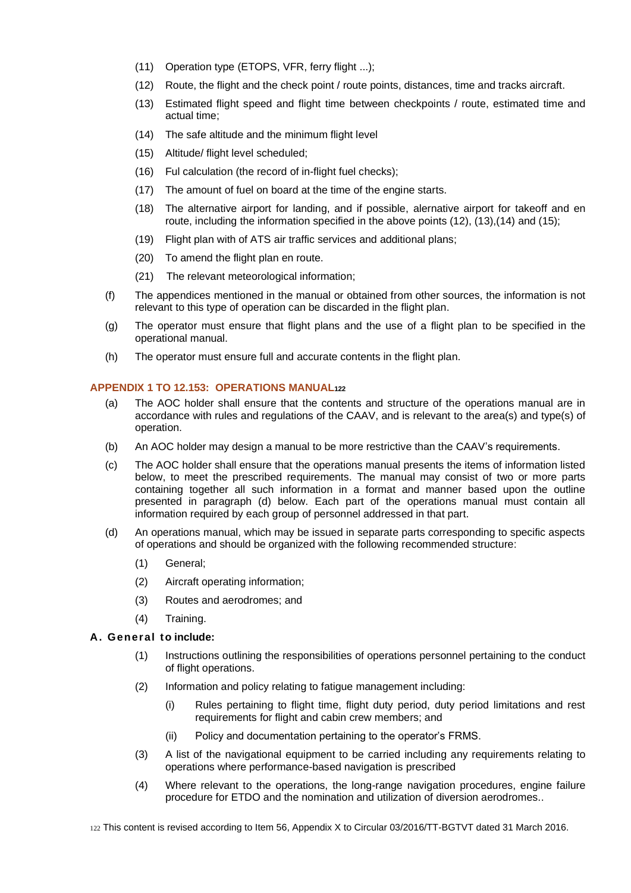(11) Operation type (ETOPS, VFR, ferry flight ...);

(12) Route, the flight and the check point / route points, distances, time and tracks aircraft.

(13) Estimated flight speed and flight time between checkpoints / route, estimated time and actual time;

(14) The safe altitude and the minimum flight level

(15) Altitude/ flight level scheduled;

(16) Ful calculation (the record of in-flight fuel checks);

(17) The amount of fuel on board at the time of the engine starts.

(18) The alternative airport for landing, and if possible, alernative airport for takeoff and en route, including the information specified in the above points (12), (13),(14) and (15);

(19) Flight plan with of ATS air traffic services and additional plans;

(20) To amend the flight plan en route.

(21) The relevant meteorological information;

(f) The appendices mentioned in the manual or obtained from other sources, the information is not relevant to this type of operation can be discarded in the flight plan.

(g) The operator must ensure that flight plans and the use of a flight plan to be specified in the operational manual.

(h) The operator must ensure full and accurate contents in the flight plan.

## APPENDIX 1 TO 12.153: OPERATIONS MANUAL[122]

(a) The AOC holder shall ensure that the contents and structure of the operations manual are in accordance with rules and regulations of the CAAV, and is relevant to the area(s) and type(s) of operation.

(b) An AOC holder may design a manual to be more restrictive than the CAAV's requirements.

(c) The AOC holder shall ensure that the operations manual presents the items of information listed below, to meet the prescribed requirements. The manual may consist of two or more parts containing together all such information in a format and manner based upon the outline presented in paragraph (d) below. Each part of the operations manual must contain all information required by each group of personnel addressed in that part.

(d) An operations manual, which may be issued in separate parts corresponding to specific aspects of operations and should be organized with the following recommended structure:

(1) General;

(2) Aircraft operating information;

(3) Routes and aerodromes; and

(4) Training.

**A. General to include:**

(1) Instructions outlining the responsibilities of operations personnel pertaining to the conduct of flight operations.

(2) Information and policy relating to fatigue management including:

(i) Rules pertaining to flight time, flight duty period, duty period limitations and rest requirements for flight and cabin crew members; and

(ii) Policy and documentation pertaining to the operator's FRMS.

(3) A list of the navigational equipment to be carried including any requirements relating to operations where performance-based navigation is prescribed

(4) Where relevant to the operations, the long-range navigation procedures, engine failure procedure for ETDO and the nomination and utilization of diversion aerodromes..

[122] This content is revised according to Item 56, Appendix X to Circular 03/2016/TT-BGTVT dated 31 March 2016.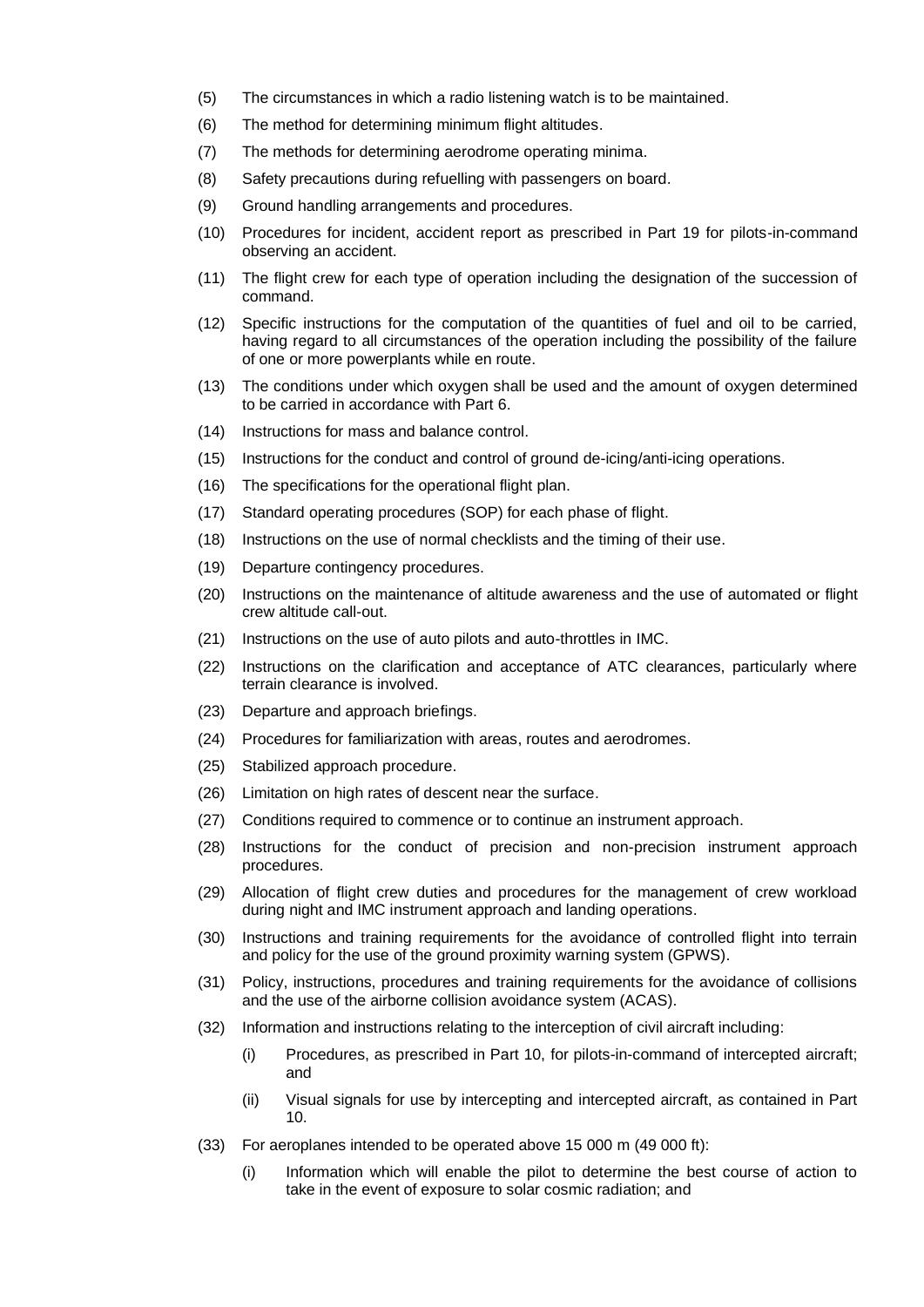(5) The circumstances in which a radio listening watch is to be maintained.

(6) The method for determining minimum flight altitudes.

(7) The methods for determining aerodrome operating minima.

(8) Safety precautions during refuelling with passengers on board.

(9) Ground handling arrangements and procedures.

(10) Procedures for incident, accident report as prescribed in Part 19 for pilots-in-command observing an accident.

(11) The flight crew for each type of operation including the designation of the succession of command.

(12) Specific instructions for the computation of the quantities of fuel and oil to be carried, having regard to all circumstances of the operation including the possibility of the failure of one or more powerplants while en route.

(13) The conditions under which oxygen shall be used and the amount of oxygen determined to be carried in accordance with Part 6.

(14) Instructions for mass and balance control.

(15) Instructions for the conduct and control of ground de-icing/anti-icing operations.

(16) The specifications for the operational flight plan.

(17) Standard operating procedures (SOP) for each phase of flight.

(18) Instructions on the use of normal checklists and the timing of their use.

(19) Departure contingency procedures.

(20) Instructions on the maintenance of altitude awareness and the use of automated or flight crew altitude call-out.

(21) Instructions on the use of auto pilots and auto-throttles in IMC.

(22) Instructions on the clarification and acceptance of ATC clearances, particularly where terrain clearance is involved.

(23) Departure and approach briefings.

(24) Procedures for familiarization with areas, routes and aerodromes.

(25) Stabilized approach procedure.

(26) Limitation on high rates of descent near the surface.

(27) Conditions required to commence or to continue an instrument approach.

(28) Instructions for the conduct of precision and non-precision instrument approach procedures.

(29) Allocation of flight crew duties and procedures for the management of crew workload during night and IMC instrument approach and landing operations.

(30) Instructions and training requirements for the avoidance of controlled flight into terrain and policy for the use of the ground proximity warning system (GPWS).

(31) Policy, instructions, procedures and training requirements for the avoidance of collisions and the use of the airborne collision avoidance system (ACAS).

(32) Information and instructions relating to the interception of civil aircraft including:

   (i) Procedures, as prescribed in Part 10, for pilots-in-command of intercepted aircraft; and

   (ii) Visual signals for use by intercepting and intercepted aircraft, as contained in Part 10.

(33) For aeroplanes intended to be operated above 15 000 m (49 000 ft):

   (i) Information which will enable the pilot to determine the best course of action to take in the event of exposure to solar cosmic radiation; and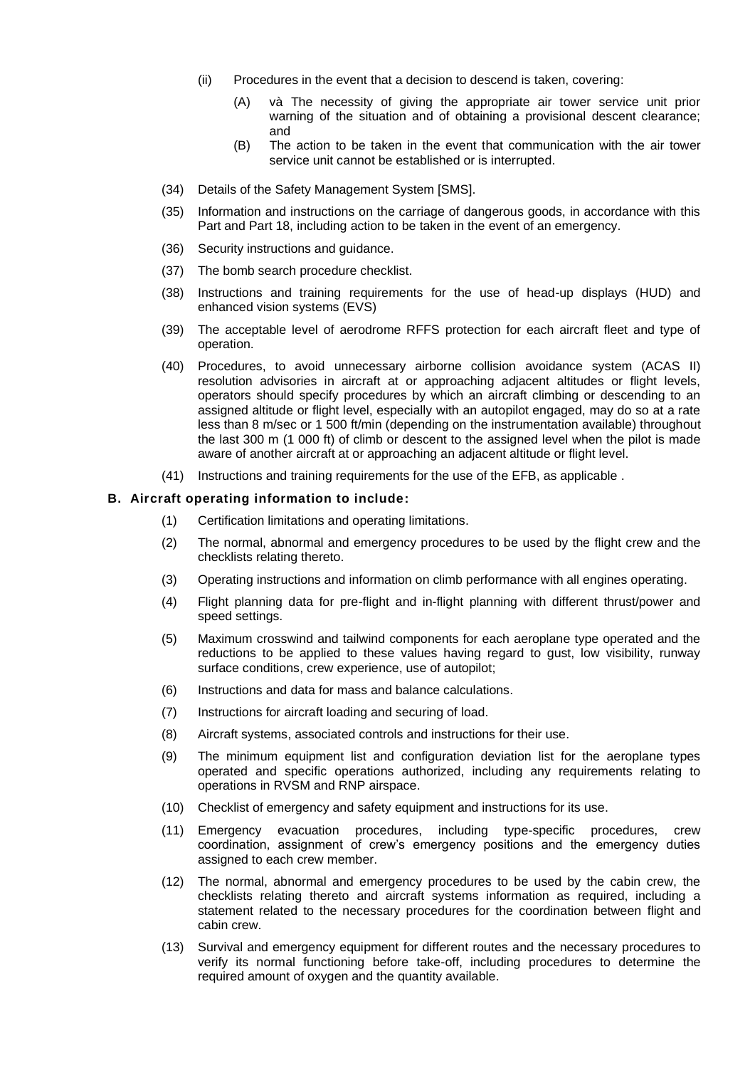(ii) Procedures in the event that a decision to descend is taken, covering:

   (A) và The necessity of giving the appropriate air tower service unit prior warning of the situation and of obtaining a provisional descent clearance; and

   (B) The action to be taken in the event that communication with the air tower service unit cannot be established or is interrupted.

(34) Details of the Safety Management System [SMS].

(35) Information and instructions on the carriage of dangerous goods, in accordance with this Part and Part 18, including action to be taken in the event of an emergency.

(36) Security instructions and guidance.

(37) The bomb search procedure checklist.

(38) Instructions and training requirements for the use of head-up displays (HUD) and enhanced vision systems (EVS)

(39) The acceptable level of aerodrome RFFS protection for each aircraft fleet and type of operation.

(40) Procedures, to avoid unnecessary airborne collision avoidance system (ACAS II) resolution advisories in aircraft at or approaching adjacent altitudes or flight levels, operators should specify procedures by which an aircraft climbing or descending to an assigned altitude or flight level, especially with an autopilot engaged, may do so at a rate less than 8 m/sec or 1 500 ft/min (depending on the instrumentation available) throughout the last 300 m (1 000 ft) of climb or descent to the assigned level when the pilot is made aware of another aircraft at or approaching an adjacent altitude or flight level.

(41) Instructions and training requirements for the use of the EFB, as applicable .

**B. Aircraft operating information to include:**

(1) Certification limitations and operating limitations.

(2) The normal, abnormal and emergency procedures to be used by the flight crew and the checklists relating thereto.

(3) Operating instructions and information on climb performance with all engines operating.

(4) Flight planning data for pre-flight and in-flight planning with different thrust/power and speed settings.

(5) Maximum crosswind and tailwind components for each aeroplane type operated and the reductions to be applied to these values having regard to gust, low visibility, runway surface conditions, crew experience, use of autopilot;

(6) Instructions and data for mass and balance calculations.

(7) Instructions for aircraft loading and securing of load.

(8) Aircraft systems, associated controls and instructions for their use.

(9) The minimum equipment list and configuration deviation list for the aeroplane types operated and specific operations authorized, including any requirements relating to operations in RVSM and RNP airspace.

(10) Checklist of emergency and safety equipment and instructions for its use.

(11) Emergency evacuation procedures, including type-specific procedures, crew coordination, assignment of crew's emergency positions and the emergency duties assigned to each crew member.

(12) The normal, abnormal and emergency procedures to be used by the cabin crew, the checklists relating thereto and aircraft systems information as required, including a statement related to the necessary procedures for the coordination between flight and cabin crew.

(13) Survival and emergency equipment for different routes and the necessary procedures to verify its normal functioning before take-off, including procedures to determine the required amount of oxygen and the quantity available.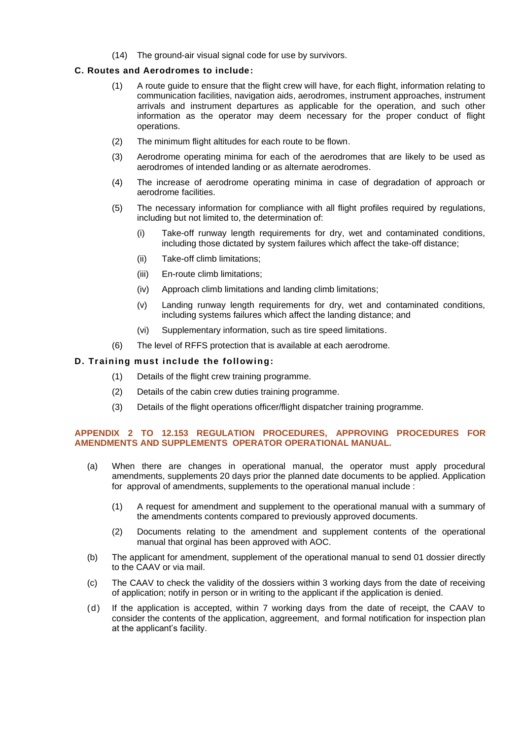(14) The ground-air visual signal code for use by survivors.

**C. Routes and Aerodromes to include:**

(1) A route guide to ensure that the flight crew will have, for each flight, information relating to communication facilities, navigation aids, aerodromes, instrument approaches, instrument arrivals and instrument departures as applicable for the operation, and such other information as the operator may deem necessary for the proper conduct of flight operations.

(2) The minimum flight altitudes for each route to be flown.

(3) Aerodrome operating minima for each of the aerodromes that are likely to be used as aerodromes of intended landing or as alternate aerodromes.

(4) The increase of aerodrome operating minima in case of degradation of approach or aerodrome facilities.

(5) The necessary information for compliance with all flight profiles required by regulations, including but not limited to, the determination of:

(i) Take-off runway length requirements for dry, wet and contaminated conditions, including those dictated by system failures which affect the take-off distance;

(ii) Take-off climb limitations;

(iii) En-route climb limitations;

(iv) Approach climb limitations and landing climb limitations;

(v) Landing runway length requirements for dry, wet and contaminated conditions, including systems failures which affect the landing distance; and

(vi) Supplementary information, such as tire speed limitations.

(6) The level of RFFS protection that is available at each aerodrome.

**D. Training must include the following:**

(1) Details of the flight crew training programme.

(2) Details of the cabin crew duties training programme.

(3) Details of the flight operations officer/flight dispatcher training programme.

## APPENDIX 2 TO 12.153 REGULATION PROCEDURES, APPROVING PROCEDURES FOR AMENDMENTS AND SUPPLEMENTS OPERATOR OPERATIONAL MANUAL.

(a) When there are changes in operational manual, the operator must apply procedural amendments, supplements 20 days prior the planned date documents to be applied. Application for approval of amendments, supplements to the operational manual include :

(1) A request for amendment and supplement to the operational manual with a summary of the amendments contents compared to previously approved documents.

(2) Documents relating to the amendment and supplement contents of the operational manual that orginal has been approved with AOC.

(b) The applicant for amendment, supplement of the operational manual to send 01 dossier directly to the CAAV or via mail.

(c) The CAAV to check the validity of the dossiers within 3 working days from the date of receiving of application; notify in person or in writing to the applicant if the application is denied.

(d) If the application is accepted, within 7 working days from the date of receipt, the CAAV to consider the contents of the application, aggreement, and formal notification for inspection plan at the applicant's facility.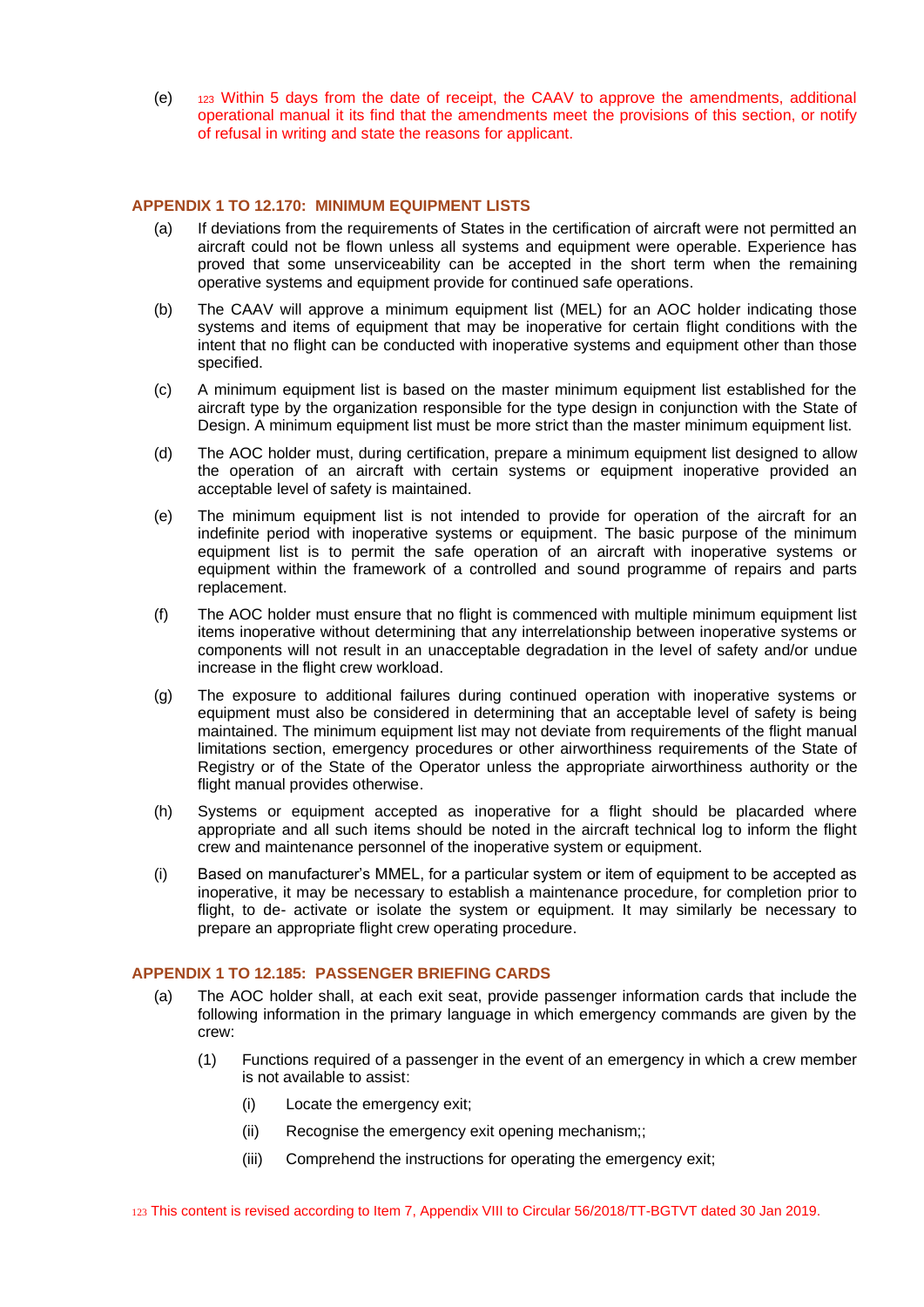(e) [123] Within 5 days from the date of receipt, the CAAV to approve the amendments, additional operational manual it its find that the amendments meet the provisions of this section, or notify of refusal in writing and state the reasons for applicant.

### APPENDIX 1 TO 12.170: MINIMUM EQUIPMENT LISTS

(a) If deviations from the requirements of States in the certification of aircraft were not permitted an aircraft could not be flown unless all systems and equipment were operable. Experience has proved that some unserviceability can be accepted in the short term when the remaining operative systems and equipment provide for continued safe operations.

(b) The CAAV will approve a minimum equipment list (MEL) for an AOC holder indicating those systems and items of equipment that may be inoperative for certain flight conditions with the intent that no flight can be conducted with inoperative systems and equipment other than those specified.

(c) A minimum equipment list is based on the master minimum equipment list established for the aircraft type by the organization responsible for the type design in conjunction with the State of Design. A minimum equipment list must be more strict than the master minimum equipment list.

(d) The AOC holder must, during certification, prepare a minimum equipment list designed to allow the operation of an aircraft with certain systems or equipment inoperative provided an acceptable level of safety is maintained.

(e) The minimum equipment list is not intended to provide for operation of the aircraft for an indefinite period with inoperative systems or equipment. The basic purpose of the minimum equipment list is to permit the safe operation of an aircraft with inoperative systems or equipment within the framework of a controlled and sound programme of repairs and parts replacement.

(f) The AOC holder must ensure that no flight is commenced with multiple minimum equipment list items inoperative without determining that any interrelationship between inoperative systems or components will not result in an unacceptable degradation in the level of safety and/or undue increase in the flight crew workload.

(g) The exposure to additional failures during continued operation with inoperative systems or equipment must also be considered in determining that an acceptable level of safety is being maintained. The minimum equipment list may not deviate from requirements of the flight manual limitations section, emergency procedures or other airworthiness requirements of the State of Registry or of the State of the Operator unless the appropriate airworthiness authority or the flight manual provides otherwise.

(h) Systems or equipment accepted as inoperative for a flight should be placarded where appropriate and all such items should be noted in the aircraft technical log to inform the flight crew and maintenance personnel of the inoperative system or equipment.

(i) Based on manufacturer's MMEL, for a particular system or item of equipment to be accepted as inoperative, it may be necessary to establish a maintenance procedure, for completion prior to flight, to de- activate or isolate the system or equipment. It may similarly be necessary to prepare an appropriate flight crew operating procedure.

### APPENDIX 1 TO 12.185: PASSENGER BRIEFING CARDS

(a) The AOC holder shall, at each exit seat, provide passenger information cards that include the following information in the primary language in which emergency commands are given by the crew:

  (1) Functions required of a passenger in the event of an emergency in which a crew member is not available to assist:

    (i) Locate the emergency exit;

    (ii) Recognise the emergency exit opening mechanism;;

    (iii) Comprehend the instructions for operating the emergency exit;

[123] This content is revised according to Item 7, Appendix VIII to Circular 56/2018/TT-BGTVT dated 30 Jan 2019.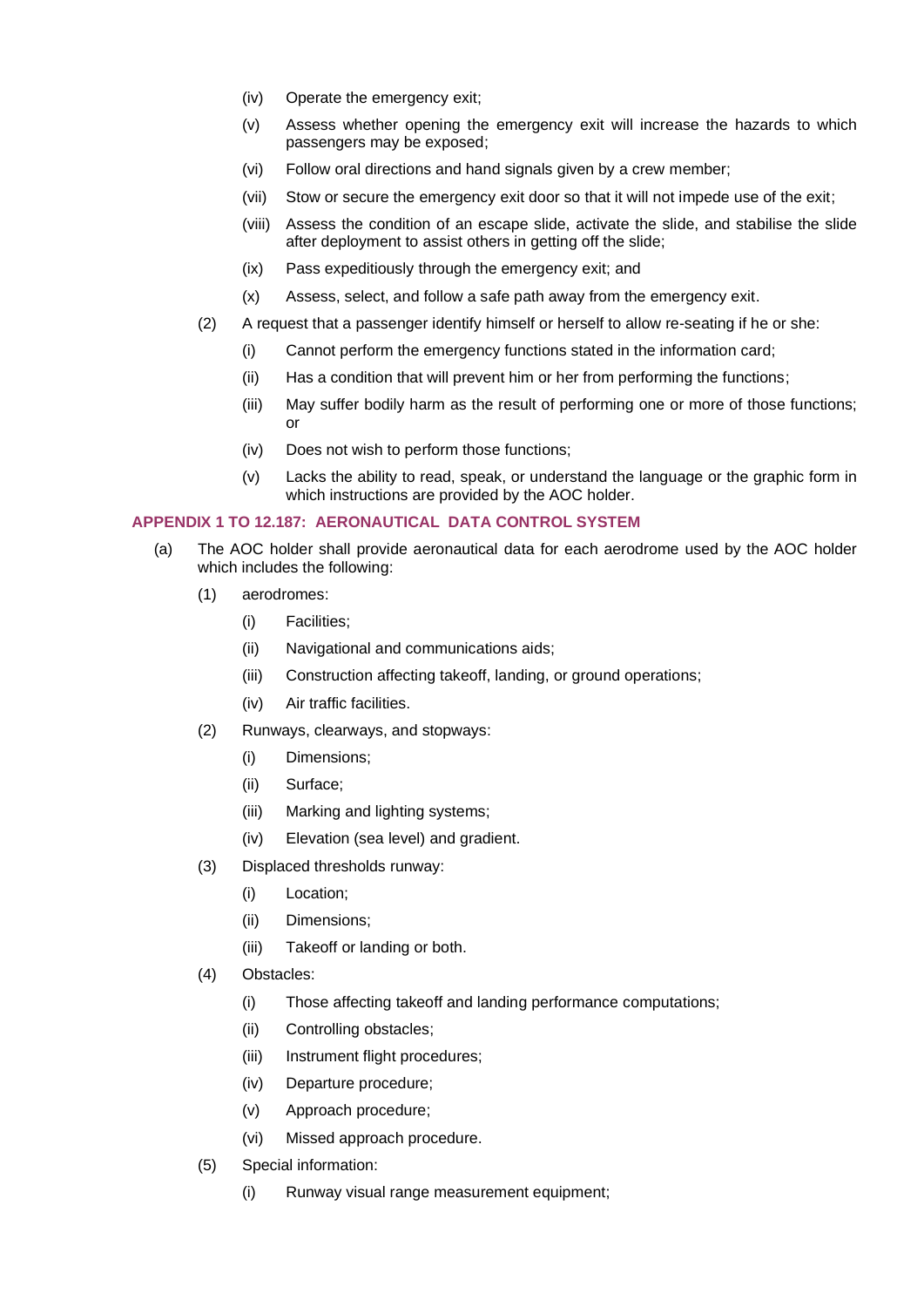(iv) Operate the emergency exit;

(v) Assess whether opening the emergency exit will increase the hazards to which passengers may be exposed;

(vi) Follow oral directions and hand signals given by a crew member;

(vii) Stow or secure the emergency exit door so that it will not impede use of the exit;

(viii) Assess the condition of an escape slide, activate the slide, and stabilise the slide after deployment to assist others in getting off the slide;

(ix) Pass expeditiously through the emergency exit; and

(x) Assess, select, and follow a safe path away from the emergency exit.

(2) A request that a passenger identify himself or herself to allow re-seating if he or she:

(i) Cannot perform the emergency functions stated in the information card;

(ii) Has a condition that will prevent him or her from performing the functions;

(iii) May suffer bodily harm as the result of performing one or more of those functions; or

(iv) Does not wish to perform those functions;

(v) Lacks the ability to read, speak, or understand the language or the graphic form in which instructions are provided by the AOC holder.

### APPENDIX 1 TO 12.187: AERONAUTICAL DATA CONTROL SYSTEM

(a) The AOC holder shall provide aeronautical data for each aerodrome used by the AOC holder which includes the following:

(1) aerodromes:

(i) Facilities;

(ii) Navigational and communications aids;

(iii) Construction affecting takeoff, landing, or ground operations;

(iv) Air traffic facilities.

(2) Runways, clearways, and stopways:

(i) Dimensions;

(ii) Surface;

(iii) Marking and lighting systems;

(iv) Elevation (sea level) and gradient.

(3) Displaced thresholds runway:

(i) Location;

(ii) Dimensions;

(iii) Takeoff or landing or both.

(4) Obstacles:

(i) Those affecting takeoff and landing performance computations;

(ii) Controlling obstacles;

(iii) Instrument flight procedures;

(iv) Departure procedure;

(v) Approach procedure;

(vi) Missed approach procedure.

(5) Special information:

(i) Runway visual range measurement equipment;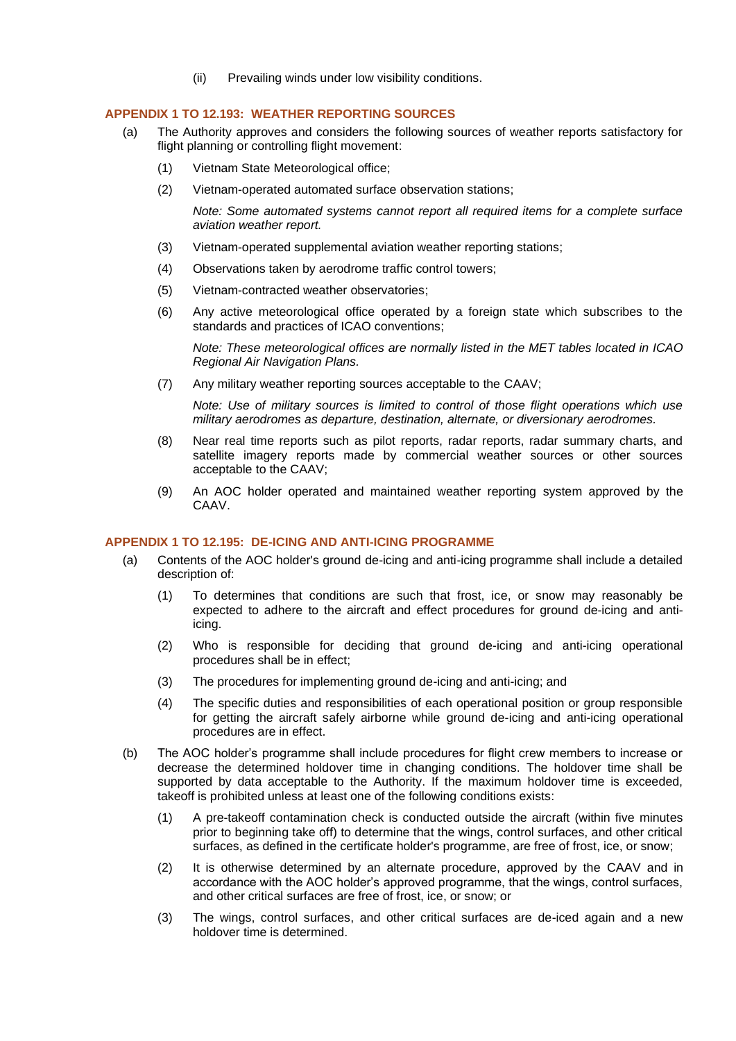(ii) Prevailing winds under low visibility conditions.

### APPENDIX 1 TO 12.193: WEATHER REPORTING SOURCES

(a) The Authority approves and considers the following sources of weather reports satisfactory for flight planning or controlling flight movement:

(1) Vietnam State Meteorological office;

(2) Vietnam-operated automated surface observation stations;

*Note: Some automated systems cannot report all required items for a complete surface aviation weather report.*

(3) Vietnam-operated supplemental aviation weather reporting stations;

(4) Observations taken by aerodrome traffic control towers;

(5) Vietnam-contracted weather observatories;

(6) Any active meteorological office operated by a foreign state which subscribes to the standards and practices of ICAO conventions;

*Note: These meteorological offices are normally listed in the MET tables located in ICAO Regional Air Navigation Plans.*

(7) Any military weather reporting sources acceptable to the CAAV;

*Note: Use of military sources is limited to control of those flight operations which use military aerodromes as departure, destination, alternate, or diversionary aerodromes.*

(8) Near real time reports such as pilot reports, radar reports, radar summary charts, and satellite imagery reports made by commercial weather sources or other sources acceptable to the CAAV;

(9) An AOC holder operated and maintained weather reporting system approved by the CAAV.

### APPENDIX 1 TO 12.195: DE-ICING AND ANTI-ICING PROGRAMME

(a) Contents of the AOC holder's ground de-icing and anti-icing programme shall include a detailed description of:

(1) To determines that conditions are such that frost, ice, or snow may reasonably be expected to adhere to the aircraft and effect procedures for ground de-icing and anti-icing.

(2) Who is responsible for deciding that ground de-icing and anti-icing operational procedures shall be in effect;

(3) The procedures for implementing ground de-icing and anti-icing; and

(4) The specific duties and responsibilities of each operational position or group responsible for getting the aircraft safely airborne while ground de-icing and anti-icing operational procedures are in effect.

(b) The AOC holder's programme shall include procedures for flight crew members to increase or decrease the determined holdover time in changing conditions. The holdover time shall be supported by data acceptable to the Authority. If the maximum holdover time is exceeded, takeoff is prohibited unless at least one of the following conditions exists:

(1) A pre-takeoff contamination check is conducted outside the aircraft (within five minutes prior to beginning take off) to determine that the wings, control surfaces, and other critical surfaces, as defined in the certificate holder's programme, are free of frost, ice, or snow;

(2) It is otherwise determined by an alternate procedure, approved by the CAAV and in accordance with the AOC holder's approved programme, that the wings, control surfaces, and other critical surfaces are free of frost, ice, or snow; or

(3) The wings, control surfaces, and other critical surfaces are de-iced again and a new holdover time is determined.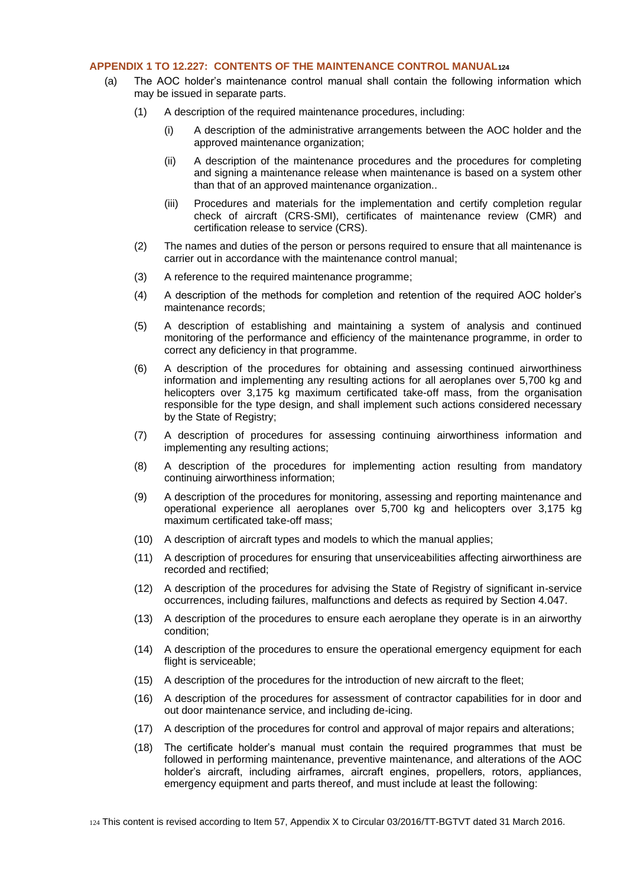### APPENDIX 1 TO 12.227: CONTENTS OF THE MAINTENANCE CONTROL MANUAL[124]

(a) The AOC holder's maintenance control manual shall contain the following information which may be issued in separate parts.

(1) A description of the required maintenance procedures, including:

(i) A description of the administrative arrangements between the AOC holder and the approved maintenance organization;

(ii) A description of the maintenance procedures and the procedures for completing and signing a maintenance release when maintenance is based on a system other than that of an approved maintenance organization..

(iii) Procedures and materials for the implementation and certify completion regular check of aircraft (CRS-SMI), certificates of maintenance review (CMR) and certification release to service (CRS).

(2) The names and duties of the person or persons required to ensure that all maintenance is carrier out in accordance with the maintenance control manual;

(3) A reference to the required maintenance programme;

(4) A description of the methods for completion and retention of the required AOC holder's maintenance records;

(5) A description of establishing and maintaining a system of analysis and continued monitoring of the performance and efficiency of the maintenance programme, in order to correct any deficiency in that programme.

(6) A description of the procedures for obtaining and assessing continued airworthiness information and implementing any resulting actions for all aeroplanes over 5,700 kg and helicopters over 3,175 kg maximum certificated take-off mass, from the organisation responsible for the type design, and shall implement such actions considered necessary by the State of Registry;

(7) A description of procedures for assessing continuing airworthiness information and implementing any resulting actions;

(8) A description of the procedures for implementing action resulting from mandatory continuing airworthiness information;

(9) A description of the procedures for monitoring, assessing and reporting maintenance and operational experience all aeroplanes over 5,700 kg and helicopters over 3,175 kg maximum certificated take-off mass;

(10) A description of aircraft types and models to which the manual applies;

(11) A description of procedures for ensuring that unserviceabilities affecting airworthiness are recorded and rectified;

(12) A description of the procedures for advising the State of Registry of significant in-service occurrences, including failures, malfunctions and defects as required by Section 4.047.

(13) A description of the procedures to ensure each aeroplane they operate is in an airworthy condition;

(14) A description of the procedures to ensure the operational emergency equipment for each flight is serviceable;

(15) A description of the procedures for the introduction of new aircraft to the fleet;

(16) A description of the procedures for assessment of contractor capabilities for in door and out door maintenance service, and including de-icing.

(17) A description of the procedures for control and approval of major repairs and alterations;

(18) The certificate holder's manual must contain the required programmes that must be followed in performing maintenance, preventive maintenance, and alterations of the AOC holder's aircraft, including airframes, aircraft engines, propellers, rotors, appliances, emergency equipment and parts thereof, and must include at least the following:

[124] This content is revised according to Item 57, Appendix X to Circular 03/2016/TT-BGTVT dated 31 March 2016.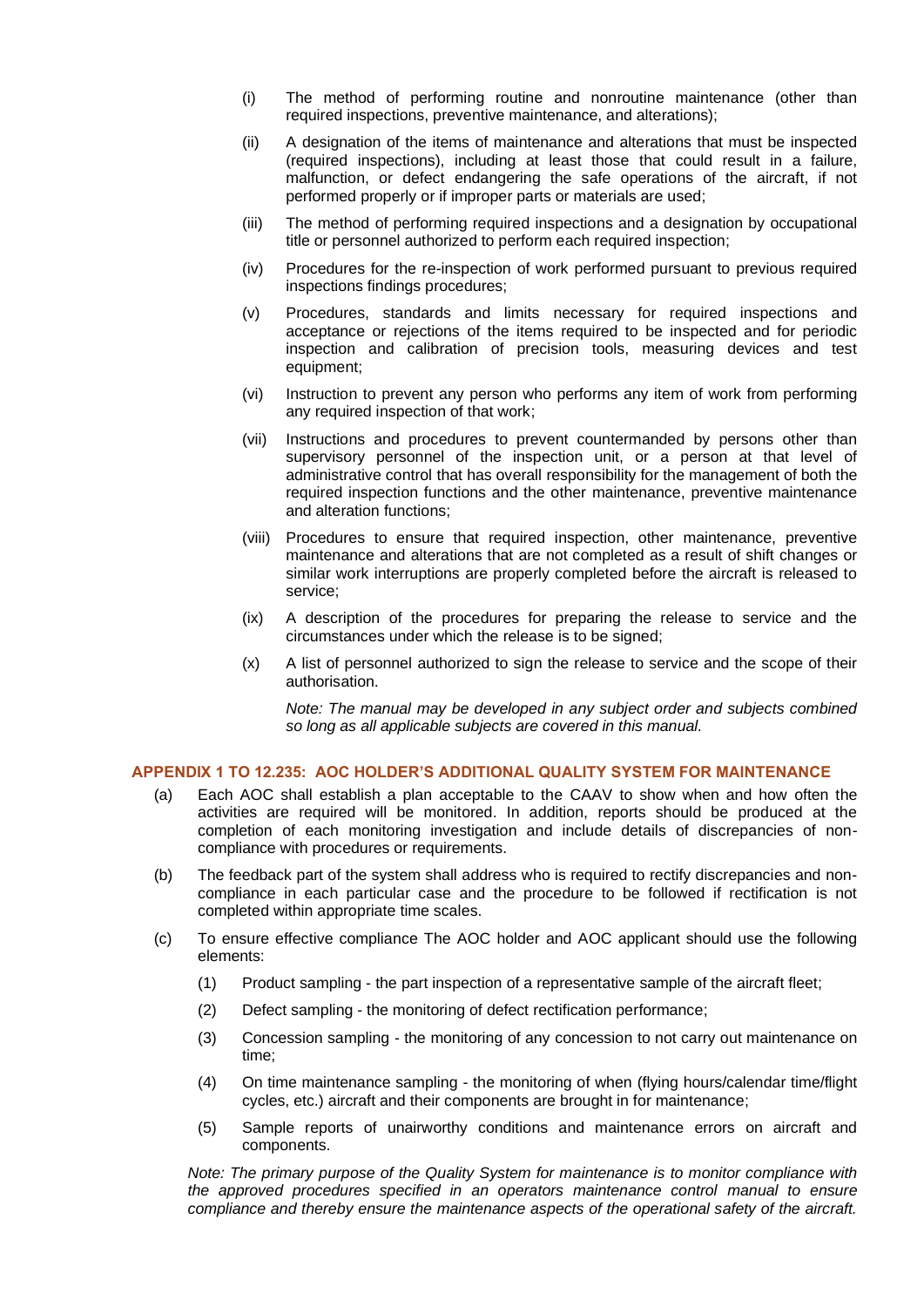(i) The method of performing routine and nonroutine maintenance (other than required inspections, preventive maintenance, and alterations);

(ii) A designation of the items of maintenance and alterations that must be inspected (required inspections), including at least those that could result in a failure, malfunction, or defect endangering the safe operations of the aircraft, if not performed properly or if improper parts or materials are used;

(iii) The method of performing required inspections and a designation by occupational title or personnel authorized to perform each required inspection;

(iv) Procedures for the re-inspection of work performed pursuant to previous required inspections findings procedures;

(v) Procedures, standards and limits necessary for required inspections and acceptance or rejections of the items required to be inspected and for periodic inspection and calibration of precision tools, measuring devices and test equipment;

(vi) Instruction to prevent any person who performs any item of work from performing any required inspection of that work;

(vii) Instructions and procedures to prevent countermanded by persons other than supervisory personnel of the inspection unit, or a person at that level of administrative control that has overall responsibility for the management of both the required inspection functions and the other maintenance, preventive maintenance and alteration functions;

(viii) Procedures to ensure that required inspection, other maintenance, preventive maintenance and alterations that are not completed as a result of shift changes or similar work interruptions are properly completed before the aircraft is released to service;

(ix) A description of the procedures for preparing the release to service and the circumstances under which the release is to be signed;

(x) A list of personnel authorized to sign the release to service and the scope of their authorisation.

*Note: The manual may be developed in any subject order and subjects combined so long as all applicable subjects are covered in this manual.*

## APPENDIX 1 TO 12.235: AOC HOLDER'S ADDITIONAL QUALITY SYSTEM FOR MAINTENANCE

(a) Each AOC shall establish a plan acceptable to the CAAV to show when and how often the activities are required will be monitored. In addition, reports should be produced at the completion of each monitoring investigation and include details of discrepancies of non-compliance with procedures or requirements.

(b) The feedback part of the system shall address who is required to rectify discrepancies and non-compliance in each particular case and the procedure to be followed if rectification is not completed within appropriate time scales.

(c) To ensure effective compliance The AOC holder and AOC applicant should use the following elements:

(1) Product sampling - the part inspection of a representative sample of the aircraft fleet;

(2) Defect sampling - the monitoring of defect rectification performance;

(3) Concession sampling - the monitoring of any concession to not carry out maintenance on time;

(4) On time maintenance sampling - the monitoring of when (flying hours/calendar time/flight cycles, etc.) aircraft and their components are brought in for maintenance;

(5) Sample reports of unairworthy conditions and maintenance errors on aircraft and components.

*Note: The primary purpose of the Quality System for maintenance is to monitor compliance with the approved procedures specified in an operators maintenance control manual to ensure compliance and thereby ensure the maintenance aspects of the operational safety of the aircraft.*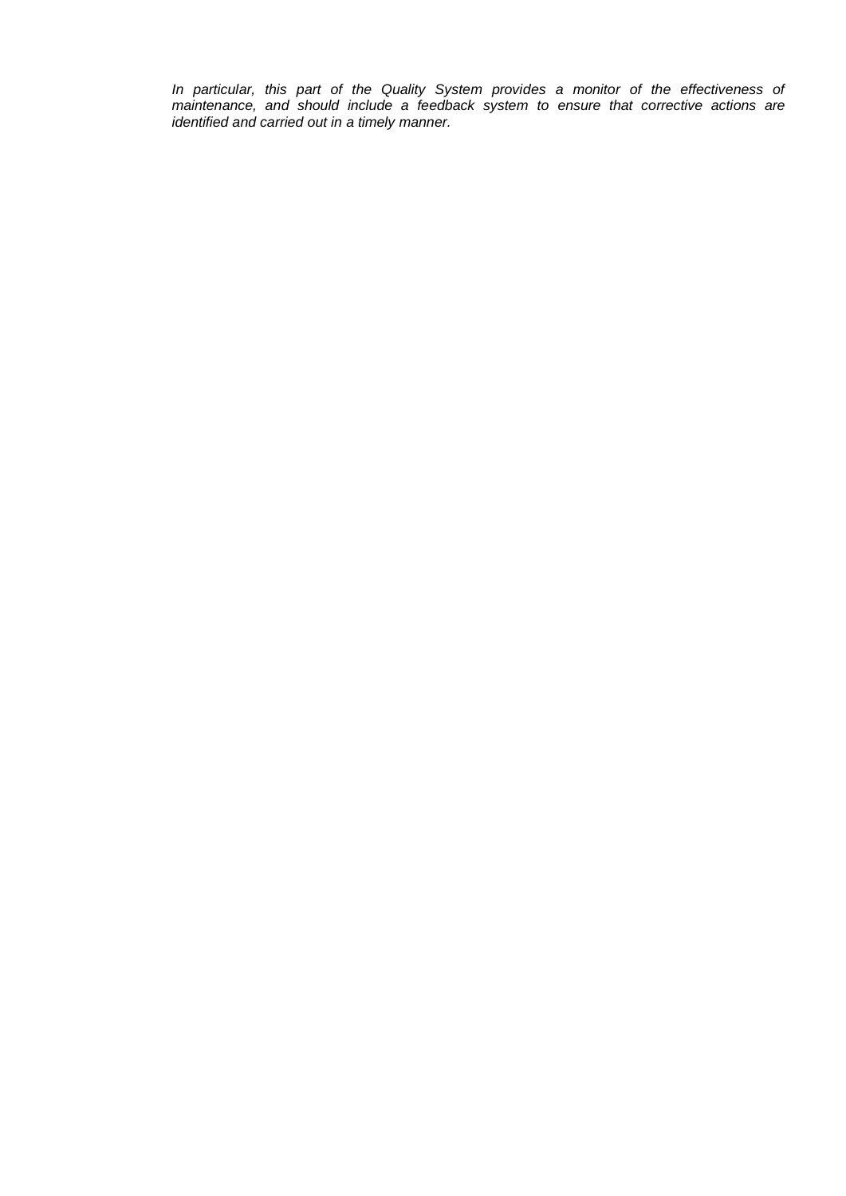*In particular, this part of the Quality System provides a monitor of the effectiveness of maintenance, and should include a feedback system to ensure that corrective actions are identified and carried out in a timely manner.*